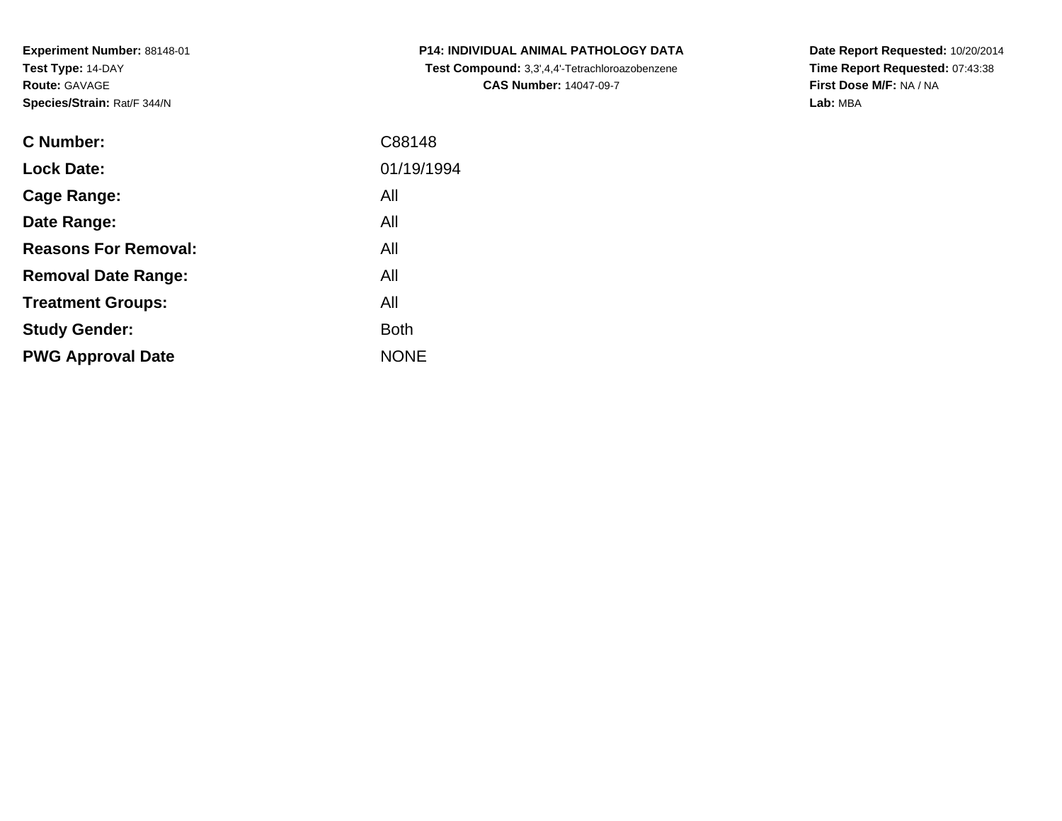**Experiment Number:** 88148-01
**Test Type:** 14-DAY
**Route:** GAVAGE
**Species/Strain:** Rat/F 344/N

**P14: INDIVIDUAL ANIMAL PATHOLOGY DATA**
**Test Compound:** 3,3',4,4'-Tetrachloroazobenzene
**CAS Number:** 14047-09-7

**Date Report Requested:** 10/20/2014
**Time Report Requested:** 07:43:38
**First Dose M/F:** NA / NA
**Lab:** MBA

| | |
|---|---|
| **C Number:** | C88148 |
| **Lock Date:** | 01/19/1994 |
| **Cage Range:** | All |
| **Date Range:** | All |
| **Reasons For Removal:** | All |
| **Removal Date Range:** | All |
| **Treatment Groups:** | All |
| **Study Gender:** | Both |
| **PWG Approval Date** | NONE |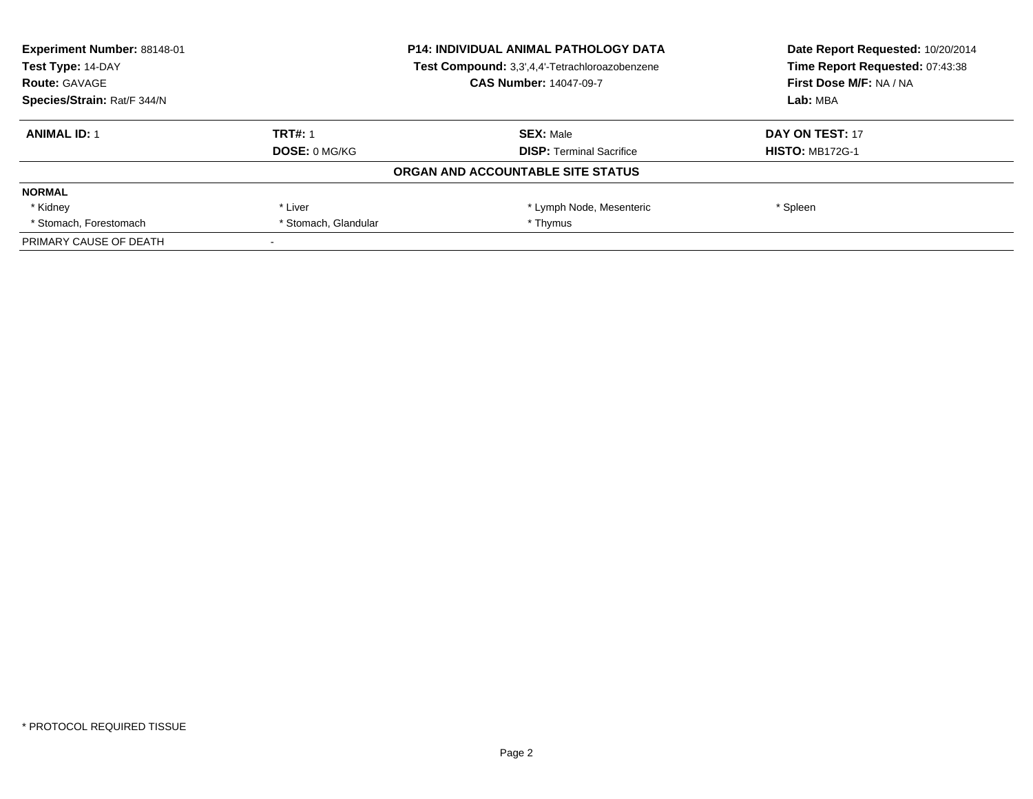**Experiment Number:** 88148-01
**Test Type:** 14-DAY
**Route:** GAVAGE
**Species/Strain:** Rat/F 344/N

**P14: INDIVIDUAL ANIMAL PATHOLOGY DATA**
**Test Compound:** 3,3',4,4'-Tetrachloroazobenzene
**CAS Number:** 14047-09-7

**Date Report Requested:** 10/20/2014
**Time Report Requested:** 07:43:38
**First Dose M/F:** NA / NA
**Lab:** MBA

| **ANIMAL ID:** 1 | **TRT#:** 1 | **SEX:** Male | **DAY ON TEST:** 17 |
|---|---|---|---|
| | **DOSE:** 0 MG/KG | **DISP:** Terminal Sacrifice | **HISTO:** MB172G-1 |

**ORGAN AND ACCOUNTABLE SITE STATUS**

| | | | |
|---|---|---|---|
| **NORMAL** | | | |
| * Kidney | * Liver | * Lymph Node, Mesenteric | * Spleen |
| * Stomach, Forestomach | * Stomach, Glandular | * Thymus | |
| PRIMARY CAUSE OF DEATH | - | | |

* PROTOCOL REQUIRED TISSUE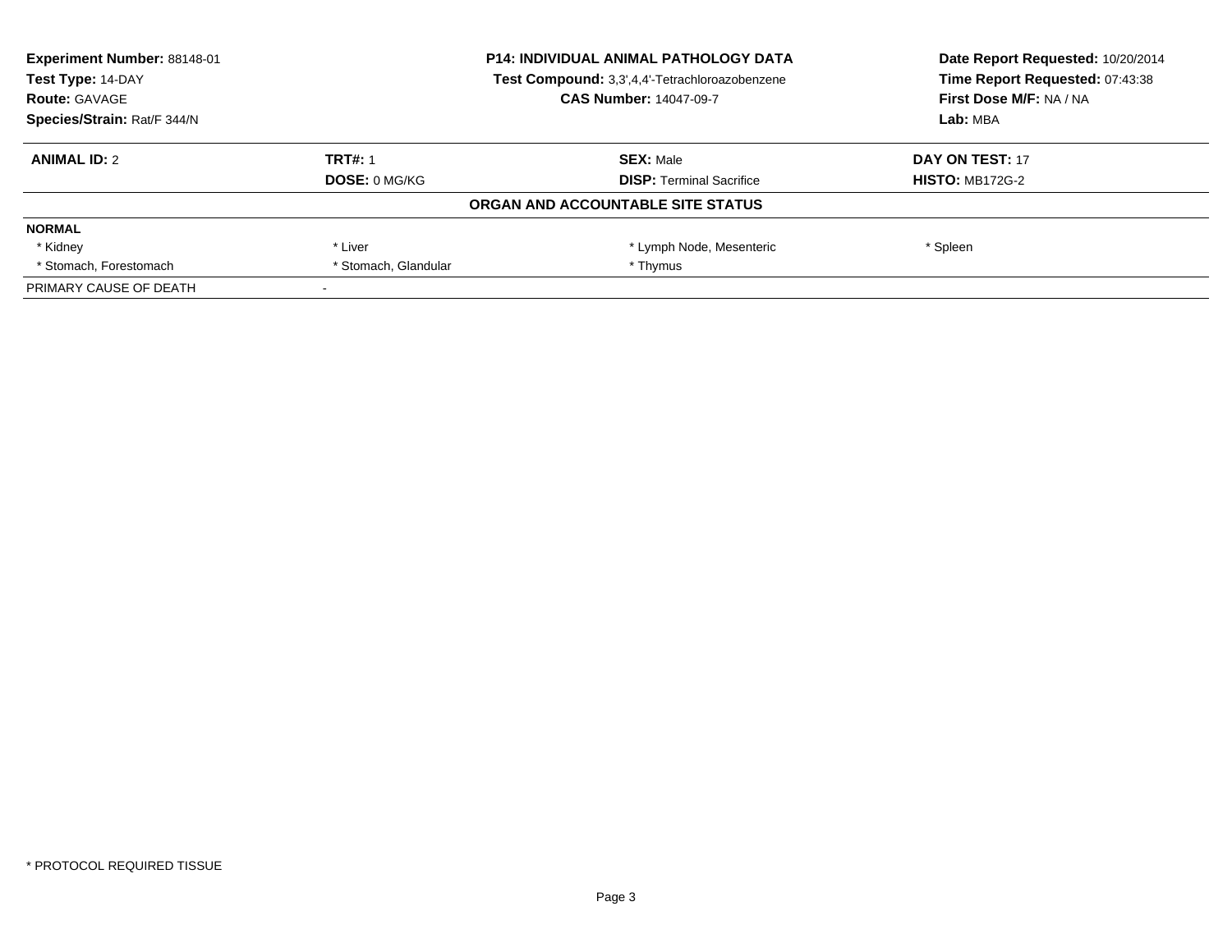**Experiment Number:** 88148-01
**Test Type:** 14-DAY
**Route:** GAVAGE
**Species/Strain:** Rat/F 344/N

**P14: INDIVIDUAL ANIMAL PATHOLOGY DATA**
**Test Compound:** 3,3',4,4'-Tetrachloroazobenzene
**CAS Number:** 14047-09-7

**Date Report Requested:** 10/20/2014
**Time Report Requested:** 07:43:38
**First Dose M/F:** NA / NA
**Lab:** MBA

| **ANIMAL ID:** 2 | **TRT#:** 1 | **SEX:** Male | **DAY ON TEST:** 17 |
|---|---|---|---|
| | **DOSE:** 0 MG/KG | **DISP:** Terminal Sacrifice | **HISTO:** MB172G-2 |

**ORGAN AND ACCOUNTABLE SITE STATUS**

| | | | |
|---|---|---|---|
| **NORMAL** | | | |
| * Kidney | * Liver | * Lymph Node, Mesenteric | * Spleen |
| * Stomach, Forestomach | * Stomach, Glandular | * Thymus | |
| PRIMARY CAUSE OF DEATH | - | | |

* PROTOCOL REQUIRED TISSUE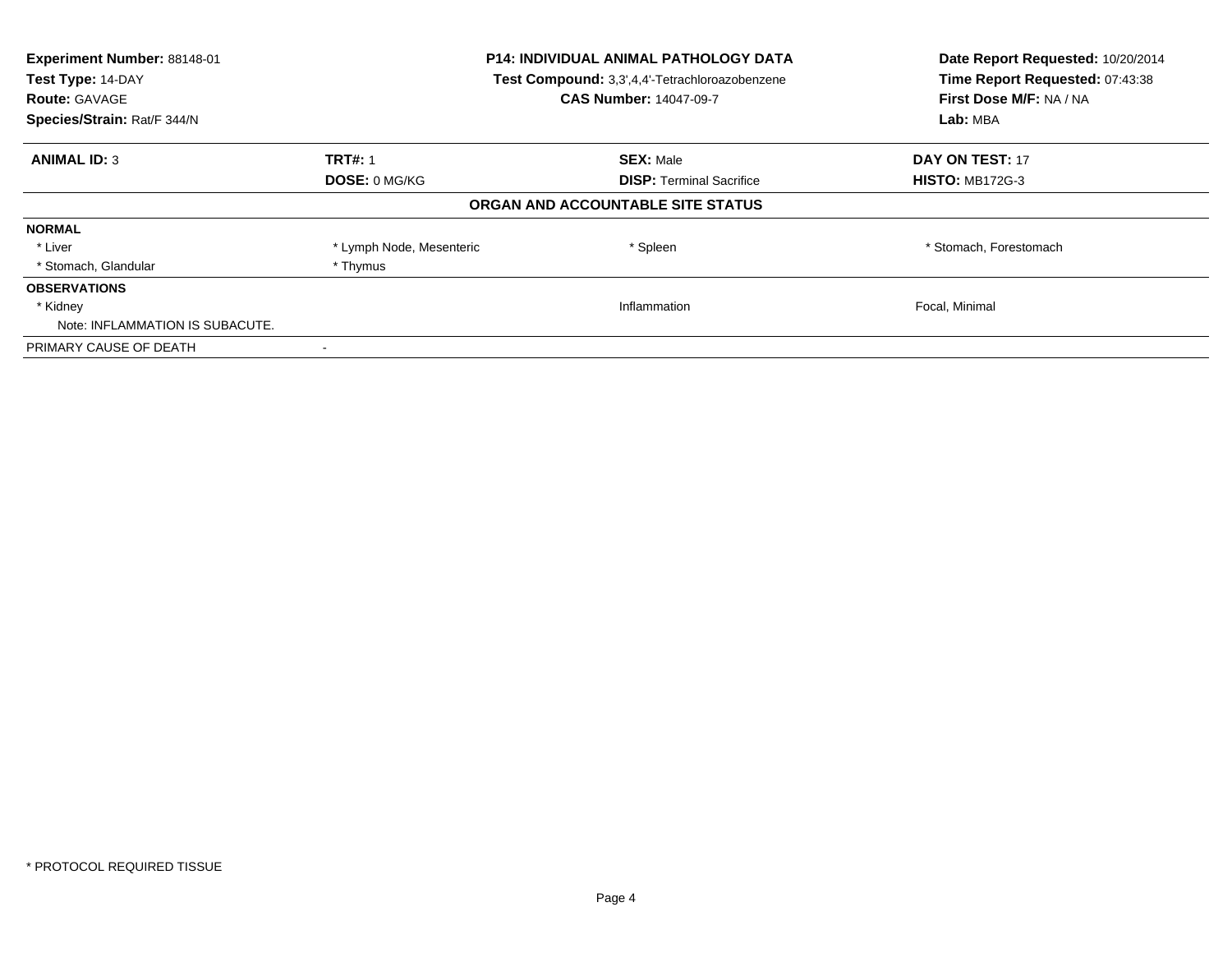**Experiment Number:** 88148-01
**Test Type:** 14-DAY
**Route:** GAVAGE
**Species/Strain:** Rat/F 344/N

**P14: INDIVIDUAL ANIMAL PATHOLOGY DATA**
**Test Compound:** 3,3',4,4'-Tetrachloroazobenzene
**CAS Number:** 14047-09-7

**Date Report Requested:** 10/20/2014
**Time Report Requested:** 07:43:38
**First Dose M/F:** NA / NA
**Lab:** MBA

| **ANIMAL ID:** 3 | **TRT#:** 1 | **SEX:** Male | **DAY ON TEST:** 17 |
|---|---|---|---|
| | **DOSE:** 0 MG/KG | **DISP:** Terminal Sacrifice | **HISTO:** MB172G-3 |

**ORGAN AND ACCOUNTABLE SITE STATUS**

| | | | |
|---|---|---|---|
| **NORMAL** | | | |
| * Liver | * Lymph Node, Mesenteric | * Spleen | * Stomach, Forestomach |
| * Stomach, Glandular | * Thymus | | |
| **OBSERVATIONS** | | | |
| * Kidney | | Inflammation | Focal, Minimal |
| Note: INFLAMMATION IS SUBACUTE. | | | |
| PRIMARY CAUSE OF DEATH | - | | |

* PROTOCOL REQUIRED TISSUE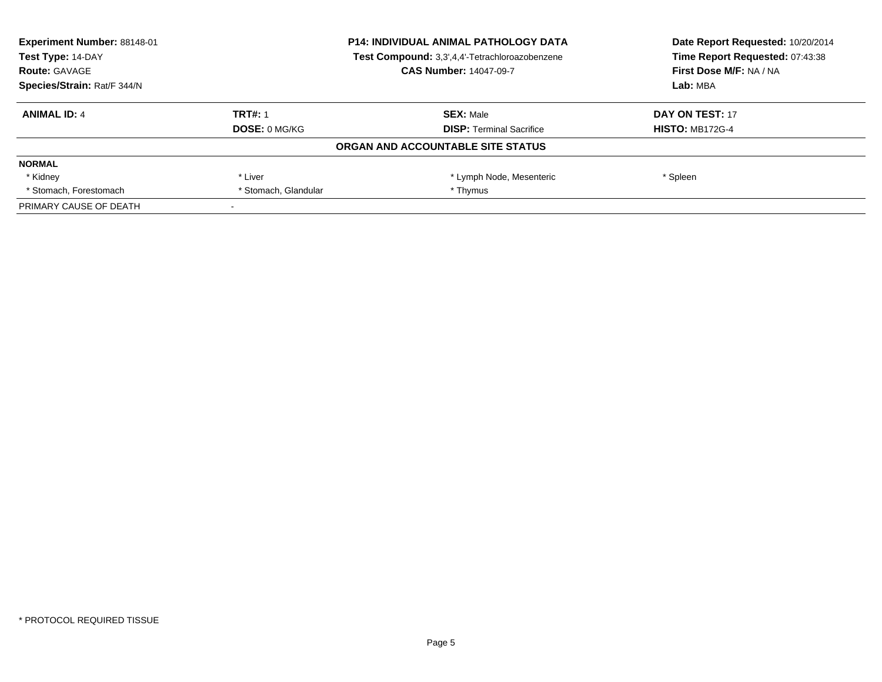| **Experiment Number:** 88148-01 | **P14: INDIVIDUAL ANIMAL PATHOLOGY DATA** | **Date Report Requested:** 10/20/2014 |
|---|---|---|
| **Test Type:** 14-DAY | **Test Compound:** 3,3',4,4'-Tetrachloroazobenzene | **Time Report Requested:** 07:43:38 |
| **Route:** GAVAGE | **CAS Number:** 14047-09-7 | **First Dose M/F:** NA / NA |
| **Species/Strain:** Rat/F 344/N | | **Lab:** MBA |

| **ANIMAL ID:** 4 | **TRT#:** 1 | **SEX:** Male | **DAY ON TEST:** 17 |
|---|---|---|---|
| | **DOSE:** 0 MG/KG | **DISP:** Terminal Sacrifice | **HISTO:** MB172G-4 |

**ORGAN AND ACCOUNTABLE SITE STATUS**

| **NORMAL** | | | |
|---|---|---|---|
| * Kidney | * Liver | * Lymph Node, Mesenteric | * Spleen |
| * Stomach, Forestomach | * Stomach, Glandular | * Thymus | |
| PRIMARY CAUSE OF DEATH | - | | |

* PROTOCOL REQUIRED TISSUE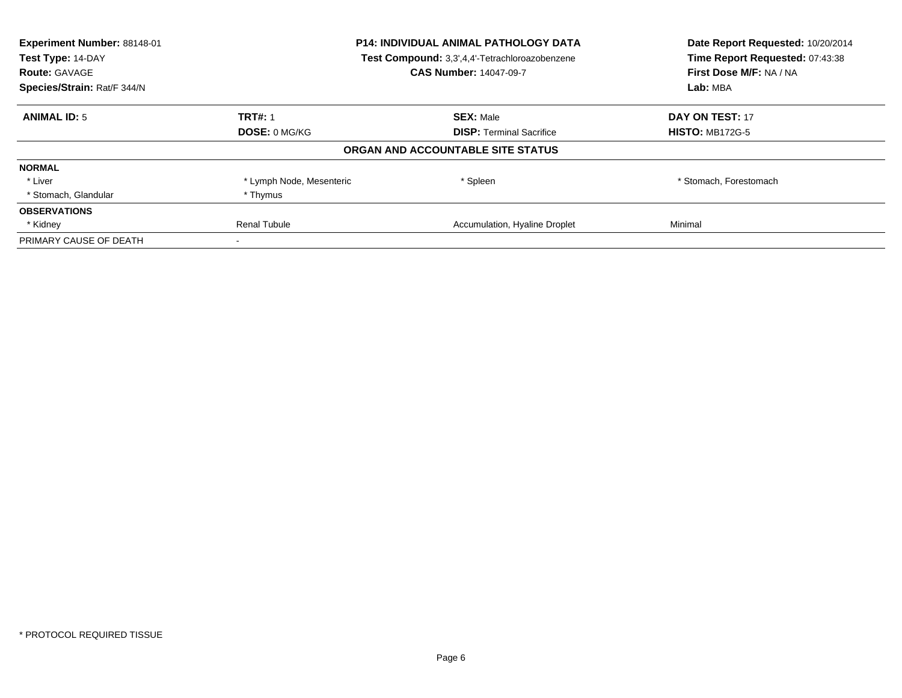**Experiment Number:** 88148-01
**Test Type:** 14-DAY
**Route:** GAVAGE
**Species/Strain:** Rat/F 344/N

**P14: INDIVIDUAL ANIMAL PATHOLOGY DATA**
**Test Compound:** 3,3',4,4'-Tetrachloroazobenzene
**CAS Number:** 14047-09-7

**Date Report Requested:** 10/20/2014
**Time Report Requested:** 07:43:38
**First Dose M/F:** NA / NA
**Lab:** MBA

| **ANIMAL ID:** 5 | **TRT#:** 1 | **SEX:** Male | **DAY ON TEST:** 17 |
|---|---|---|---|
| | **DOSE:** 0 MG/KG | **DISP:** Terminal Sacrifice | **HISTO:** MB172G-5 |

**ORGAN AND ACCOUNTABLE SITE STATUS**

| | | | |
|---|---|---|---|
| **NORMAL** | | | |
| * Liver | * Lymph Node, Mesenteric | * Spleen | * Stomach, Forestomach |
| * Stomach, Glandular | * Thymus | | |
| **OBSERVATIONS** | | | |
| * Kidney | Renal Tubule | Accumulation, Hyaline Droplet | Minimal |
| PRIMARY CAUSE OF DEATH | - | | |

* PROTOCOL REQUIRED TISSUE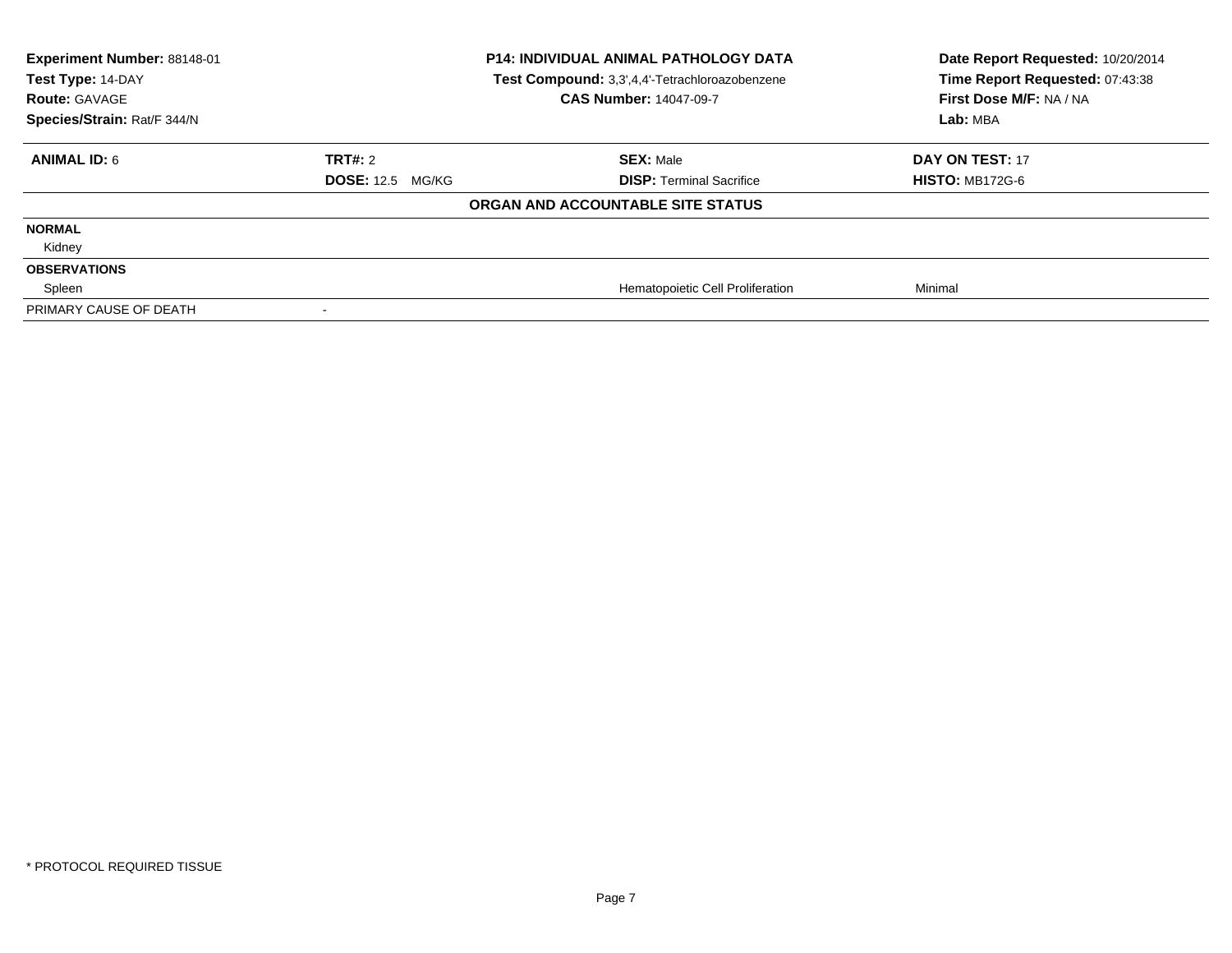**Experiment Number:** 88148-01
**Test Type:** 14-DAY
**Route:** GAVAGE
**Species/Strain:** Rat/F 344/N

**P14: INDIVIDUAL ANIMAL PATHOLOGY DATA**
**Test Compound:** 3,3',4,4'-Tetrachloroazobenzene
**CAS Number:** 14047-09-7

**Date Report Requested:** 10/20/2014
**Time Report Requested:** 07:43:38
**First Dose M/F:** NA / NA
**Lab:** MBA

| **ANIMAL ID:** 6 | **TRT#:** 2 | **SEX:** Male | **DAY ON TEST:** 17 |
|---|---|---|---|
| | **DOSE:** 12.5 MG/KG | **DISP:** Terminal Sacrifice | **HISTO:** MB172G-6 |

**ORGAN AND ACCOUNTABLE SITE STATUS**

| | | | |
|---|---|---|---|
| **NORMAL** | | | |
| Kidney | | | |
| **OBSERVATIONS** | | | |
| Spleen | | Hematopoietic Cell Proliferation | Minimal |
| PRIMARY CAUSE OF DEATH | - | | |

* PROTOCOL REQUIRED TISSUE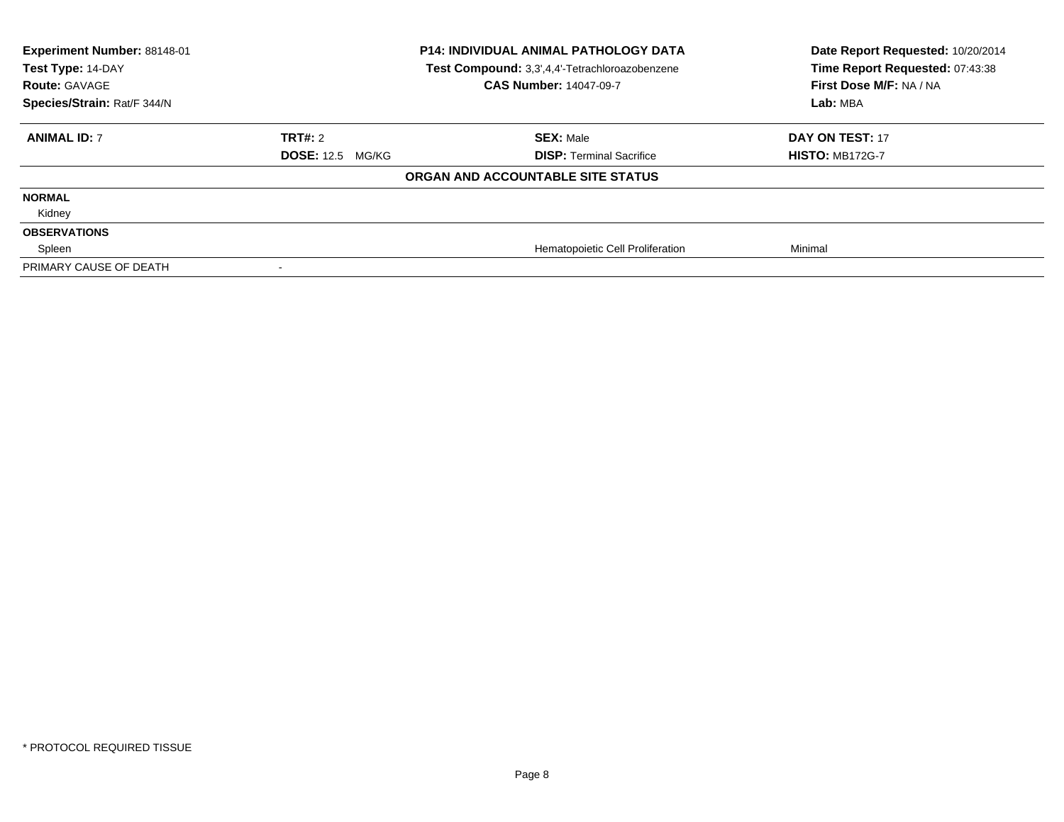**Experiment Number:** 88148-01
**Test Type:** 14-DAY
**Route:** GAVAGE
**Species/Strain:** Rat/F 344/N

**P14: INDIVIDUAL ANIMAL PATHOLOGY DATA**
**Test Compound:** 3,3',4,4'-Tetrachloroazobenzene
**CAS Number:** 14047-09-7

**Date Report Requested:** 10/20/2014
**Time Report Requested:** 07:43:38
**First Dose M/F:** NA / NA
**Lab:** MBA

| **ANIMAL ID:** 7 | **TRT#:** 2 | **SEX:** Male | **DAY ON TEST:** 17 |
| --- | --- | --- | --- |
| | **DOSE:** 12.5 MG/KG | **DISP:** Terminal Sacrifice | **HISTO:** MB172G-7 |

**ORGAN AND ACCOUNTABLE SITE STATUS**

| | | | |
| --- | --- | --- | --- |
| **NORMAL** | | | |
| Kidney | | | |
| **OBSERVATIONS** | | | |
| Spleen | | Hematopoietic Cell Proliferation | Minimal |
| PRIMARY CAUSE OF DEATH | - | | |

\* PROTOCOL REQUIRED TISSUE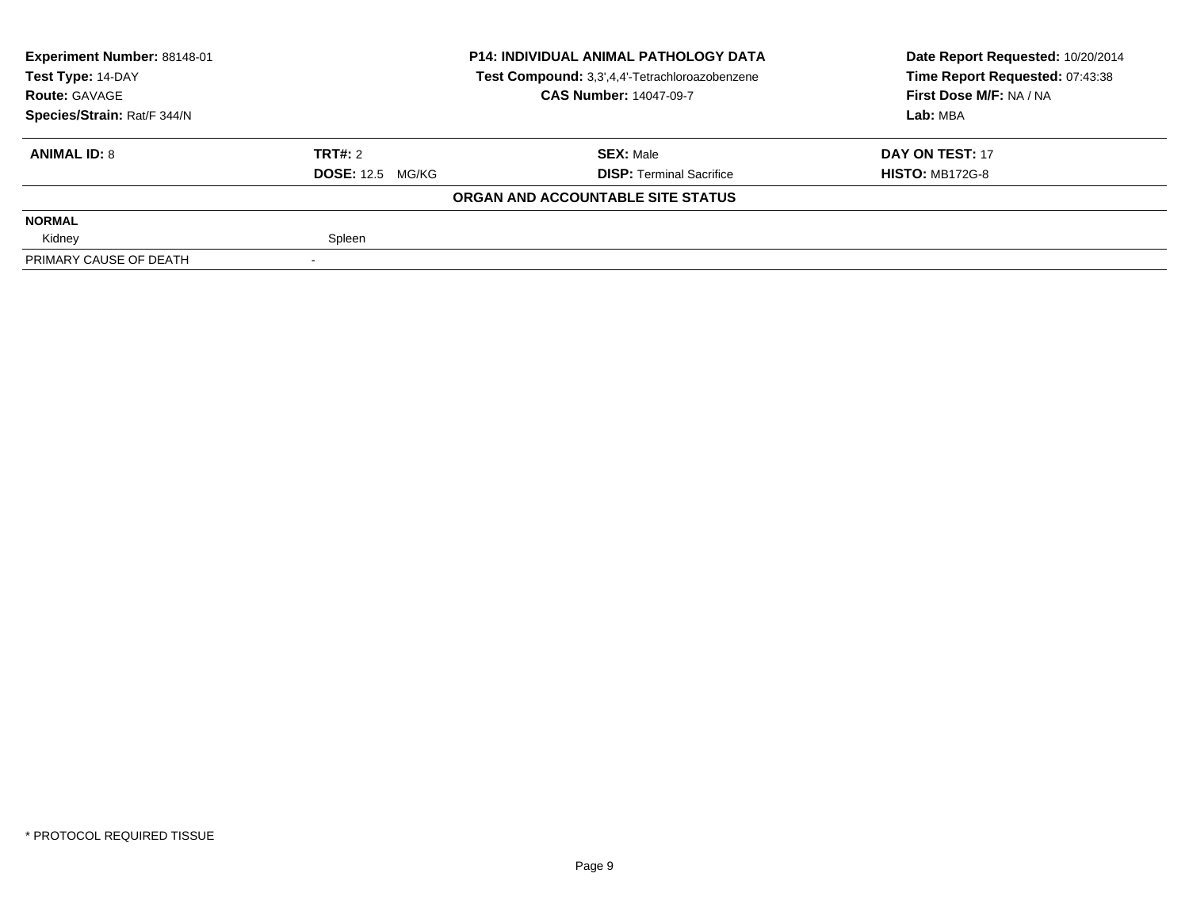| **Experiment Number:** 88148-01 | **P14: INDIVIDUAL ANIMAL PATHOLOGY DATA** | **Date Report Requested:** 10/20/2014 |
|---|---|---|
| **Test Type:** 14-DAY | **Test Compound:** 3,3',4,4'-Tetrachloroazobenzene | **Time Report Requested:** 07:43:38 |
| **Route:** GAVAGE | **CAS Number:** 14047-09-7 | **First Dose M/F:** NA / NA |
| **Species/Strain:** Rat/F 344/N | | **Lab:** MBA |

| **ANIMAL ID:** 8 | **TRT#:** 2 | **SEX:** Male | **DAY ON TEST:** 17 |
|---|---|---|---|
| | **DOSE:** 12.5 MG/KG | **DISP:** Terminal Sacrifice | **HISTO:** MB172G-8 |

**ORGAN AND ACCOUNTABLE SITE STATUS**

| | |
|---|---|
| **NORMAL** | |
| Kidney | Spleen |
| PRIMARY CAUSE OF DEATH | - |

* PROTOCOL REQUIRED TISSUE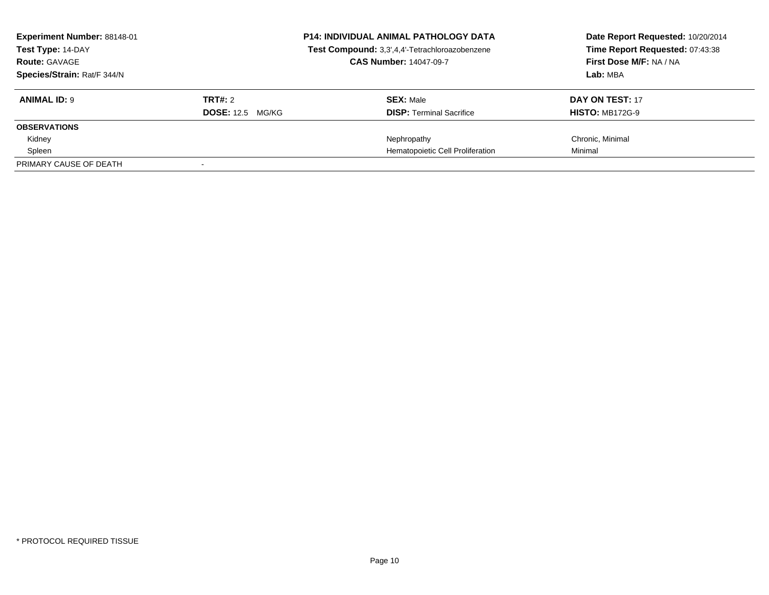**Experiment Number:** 88148-01
**Test Type:** 14-DAY
**Route:** GAVAGE
**Species/Strain:** Rat/F 344/N

**P14: INDIVIDUAL ANIMAL PATHOLOGY DATA**
**Test Compound:** 3,3',4,4'-Tetrachloroazobenzene
**CAS Number:** 14047-09-7

**Date Report Requested:** 10/20/2014
**Time Report Requested:** 07:43:38
**First Dose M/F:** NA / NA
**Lab:** MBA

| **ANIMAL ID:** 9 | **TRT#:** 2 | **SEX:** Male | **DAY ON TEST:** 17 |
|---|---|---|---|
| | **DOSE:** 12.5 MG/KG | **DISP:** Terminal Sacrifice | **HISTO:** MB172G-9 |
| **OBSERVATIONS** | | | |
| Kidney | | Nephropathy | Chronic, Minimal |
| Spleen | | Hematopoietic Cell Proliferation | Minimal |
| PRIMARY CAUSE OF DEATH | - | | |

* PROTOCOL REQUIRED TISSUE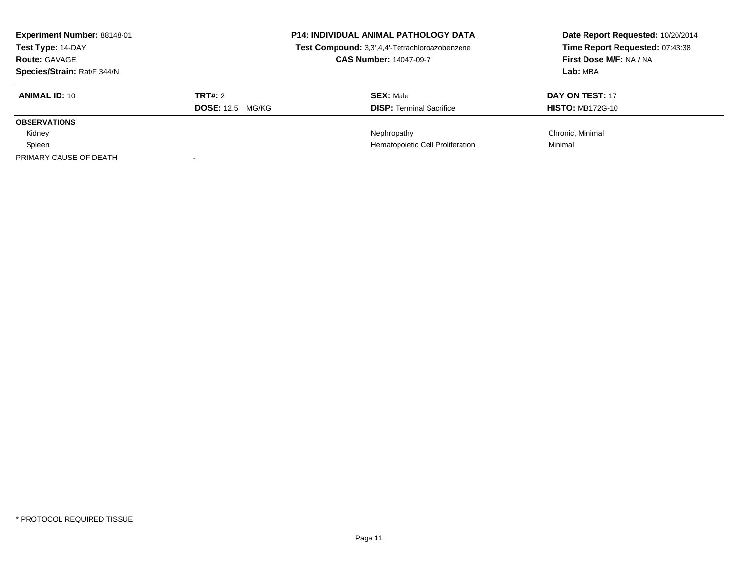**Experiment Number:** 88148-01
**Test Type:** 14-DAY
**Route:** GAVAGE
**Species/Strain:** Rat/F 344/N

**P14: INDIVIDUAL ANIMAL PATHOLOGY DATA**
**Test Compound:** 3,3',4,4'-Tetrachloroazobenzene
**CAS Number:** 14047-09-7

**Date Report Requested:** 10/20/2014
**Time Report Requested:** 07:43:38
**First Dose M/F:** NA / NA
**Lab:** MBA

| **ANIMAL ID:** 10 | **TRT#:** 2 | **SEX:** Male | **DAY ON TEST:** 17 |
|---|---|---|---|
| | **DOSE:** 12.5 MG/KG | **DISP:** Terminal Sacrifice | **HISTO:** MB172G-10 |
| **OBSERVATIONS** | | | |
| Kidney | | Nephropathy | Chronic, Minimal |
| Spleen | | Hematopoietic Cell Proliferation | Minimal |
| PRIMARY CAUSE OF DEATH | - | | |

* PROTOCOL REQUIRED TISSUE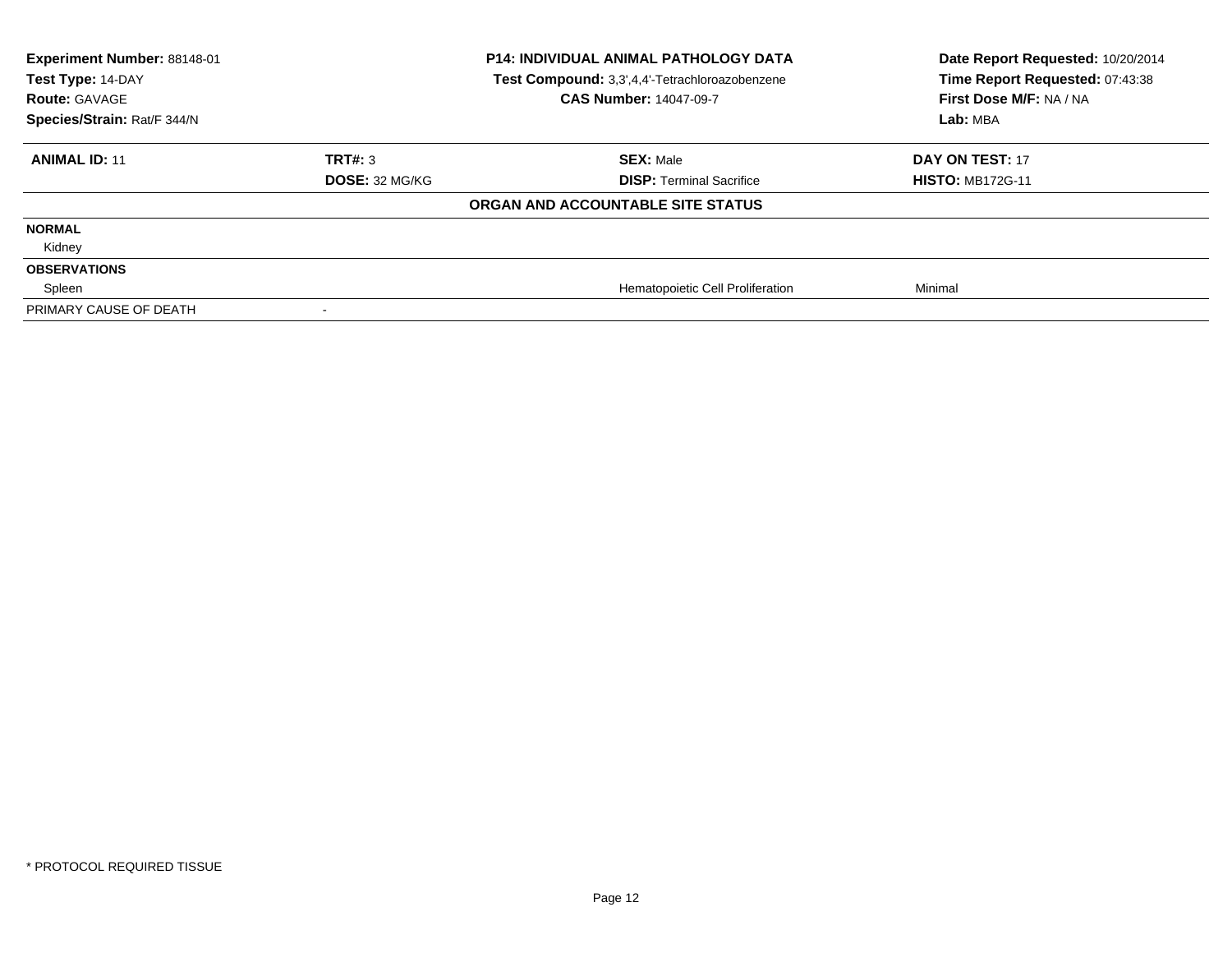| Experiment Number: 88148-01 | P14: INDIVIDUAL ANIMAL PATHOLOGY DATA | Date Report Requested: 10/20/2014 |
|---|---|---|
| Test Type: 14-DAY | Test Compound: 3,3',4,4'-Tetrachloroazobenzene | Time Report Requested: 07:43:38 |
| Route: GAVAGE | CAS Number: 14047-09-7 | First Dose M/F: NA / NA |
| Species/Strain: Rat/F 344/N | | Lab: MBA |

| ANIMAL ID: 11 | TRT#: 3 | SEX: Male | DAY ON TEST: 17 |
|---|---|---|---|
| | DOSE: 32 MG/KG | DISP: Terminal Sacrifice | HISTO: MB172G-11 |

**ORGAN AND ACCOUNTABLE SITE STATUS**

| | | | |
|---|---|---|---|
| **NORMAL** | | | |
| Kidney | | | |
| **OBSERVATIONS** | | | |
| Spleen | | Hematopoietic Cell Proliferation | Minimal |
| PRIMARY CAUSE OF DEATH | - | | |

* PROTOCOL REQUIRED TISSUE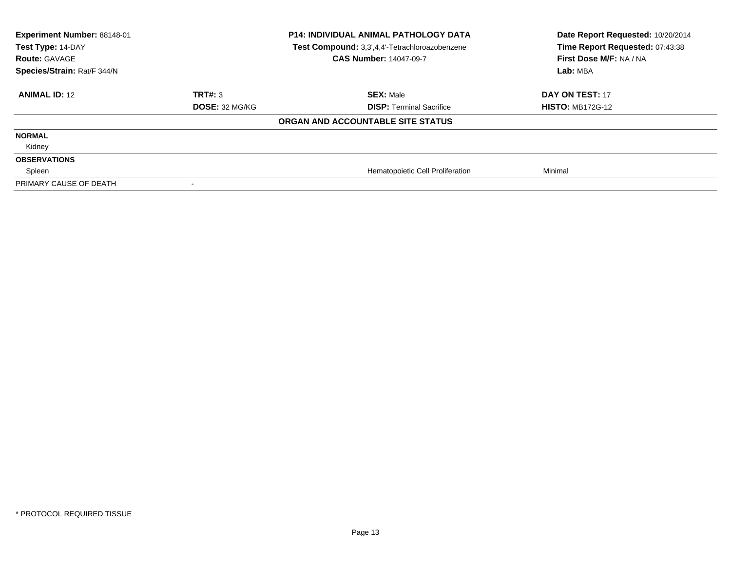**Experiment Number:** 88148-01
**Test Type:** 14-DAY
**Route:** GAVAGE
**Species/Strain:** Rat/F 344/N

**P14: INDIVIDUAL ANIMAL PATHOLOGY DATA**
**Test Compound:** 3,3',4,4'-Tetrachloroazobenzene
**CAS Number:** 14047-09-7

**Date Report Requested:** 10/20/2014
**Time Report Requested:** 07:43:38
**First Dose M/F:** NA / NA
**Lab:** MBA

| **ANIMAL ID:** 12 | **TRT#:** 3 | **SEX:** Male | **DAY ON TEST:** 17 |
|---|---|---|---|
| | **DOSE:** 32 MG/KG | **DISP:** Terminal Sacrifice | **HISTO:** MB172G-12 |

**ORGAN AND ACCOUNTABLE SITE STATUS**

| | | | |
|---|---|---|---|
| **NORMAL** | | | |
| Kidney | | | |
| **OBSERVATIONS** | | | |
| Spleen | | Hematopoietic Cell Proliferation | Minimal |
| PRIMARY CAUSE OF DEATH | - | | |

* PROTOCOL REQUIRED TISSUE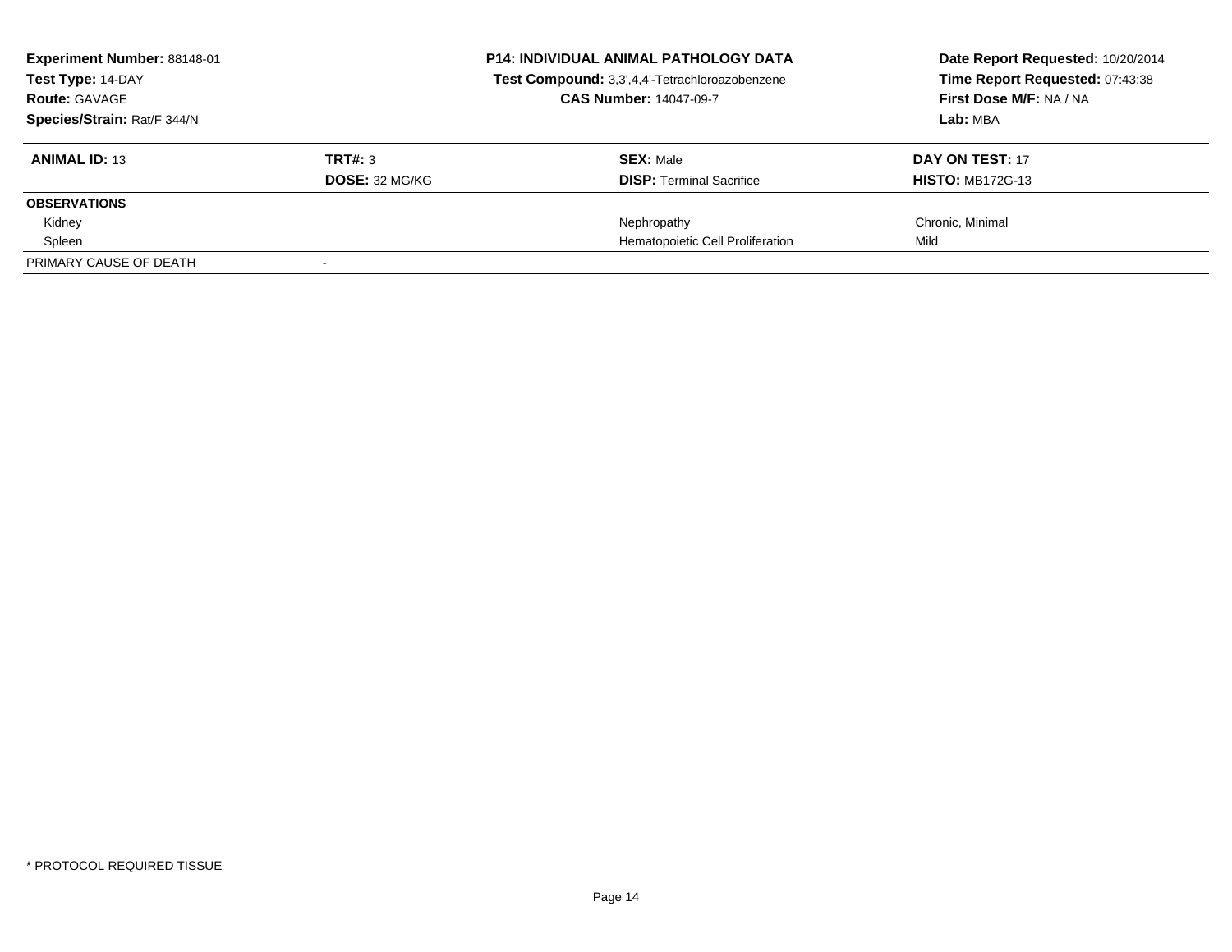**Experiment Number:** 88148-01
**Test Type:** 14-DAY
**Route:** GAVAGE
**Species/Strain:** Rat/F 344/N

**P14: INDIVIDUAL ANIMAL PATHOLOGY DATA**
**Test Compound:** 3,3',4,4'-Tetrachloroazobenzene
**CAS Number:** 14047-09-7

**Date Report Requested:** 10/20/2014
**Time Report Requested:** 07:43:38
**First Dose M/F:** NA / NA
**Lab:** MBA

| **ANIMAL ID:** 13 | **TRT#:** 3 | **SEX:** Male | **DAY ON TEST:** 17 |
|---|---|---|---|
| | **DOSE:** 32 MG/KG | **DISP:** Terminal Sacrifice | **HISTO:** MB172G-13 |
| **OBSERVATIONS** | | | |
| Kidney | | Nephropathy | Chronic, Minimal |
| Spleen | | Hematopoietic Cell Proliferation | Mild |
| PRIMARY CAUSE OF DEATH | - | | |

\* PROTOCOL REQUIRED TISSUE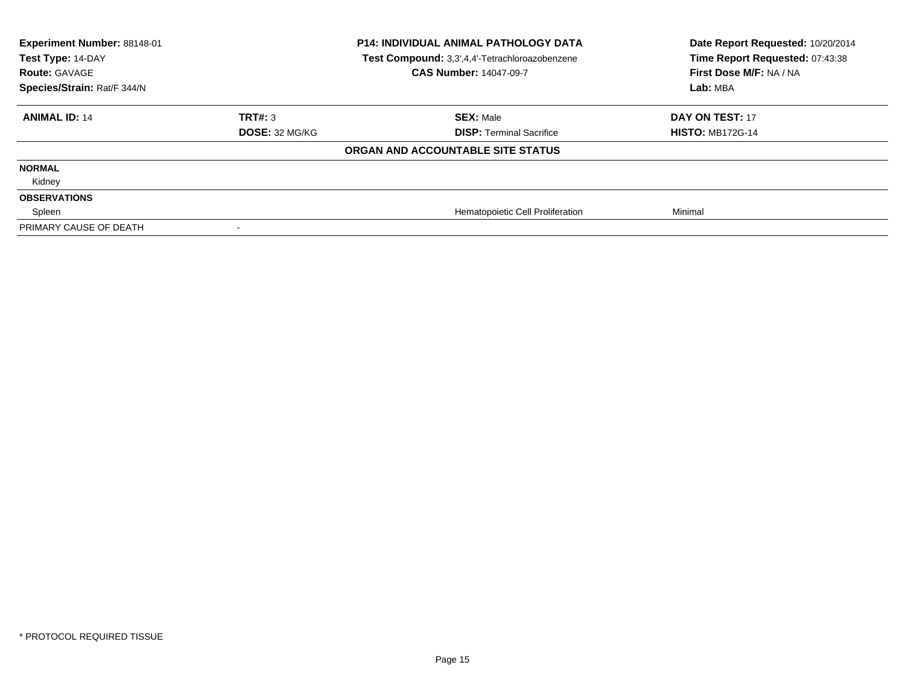| Experiment Number: 88148-01 | P14: INDIVIDUAL ANIMAL PATHOLOGY DATA | Date Report Requested: 10/20/2014 |
|---|---|---|
| Test Type: 14-DAY | Test Compound: 3,3',4,4'-Tetrachloroazobenzene | Time Report Requested: 07:43:38 |
| Route: GAVAGE | CAS Number: 14047-09-7 | First Dose M/F: NA / NA |
| Species/Strain: Rat/F 344/N | | Lab: MBA |

| ANIMAL ID: 14 | TRT#: 3 | SEX: Male | DAY ON TEST: 17 |
|---|---|---|---|
| | DOSE: 32 MG/KG | DISP: Terminal Sacrifice | HISTO: MB172G-14 |

**ORGAN AND ACCOUNTABLE SITE STATUS**

| | | | |
|---|---|---|---|
| **NORMAL** | | | |
| Kidney | | | |
| **OBSERVATIONS** | | | |
| Spleen | | Hematopoietic Cell Proliferation | Minimal |
| PRIMARY CAUSE OF DEATH | - | | |

* PROTOCOL REQUIRED TISSUE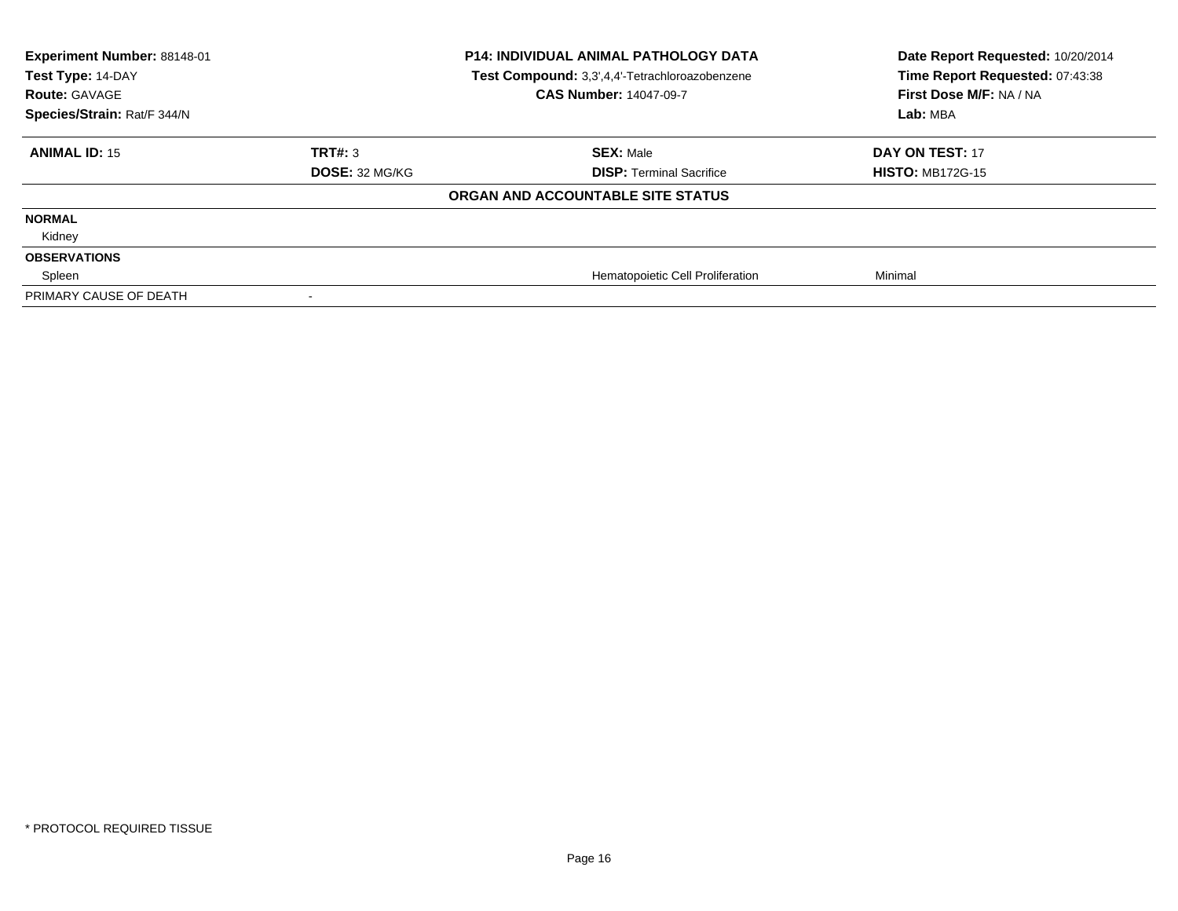| Experiment Number: 88148-01 | P14: INDIVIDUAL ANIMAL PATHOLOGY DATA | Date Report Requested: 10/20/2014 |
|---|---|---|
| Test Type: 14-DAY | Test Compound: 3,3',4,4'-Tetrachloroazobenzene | Time Report Requested: 07:43:38 |
| Route: GAVAGE | CAS Number: 14047-09-7 | First Dose M/F: NA / NA |
| Species/Strain: Rat/F 344/N | | Lab: MBA |

| ANIMAL ID: 15 | TRT#: 3 | SEX: Male | DAY ON TEST: 17 |
|---|---|---|---|
| | DOSE: 32 MG/KG | DISP: Terminal Sacrifice | HISTO: MB172G-15 |

**ORGAN AND ACCOUNTABLE SITE STATUS**

| | | | |
|---|---|---|---|
| **NORMAL** | | | |
| Kidney | | | |
| **OBSERVATIONS** | | | |
| Spleen | | Hematopoietic Cell Proliferation | Minimal |
| PRIMARY CAUSE OF DEATH | - | | |

* PROTOCOL REQUIRED TISSUE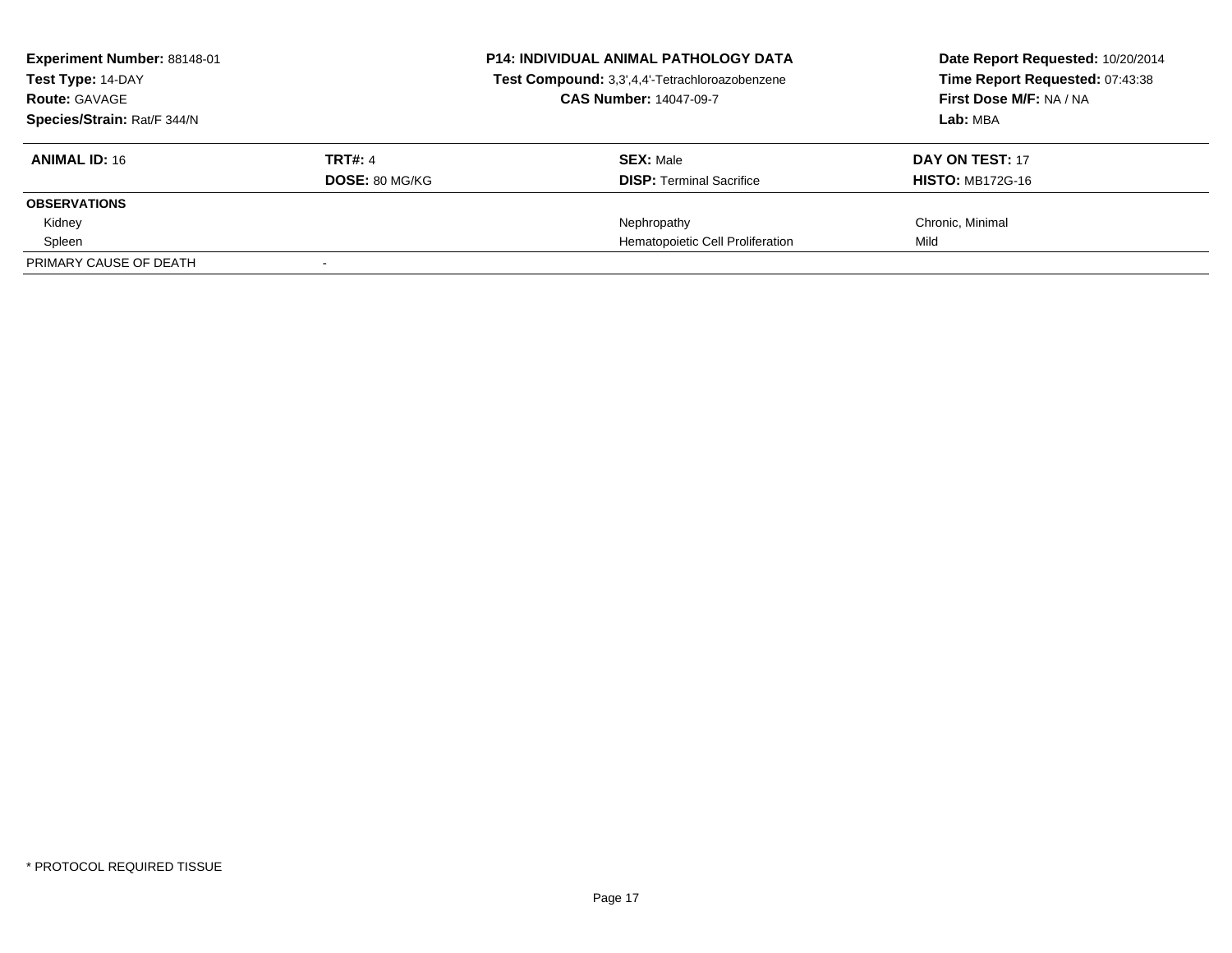**Experiment Number:** 88148-01
**Test Type:** 14-DAY
**Route:** GAVAGE
**Species/Strain:** Rat/F 344/N

**P14: INDIVIDUAL ANIMAL PATHOLOGY DATA**
**Test Compound:** 3,3',4,4'-Tetrachloroazobenzene
**CAS Number:** 14047-09-7

**Date Report Requested:** 10/20/2014
**Time Report Requested:** 07:43:38
**First Dose M/F:** NA / NA
**Lab:** MBA

| **ANIMAL ID:** 16 | **TRT#:** 4 | **SEX:** Male | **DAY ON TEST:** 17 |
|---|---|---|---|
| | **DOSE:** 80 MG/KG | **DISP:** Terminal Sacrifice | **HISTO:** MB172G-16 |
| **OBSERVATIONS** | | | |
| Kidney | | Nephropathy | Chronic, Minimal |
| Spleen | | Hematopoietic Cell Proliferation | Mild |
| PRIMARY CAUSE OF DEATH | - | | |

* PROTOCOL REQUIRED TISSUE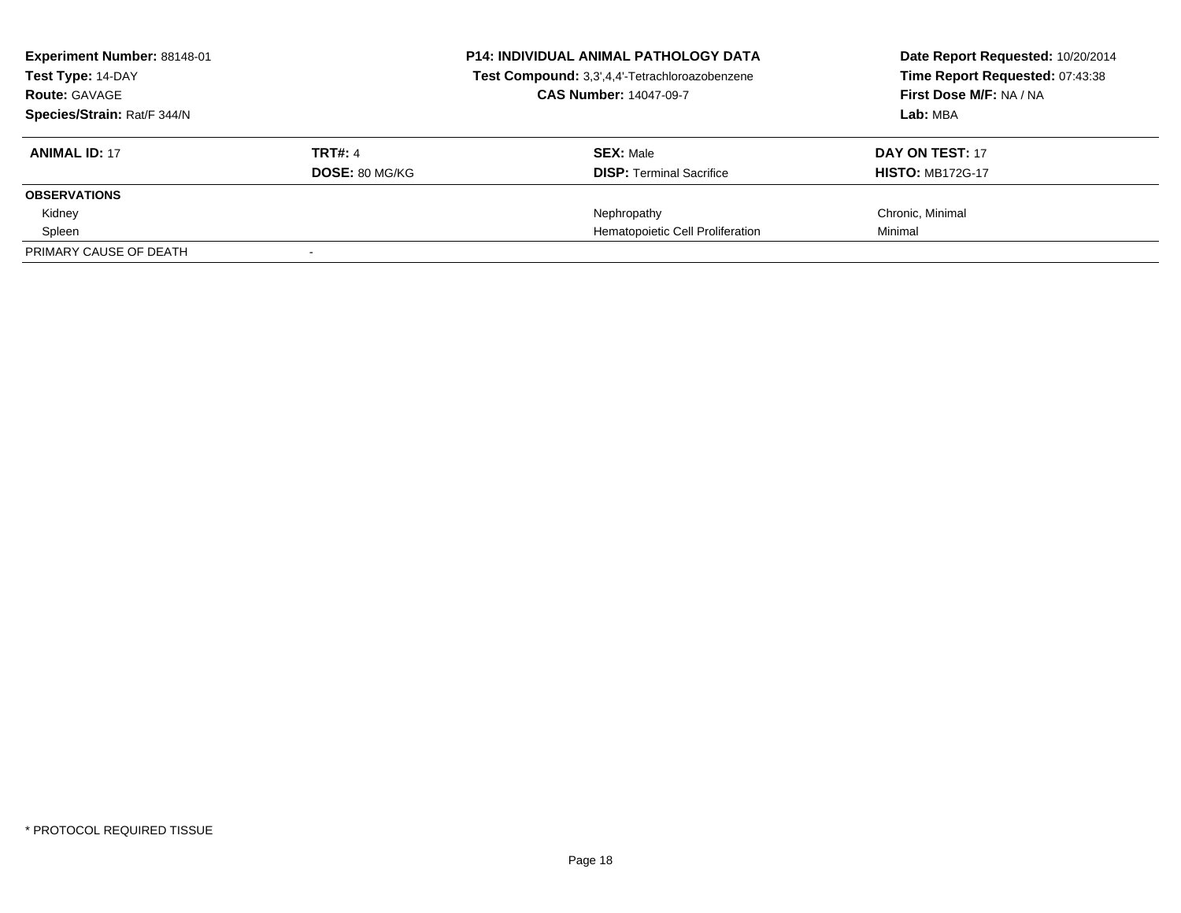**Experiment Number:** 88148-01
**Test Type:** 14-DAY
**Route:** GAVAGE
**Species/Strain:** Rat/F 344/N

**P14: INDIVIDUAL ANIMAL PATHOLOGY DATA**
**Test Compound:** 3,3',4,4'-Tetrachloroazobenzene
**CAS Number:** 14047-09-7

**Date Report Requested:** 10/20/2014
**Time Report Requested:** 07:43:38
**First Dose M/F:** NA / NA
**Lab:** MBA

| **ANIMAL ID:** 17 | **TRT#:** 4 | **SEX:** Male | **DAY ON TEST:** 17 |
|---|---|---|---|
| | **DOSE:** 80 MG/KG | **DISP:** Terminal Sacrifice | **HISTO:** MB172G-17 |
| **OBSERVATIONS** | | | |
| Kidney | | Nephropathy | Chronic, Minimal |
| Spleen | | Hematopoietic Cell Proliferation | Minimal |
| PRIMARY CAUSE OF DEATH | - | | |

* PROTOCOL REQUIRED TISSUE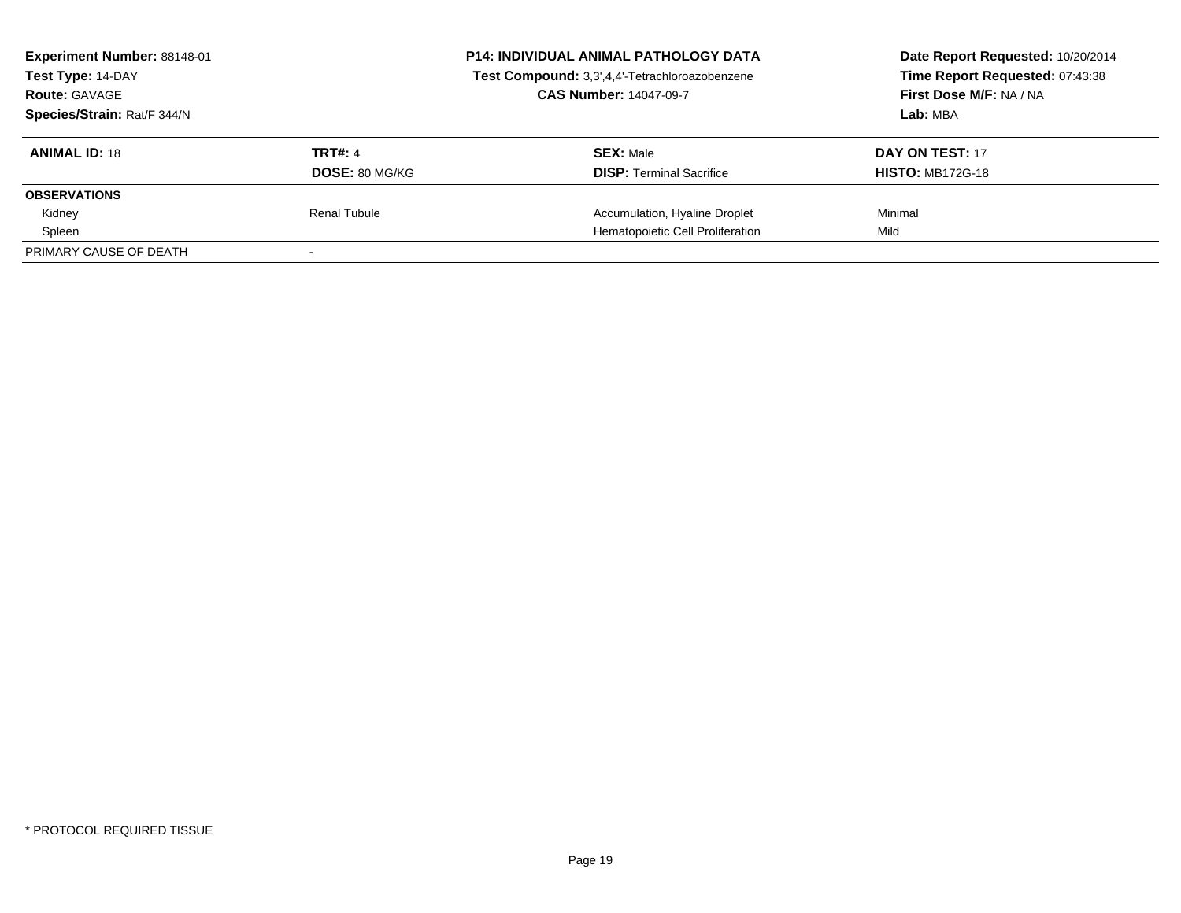**Experiment Number:** 88148-01
**Test Type:** 14-DAY
**Route:** GAVAGE
**Species/Strain:** Rat/F 344/N

**P14: INDIVIDUAL ANIMAL PATHOLOGY DATA**
**Test Compound:** 3,3',4,4'-Tetrachloroazobenzene
**CAS Number:** 14047-09-7

**Date Report Requested:** 10/20/2014
**Time Report Requested:** 07:43:38
**First Dose M/F:** NA / NA
**Lab:** MBA

| **ANIMAL ID:** 18 | **TRT#:** 4 | **SEX:** Male | **DAY ON TEST:** 17 |
|---|---|---|---|
| | **DOSE:** 80 MG/KG | **DISP:** Terminal Sacrifice | **HISTO:** MB172G-18 |
| **OBSERVATIONS** | | | |
| Kidney | Renal Tubule | Accumulation, Hyaline Droplet | Minimal |
| Spleen | | Hematopoietic Cell Proliferation | Mild |
| PRIMARY CAUSE OF DEATH | - | | |

\* PROTOCOL REQUIRED TISSUE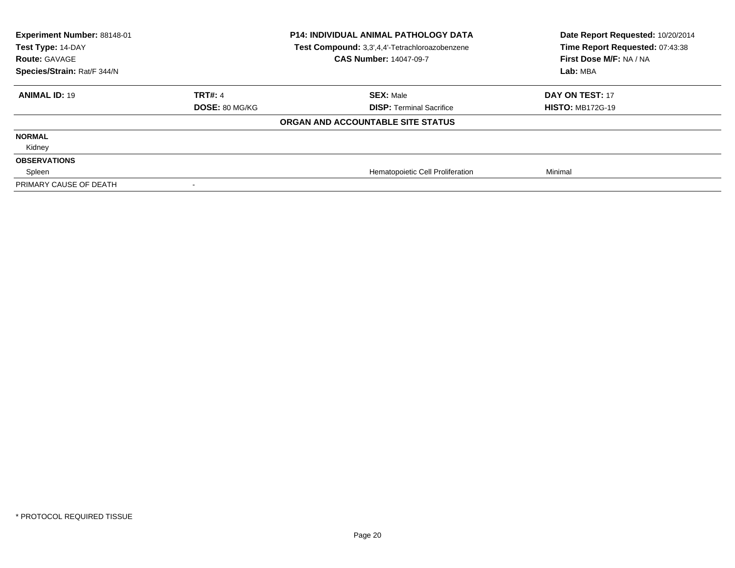| **Experiment Number:** 88148-01 | **P14: INDIVIDUAL ANIMAL PATHOLOGY DATA** | **Date Report Requested:** 10/20/2014 |
|---|---|---|
| **Test Type:** 14-DAY | **Test Compound:** 3,3',4,4'-Tetrachloroazobenzene | **Time Report Requested:** 07:43:38 |
| **Route:** GAVAGE | **CAS Number:** 14047-09-7 | **First Dose M/F:** NA / NA |
| **Species/Strain:** Rat/F 344/N | | **Lab:** MBA |

| **ANIMAL ID:** 19 | **TRT#:** 4 | **SEX:** Male | **DAY ON TEST:** 17 |
|---|---|---|---|
| | **DOSE:** 80 MG/KG | **DISP:** Terminal Sacrifice | **HISTO:** MB172G-19 |

**ORGAN AND ACCOUNTABLE SITE STATUS**

| | | | |
|---|---|---|---|
| **NORMAL** | | | |
| Kidney | | | |
| **OBSERVATIONS** | | | |
| Spleen | | Hematopoietic Cell Proliferation | Minimal |
| PRIMARY CAUSE OF DEATH | - | | |

* PROTOCOL REQUIRED TISSUE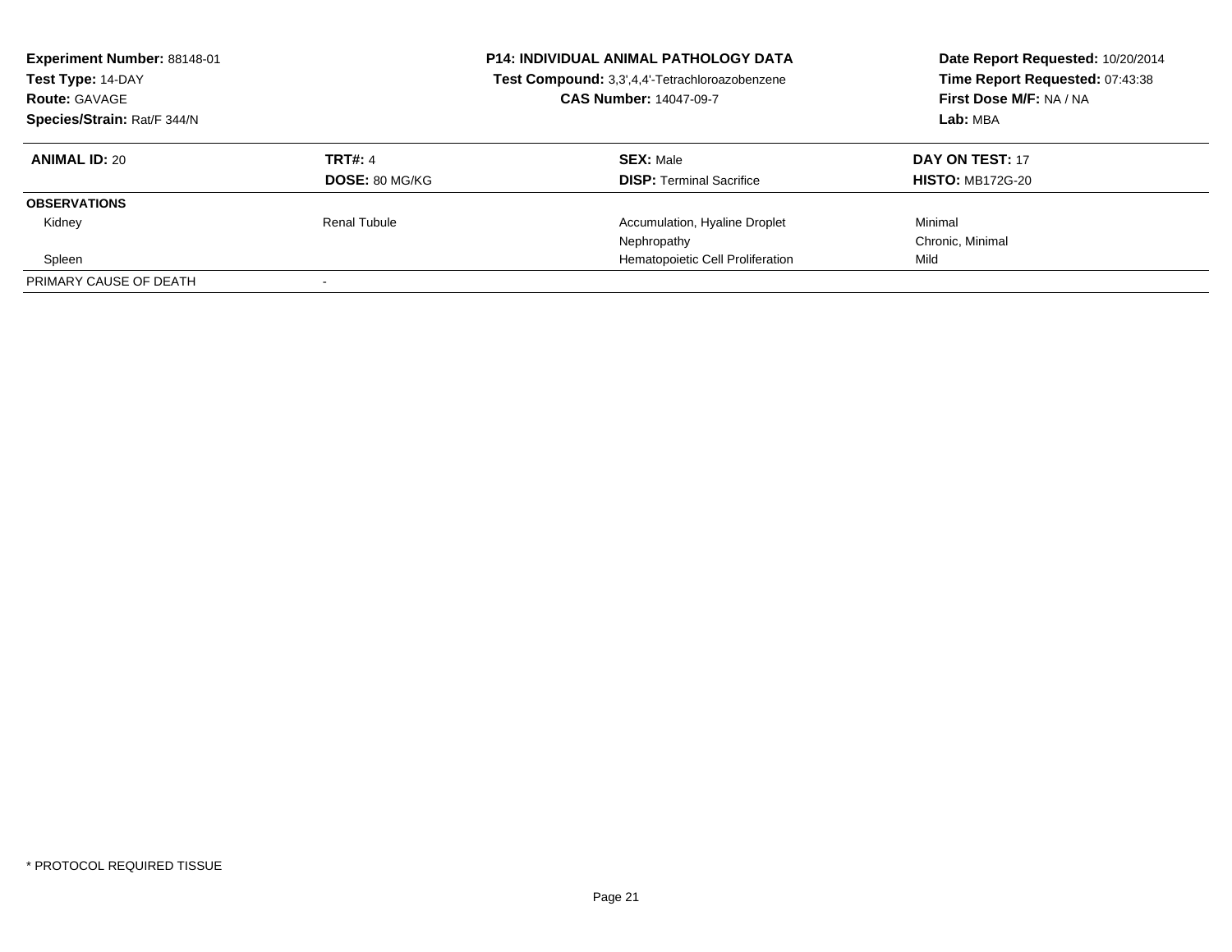**Experiment Number:** 88148-01
**Test Type:** 14-DAY
**Route:** GAVAGE
**Species/Strain:** Rat/F 344/N

**P14: INDIVIDUAL ANIMAL PATHOLOGY DATA**
**Test Compound:** 3,3',4,4'-Tetrachloroazobenzene
**CAS Number:** 14047-09-7

**Date Report Requested:** 10/20/2014
**Time Report Requested:** 07:43:38
**First Dose M/F:** NA / NA
**Lab:** MBA

| **ANIMAL ID:** 20 | **TRT#:** 4 | **SEX:** Male | **DAY ON TEST:** 17 |
|---|---|---|---|
| | **DOSE:** 80 MG/KG | **DISP:** Terminal Sacrifice | **HISTO:** MB172G-20 |
| **OBSERVATIONS** | | | |
| Kidney | Renal Tubule | Accumulation, Hyaline Droplet | Minimal |
| | | Nephropathy | Chronic, Minimal |
| Spleen | | Hematopoietic Cell Proliferation | Mild |
| PRIMARY CAUSE OF DEATH | - | | |

* PROTOCOL REQUIRED TISSUE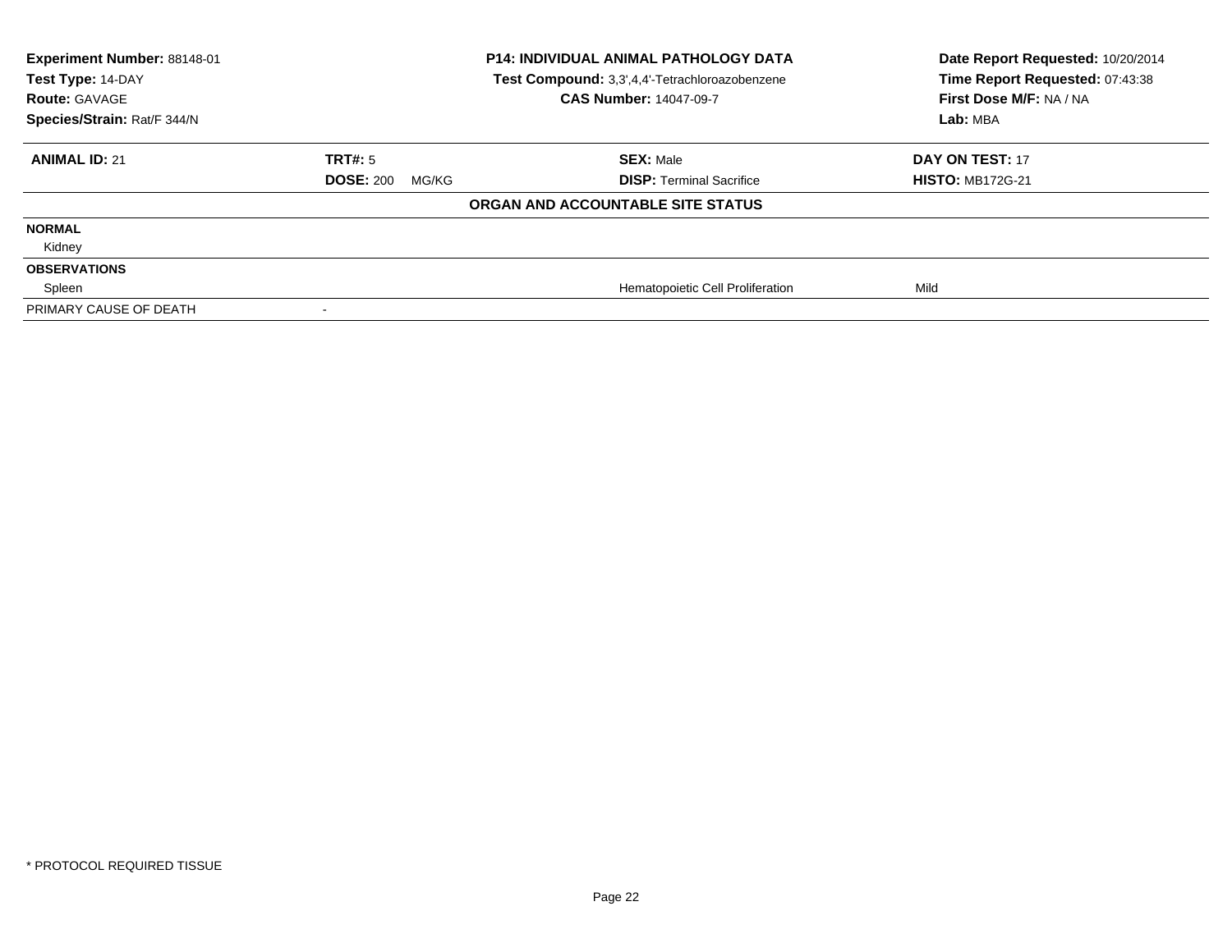**Experiment Number:** 88148-01
**Test Type:** 14-DAY
**Route:** GAVAGE
**Species/Strain:** Rat/F 344/N

**P14: INDIVIDUAL ANIMAL PATHOLOGY DATA**
**Test Compound:** 3,3',4,4'-Tetrachloroazobenzene
**CAS Number:** 14047-09-7

**Date Report Requested:** 10/20/2014
**Time Report Requested:** 07:43:38
**First Dose M/F:** NA / NA
**Lab:** MBA

| **ANIMAL ID:** 21 | **TRT#:** 5 | **SEX:** Male | **DAY ON TEST:** 17 |
|---|---|---|---|
| | **DOSE:** 200 MG/KG | **DISP:** Terminal Sacrifice | **HISTO:** MB172G-21 |

**ORGAN AND ACCOUNTABLE SITE STATUS**

| | | | |
|---|---|---|---|
| **NORMAL** | | | |
| Kidney | | | |
| **OBSERVATIONS** | | | |
| Spleen | | Hematopoietic Cell Proliferation | Mild |
| PRIMARY CAUSE OF DEATH | - | | |

* PROTOCOL REQUIRED TISSUE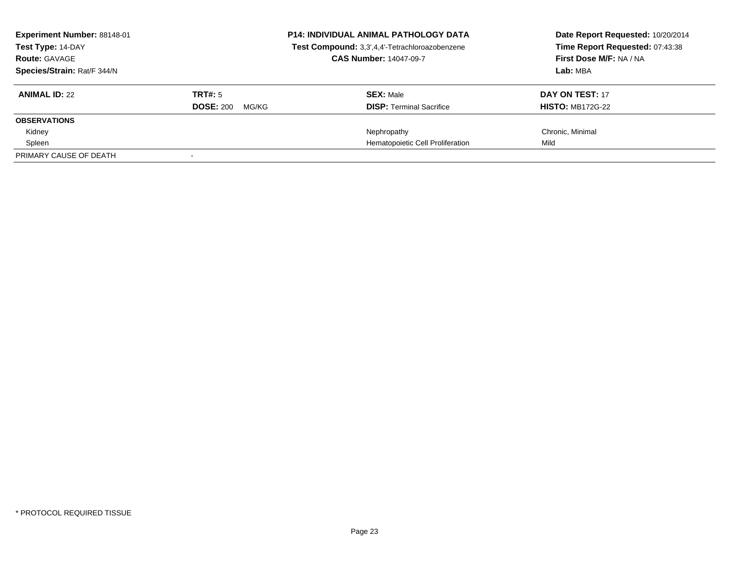**Experiment Number:** 88148-01
**Test Type:** 14-DAY
**Route:** GAVAGE
**Species/Strain:** Rat/F 344/N

**P14: INDIVIDUAL ANIMAL PATHOLOGY DATA**
**Test Compound:** 3,3',4,4'-Tetrachloroazobenzene
**CAS Number:** 14047-09-7

**Date Report Requested:** 10/20/2014
**Time Report Requested:** 07:43:38
**First Dose M/F:** NA / NA
**Lab:** MBA

| **ANIMAL ID:** 22 | **TRT#:** 5 | **SEX:** Male | **DAY ON TEST:** 17 |
|---|---|---|---|
| | **DOSE:** 200 MG/KG | **DISP:** Terminal Sacrifice | **HISTO:** MB172G-22 |
| **OBSERVATIONS** | | | |
| Kidney | | Nephropathy | Chronic, Minimal |
| Spleen | | Hematopoietic Cell Proliferation | Mild |
| PRIMARY CAUSE OF DEATH | - | | |

\* PROTOCOL REQUIRED TISSUE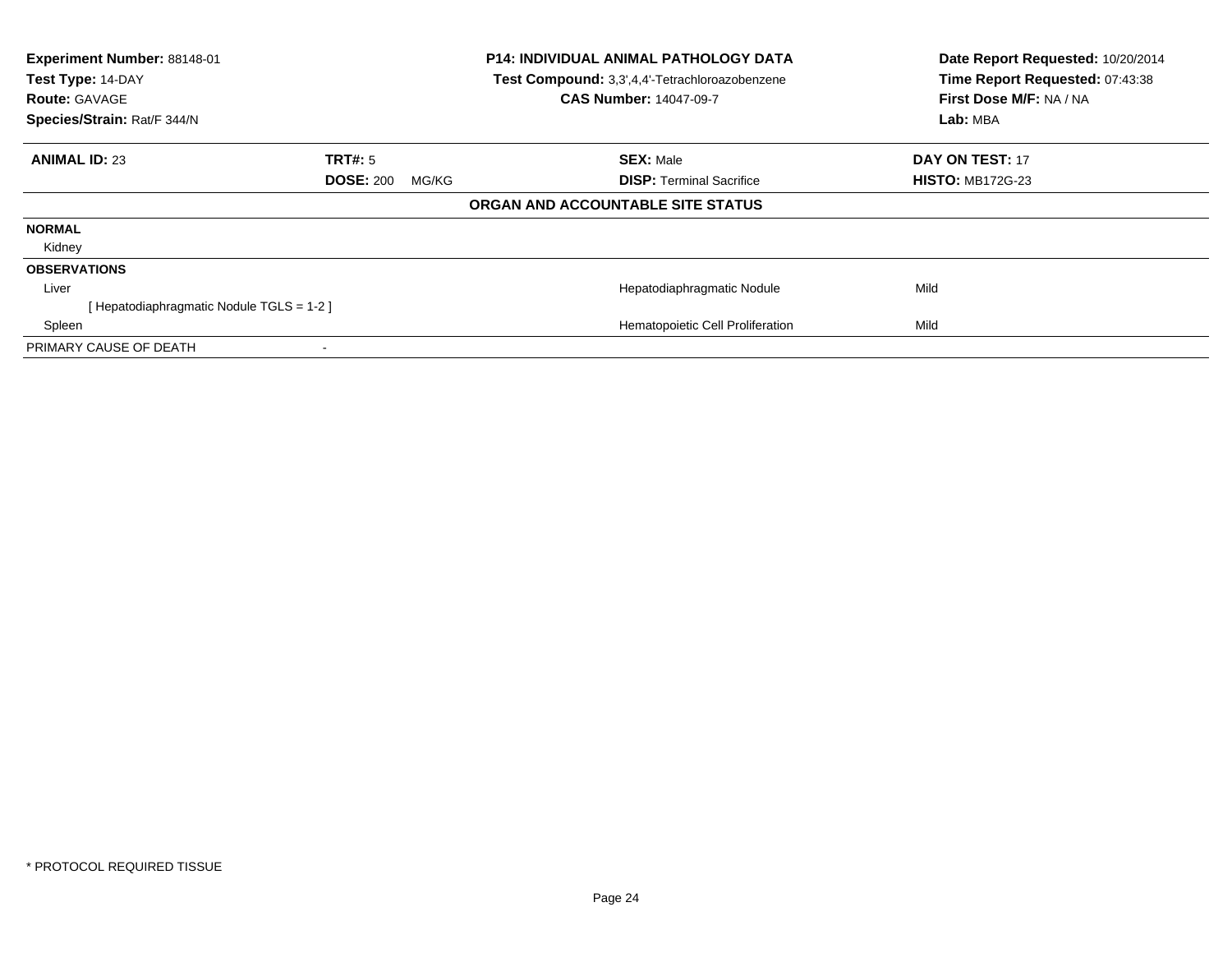**Experiment Number:** 88148-01
**Test Type:** 14-DAY
**Route:** GAVAGE
**Species/Strain:** Rat/F 344/N

**P14: INDIVIDUAL ANIMAL PATHOLOGY DATA**
**Test Compound:** 3,3',4,4'-Tetrachloroazobenzene
**CAS Number:** 14047-09-7

**Date Report Requested:** 10/20/2014
**Time Report Requested:** 07:43:38
**First Dose M/F:** NA / NA
**Lab:** MBA

| **ANIMAL ID:** 23 | **TRT#:** 5 | **SEX:** Male | **DAY ON TEST:** 17 |
|---|---|---|---|
| | **DOSE:** 200 MG/KG | **DISP:** Terminal Sacrifice | **HISTO:** MB172G-23 |

**ORGAN AND ACCOUNTABLE SITE STATUS**

| | | |
|---|---|---|
| **NORMAL** | | |
| Kidney | | |
| **OBSERVATIONS** | | |
| Liver | Hepatodiaphragmatic Nodule | Mild |
| [ Hepatodiaphragmatic Nodule TGLS = 1-2 ] | | |
| Spleen | Hematopoietic Cell Proliferation | Mild |
| PRIMARY CAUSE OF DEATH | - | |

* PROTOCOL REQUIRED TISSUE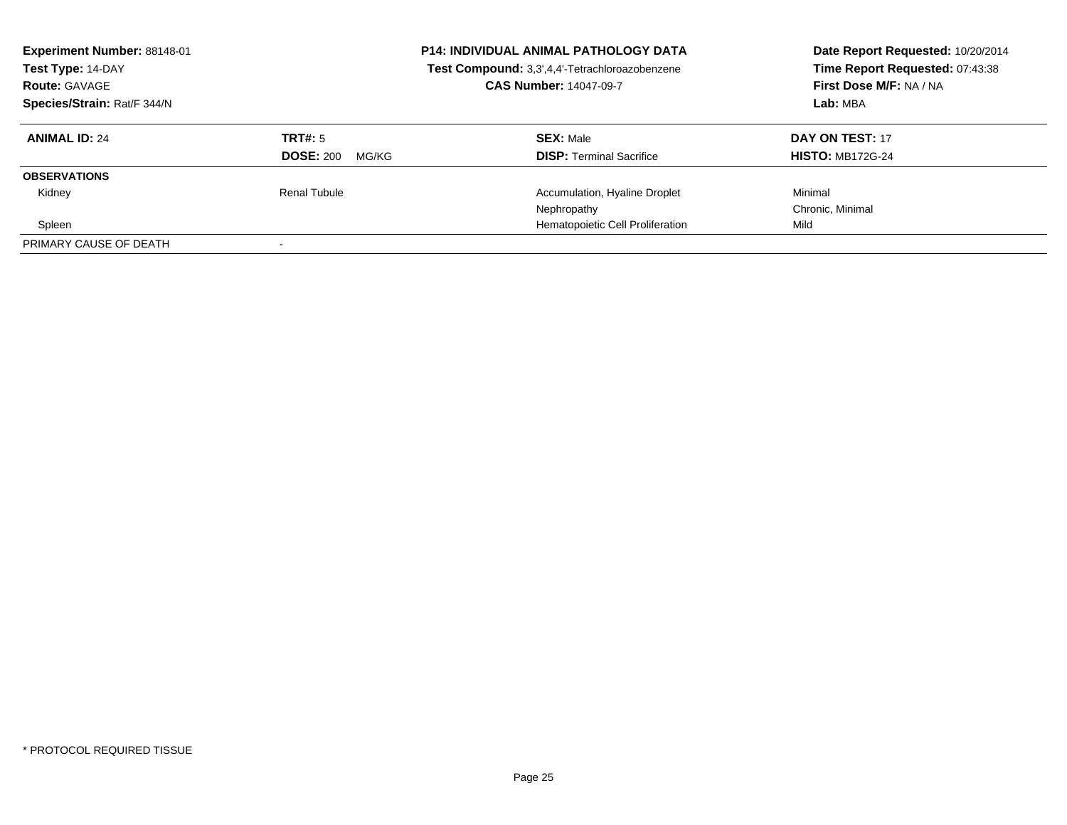**Experiment Number:** 88148-01
**Test Type:** 14-DAY
**Route:** GAVAGE
**Species/Strain:** Rat/F 344/N

**P14: INDIVIDUAL ANIMAL PATHOLOGY DATA**
**Test Compound:** 3,3',4,4'-Tetrachloroazobenzene
**CAS Number:** 14047-09-7

**Date Report Requested:** 10/20/2014
**Time Report Requested:** 07:43:38
**First Dose M/F:** NA / NA
**Lab:** MBA

| **ANIMAL ID:** 24 | **TRT#:** 5 | **SEX:** Male | **DAY ON TEST:** 17 |
|---|---|---|---|
| | **DOSE:** 200 MG/KG | **DISP:** Terminal Sacrifice | **HISTO:** MB172G-24 |
| **OBSERVATIONS** | | | |
| Kidney | Renal Tubule | Accumulation, Hyaline Droplet | Minimal |
| | | Nephropathy | Chronic, Minimal |
| Spleen | | Hematopoietic Cell Proliferation | Mild |
| PRIMARY CAUSE OF DEATH | - | | |

* PROTOCOL REQUIRED TISSUE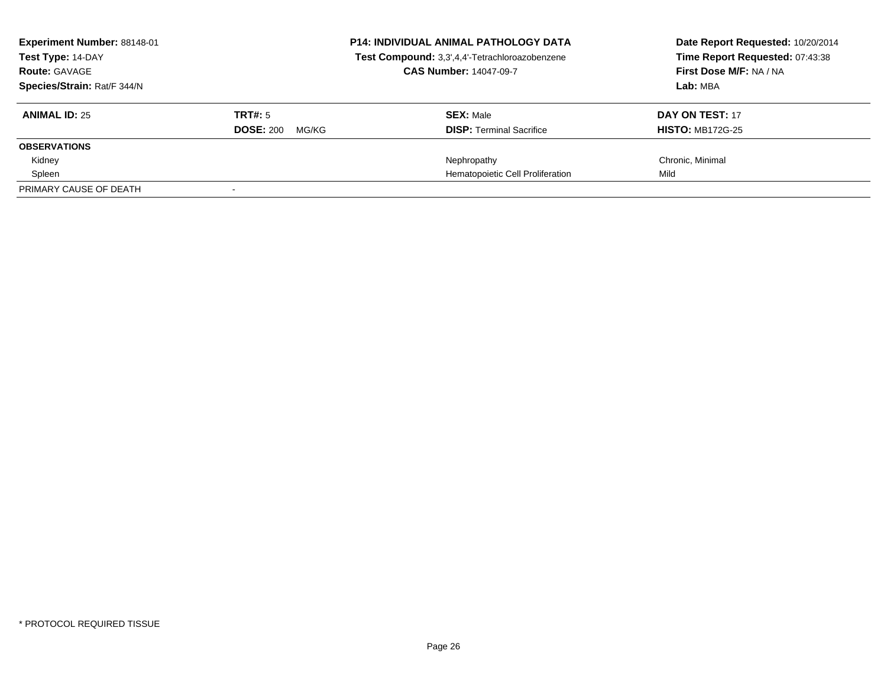**Experiment Number:** 88148-01
**Test Type:** 14-DAY
**Route:** GAVAGE
**Species/Strain:** Rat/F 344/N

**P14: INDIVIDUAL ANIMAL PATHOLOGY DATA**
**Test Compound:** 3,3',4,4'-Tetrachloroazobenzene
**CAS Number:** 14047-09-7

**Date Report Requested:** 10/20/2014
**Time Report Requested:** 07:43:38
**First Dose M/F:** NA / NA
**Lab:** MBA

| **ANIMAL ID:** 25 | **TRT#:** 5 | **SEX:** Male | **DAY ON TEST:** 17 |
|---|---|---|---|
| | **DOSE:** 200 MG/KG | **DISP:** Terminal Sacrifice | **HISTO:** MB172G-25 |
| **OBSERVATIONS** | | | |
| Kidney | | Nephropathy | Chronic, Minimal |
| Spleen | | Hematopoietic Cell Proliferation | Mild |
| PRIMARY CAUSE OF DEATH | - | | |

* PROTOCOL REQUIRED TISSUE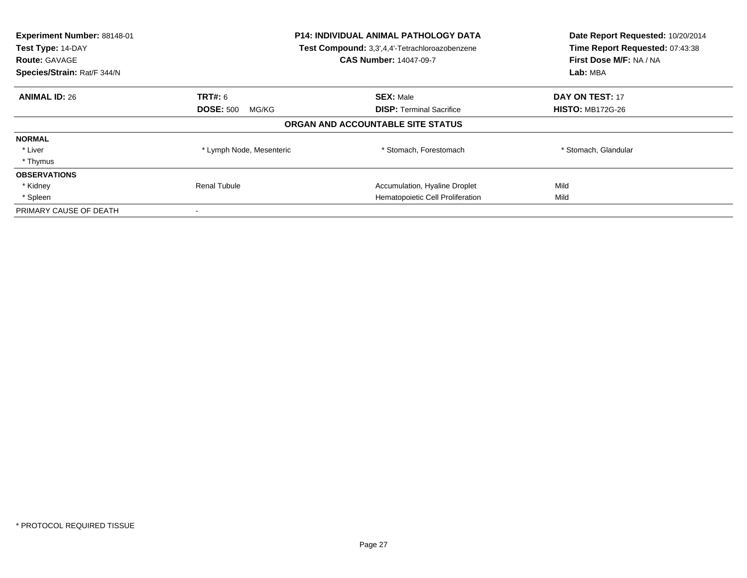**Experiment Number:** 88148-01
**Test Type:** 14-DAY
**Route:** GAVAGE
**Species/Strain:** Rat/F 344/N

**P14: INDIVIDUAL ANIMAL PATHOLOGY DATA**
**Test Compound:** 3,3',4,4'-Tetrachloroazobenzene
**CAS Number:** 14047-09-7

**Date Report Requested:** 10/20/2014
**Time Report Requested:** 07:43:38
**First Dose M/F:** NA / NA
**Lab:** MBA

| **ANIMAL ID:** 26 | **TRT#:** 6 | **SEX:** Male | **DAY ON TEST:** 17 |
|---|---|---|---|
| | **DOSE:** 500 MG/KG | **DISP:** Terminal Sacrifice | **HISTO:** MB172G-26 |

## ORGAN AND ACCOUNTABLE SITE STATUS

| | | | |
|---|---|---|---|
| **NORMAL** | | | |
| * Liver | * Lymph Node, Mesenteric | * Stomach, Forestomach | * Stomach, Glandular |
| * Thymus | | | |
| **OBSERVATIONS** | | | |
| * Kidney | Renal Tubule | Accumulation, Hyaline Droplet | Mild |
| * Spleen | | Hematopoietic Cell Proliferation | Mild |
| PRIMARY CAUSE OF DEATH | - | | |

* PROTOCOL REQUIRED TISSUE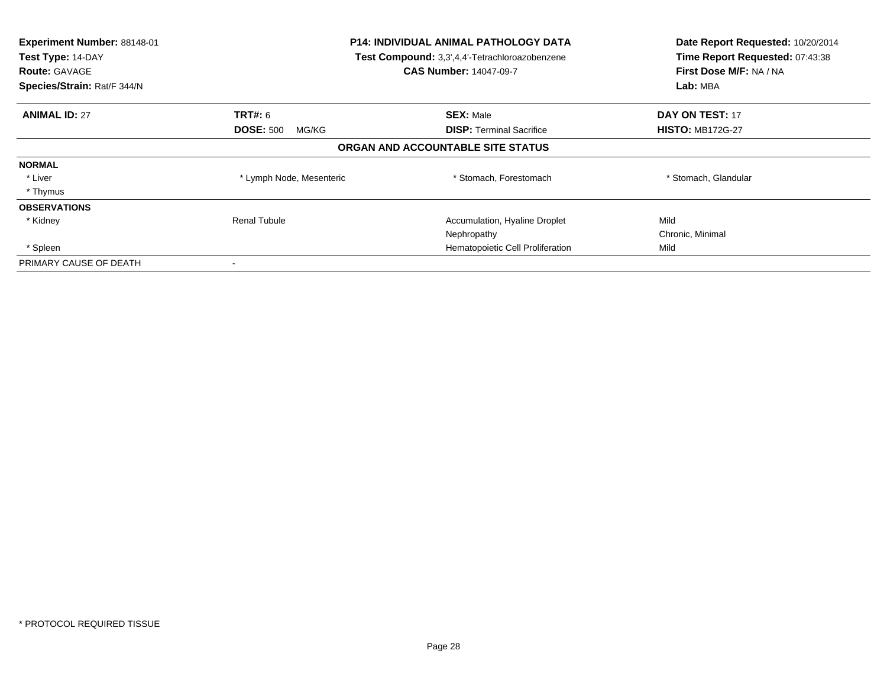**Experiment Number:** 88148-01
**Test Type:** 14-DAY
**Route:** GAVAGE
**Species/Strain:** Rat/F 344/N

**P14: INDIVIDUAL ANIMAL PATHOLOGY DATA**
**Test Compound:** 3,3',4,4'-Tetrachloroazobenzene
**CAS Number:** 14047-09-7

**Date Report Requested:** 10/20/2014
**Time Report Requested:** 07:43:38
**First Dose M/F:** NA / NA
**Lab:** MBA

| **ANIMAL ID:** 27 | **TRT#:** 6 | **SEX:** Male | **DAY ON TEST:** 17 |
|---|---|---|---|
| | **DOSE:** 500 MG/KG | **DISP:** Terminal Sacrifice | **HISTO:** MB172G-27 |

## ORGAN AND ACCOUNTABLE SITE STATUS

| | | | |
|---|---|---|---|
| **NORMAL** | | | |
| * Liver | * Lymph Node, Mesenteric | * Stomach, Forestomach | * Stomach, Glandular |
| * Thymus | | | |
| **OBSERVATIONS** | | | |
| * Kidney | Renal Tubule | Accumulation, Hyaline Droplet | Mild |
| | | Nephropathy | Chronic, Minimal |
| * Spleen | | Hematopoietic Cell Proliferation | Mild |
| PRIMARY CAUSE OF DEATH | - | | |

* PROTOCOL REQUIRED TISSUE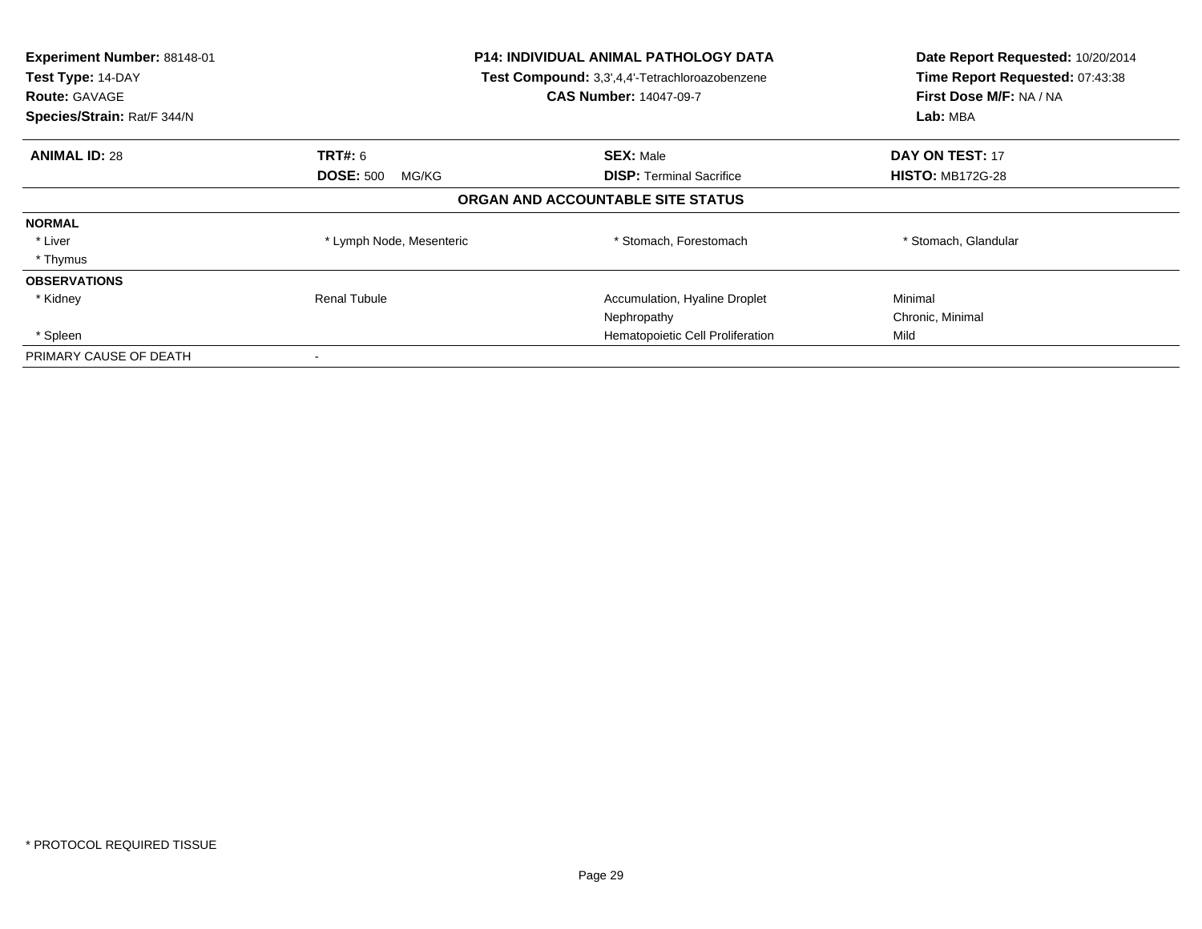**Experiment Number:** 88148-01
**Test Type:** 14-DAY
**Route:** GAVAGE
**Species/Strain:** Rat/F 344/N

**P14: INDIVIDUAL ANIMAL PATHOLOGY DATA**
**Test Compound:** 3,3',4,4'-Tetrachloroazobenzene
**CAS Number:** 14047-09-7

**Date Report Requested:** 10/20/2014
**Time Report Requested:** 07:43:38
**First Dose M/F:** NA / NA
**Lab:** MBA

| **ANIMAL ID:** 28 | **TRT#:** 6 | **SEX:** Male | **DAY ON TEST:** 17 |
|---|---|---|---|
| | **DOSE:** 500 MG/KG | **DISP:** Terminal Sacrifice | **HISTO:** MB172G-28 |

**ORGAN AND ACCOUNTABLE SITE STATUS**

| | | | |
|---|---|---|---|
| **NORMAL** | | | |
| * Liver | * Lymph Node, Mesenteric | * Stomach, Forestomach | * Stomach, Glandular |
| * Thymus | | | |
| **OBSERVATIONS** | | | |
| * Kidney | Renal Tubule | Accumulation, Hyaline Droplet | Minimal |
| | | Nephropathy | Chronic, Minimal |
| * Spleen | | Hematopoietic Cell Proliferation | Mild |
| PRIMARY CAUSE OF DEATH | - | | |

* PROTOCOL REQUIRED TISSUE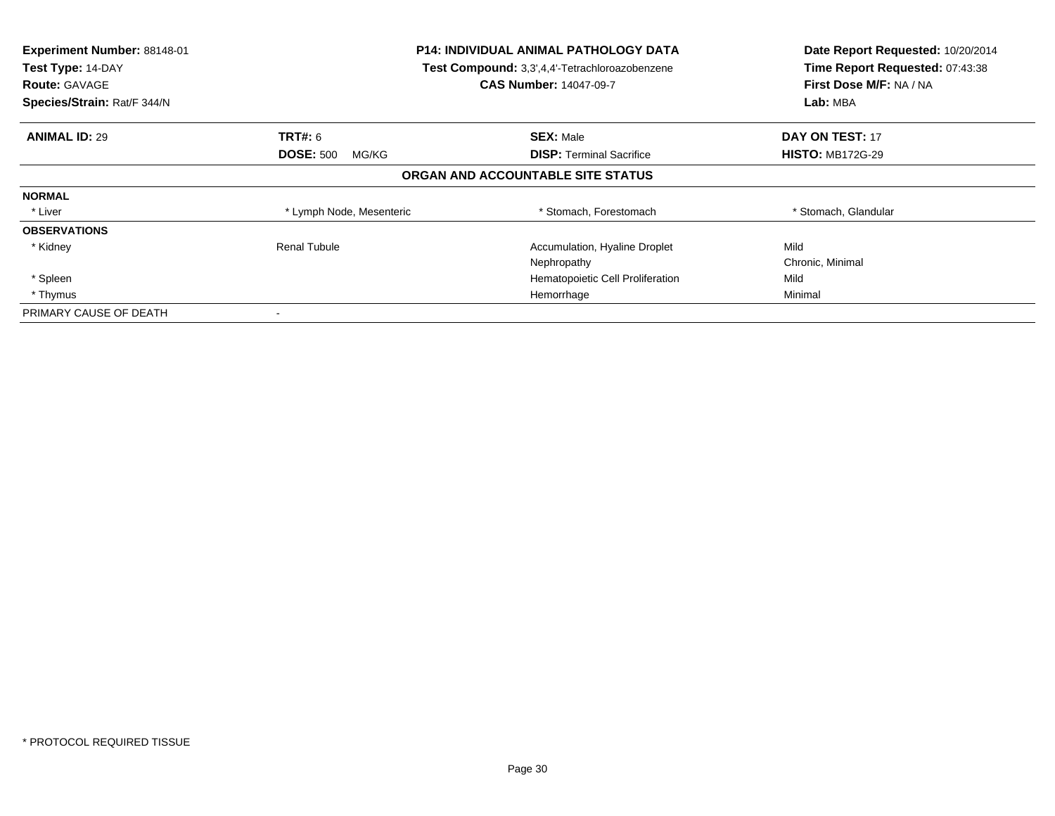**Experiment Number:** 88148-01
**Test Type:** 14-DAY
**Route:** GAVAGE
**Species/Strain:** Rat/F 344/N

**P14: INDIVIDUAL ANIMAL PATHOLOGY DATA**
**Test Compound:** 3,3',4,4'-Tetrachloroazobenzene
**CAS Number:** 14047-09-7

**Date Report Requested:** 10/20/2014
**Time Report Requested:** 07:43:38
**First Dose M/F:** NA / NA
**Lab:** MBA

| **ANIMAL ID:** 29 | **TRT#:** 6 | **SEX:** Male | **DAY ON TEST:** 17 |
|---|---|---|---|
| | **DOSE:** 500 MG/KG | **DISP:** Terminal Sacrifice | **HISTO:** MB172G-29 |

## ORGAN AND ACCOUNTABLE SITE STATUS

| | | | |
|---|---|---|---|
| **NORMAL** | | | |
| * Liver | * Lymph Node, Mesenteric | * Stomach, Forestomach | * Stomach, Glandular |
| **OBSERVATIONS** | | | |
| * Kidney | Renal Tubule | Accumulation, Hyaline Droplet | Mild |
| | | Nephropathy | Chronic, Minimal |
| * Spleen | | Hematopoietic Cell Proliferation | Mild |
| * Thymus | | Hemorrhage | Minimal |
| PRIMARY CAUSE OF DEATH | - | | |

* PROTOCOL REQUIRED TISSUE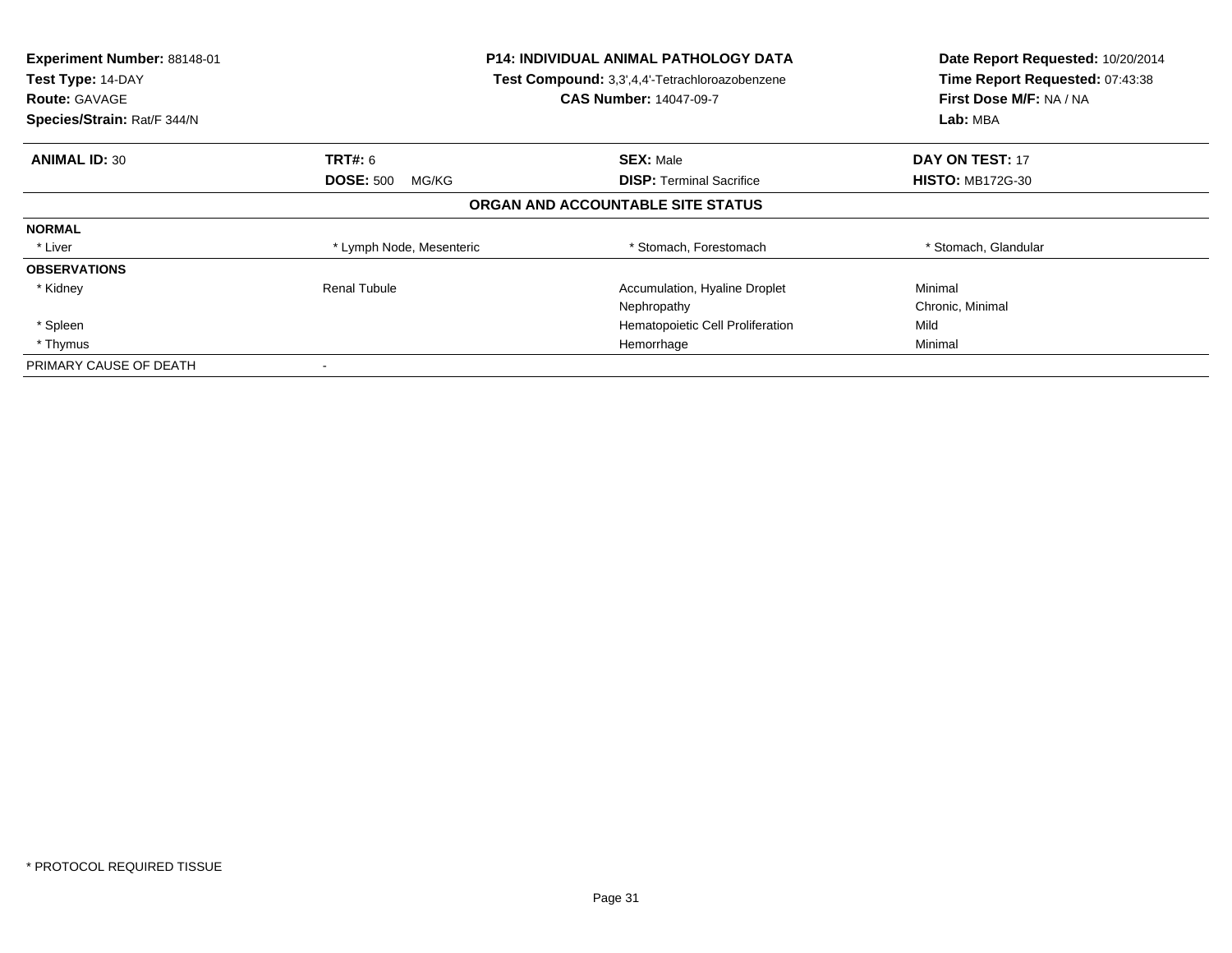**Experiment Number:** 88148-01
**Test Type:** 14-DAY
**Route:** GAVAGE
**Species/Strain:** Rat/F 344/N

**P14: INDIVIDUAL ANIMAL PATHOLOGY DATA**
**Test Compound:** 3,3',4,4'-Tetrachloroazobenzene
**CAS Number:** 14047-09-7

**Date Report Requested:** 10/20/2014
**Time Report Requested:** 07:43:38
**First Dose M/F:** NA / NA
**Lab:** MBA

| **ANIMAL ID:** 30 | **TRT#:** 6 | **SEX:** Male | **DAY ON TEST:** 17 |
|---|---|---|---|
| | **DOSE:** 500 MG/KG | **DISP:** Terminal Sacrifice | **HISTO:** MB172G-30 |

## ORGAN AND ACCOUNTABLE SITE STATUS

| | | | |
|---|---|---|---|
| **NORMAL** | | | |
| * Liver | * Lymph Node, Mesenteric | * Stomach, Forestomach | * Stomach, Glandular |
| **OBSERVATIONS** | | | |
| * Kidney | Renal Tubule | Accumulation, Hyaline Droplet | Minimal |
| | | Nephropathy | Chronic, Minimal |
| * Spleen | | Hematopoietic Cell Proliferation | Mild |
| * Thymus | | Hemorrhage | Minimal |
| PRIMARY CAUSE OF DEATH | - | | |

* PROTOCOL REQUIRED TISSUE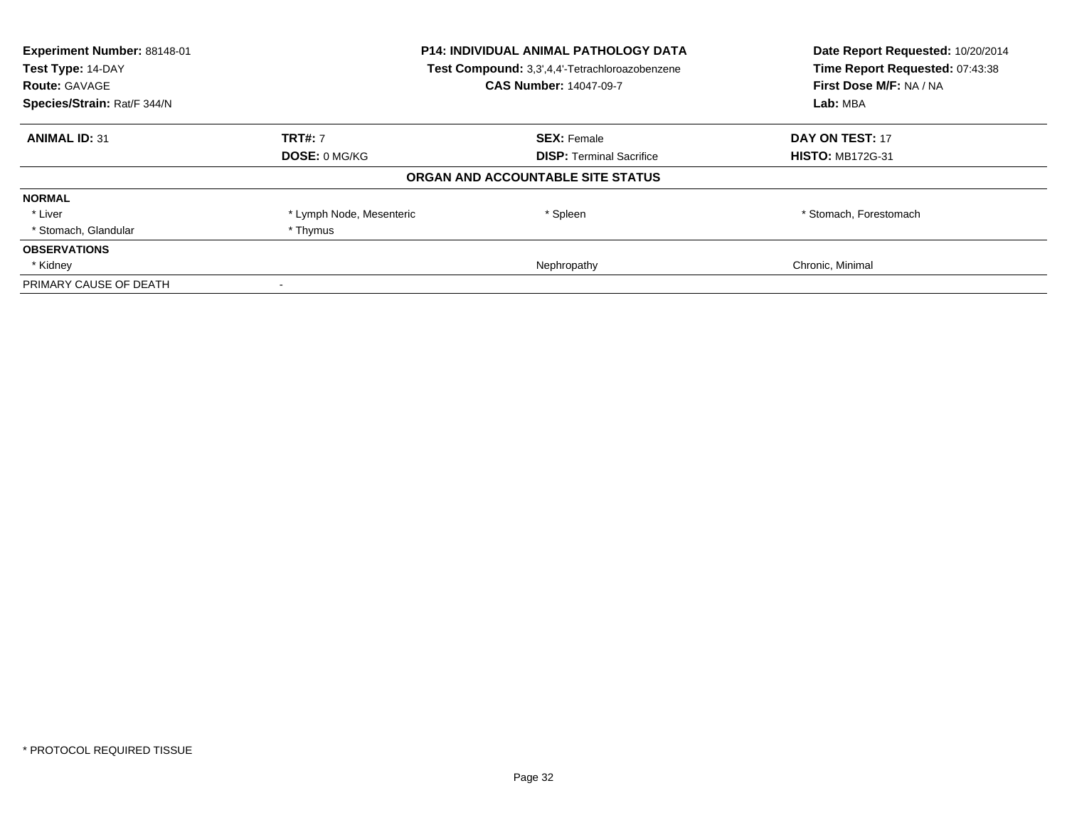**Experiment Number:** 88148-01
**Test Type:** 14-DAY
**Route:** GAVAGE
**Species/Strain:** Rat/F 344/N

**P14: INDIVIDUAL ANIMAL PATHOLOGY DATA**
**Test Compound:** 3,3',4,4'-Tetrachloroazobenzene
**CAS Number:** 14047-09-7

**Date Report Requested:** 10/20/2014
**Time Report Requested:** 07:43:38
**First Dose M/F:** NA / NA
**Lab:** MBA

| **ANIMAL ID:** 31 | **TRT#:** 7 | **SEX:** Female | **DAY ON TEST:** 17 |
|---|---|---|---|
| | **DOSE:** 0 MG/KG | **DISP:** Terminal Sacrifice | **HISTO:** MB172G-31 |

**ORGAN AND ACCOUNTABLE SITE STATUS**

| | | | |
|---|---|---|---|
| **NORMAL** | | | |
| * Liver | * Lymph Node, Mesenteric | * Spleen | * Stomach, Forestomach |
| * Stomach, Glandular | * Thymus | | |
| **OBSERVATIONS** | | | |
| * Kidney | | Nephropathy | Chronic, Minimal |
| PRIMARY CAUSE OF DEATH | - | | |

* PROTOCOL REQUIRED TISSUE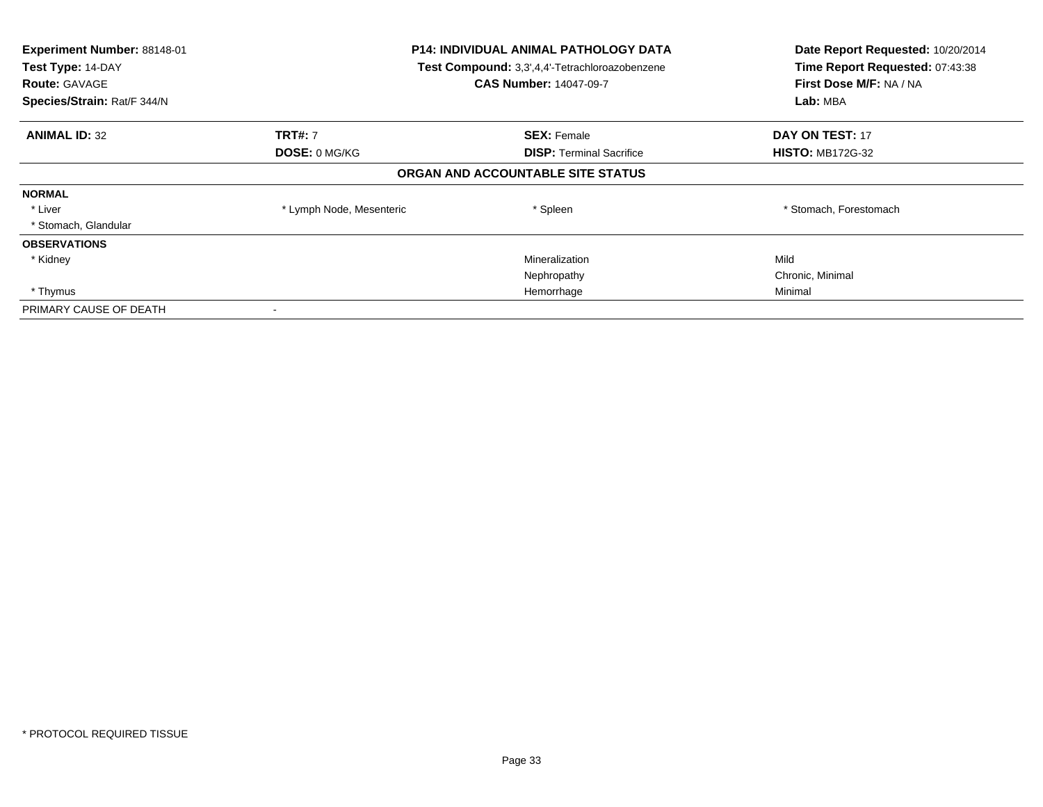**Experiment Number:** 88148-01
**Test Type:** 14-DAY
**Route:** GAVAGE
**Species/Strain:** Rat/F 344/N

**P14: INDIVIDUAL ANIMAL PATHOLOGY DATA**
**Test Compound:** 3,3',4,4'-Tetrachloroazobenzene
**CAS Number:** 14047-09-7

**Date Report Requested:** 10/20/2014
**Time Report Requested:** 07:43:38
**First Dose M/F:** NA / NA
**Lab:** MBA

| **ANIMAL ID:** 32 | **TRT#:** 7 | **SEX:** Female | **DAY ON TEST:** 17 |
|---|---|---|---|
| | **DOSE:** 0 MG/KG | **DISP:** Terminal Sacrifice | **HISTO:** MB172G-32 |

**ORGAN AND ACCOUNTABLE SITE STATUS**

| | | | |
|---|---|---|---|
| **NORMAL** | | | |
| * Liver | * Lymph Node, Mesenteric | * Spleen | * Stomach, Forestomach |
| * Stomach, Glandular | | | |
| **OBSERVATIONS** | | | |
| * Kidney | | Mineralization | Mild |
| | | Nephropathy | Chronic, Minimal |
| * Thymus | | Hemorrhage | Minimal |
| PRIMARY CAUSE OF DEATH | - | | |

* PROTOCOL REQUIRED TISSUE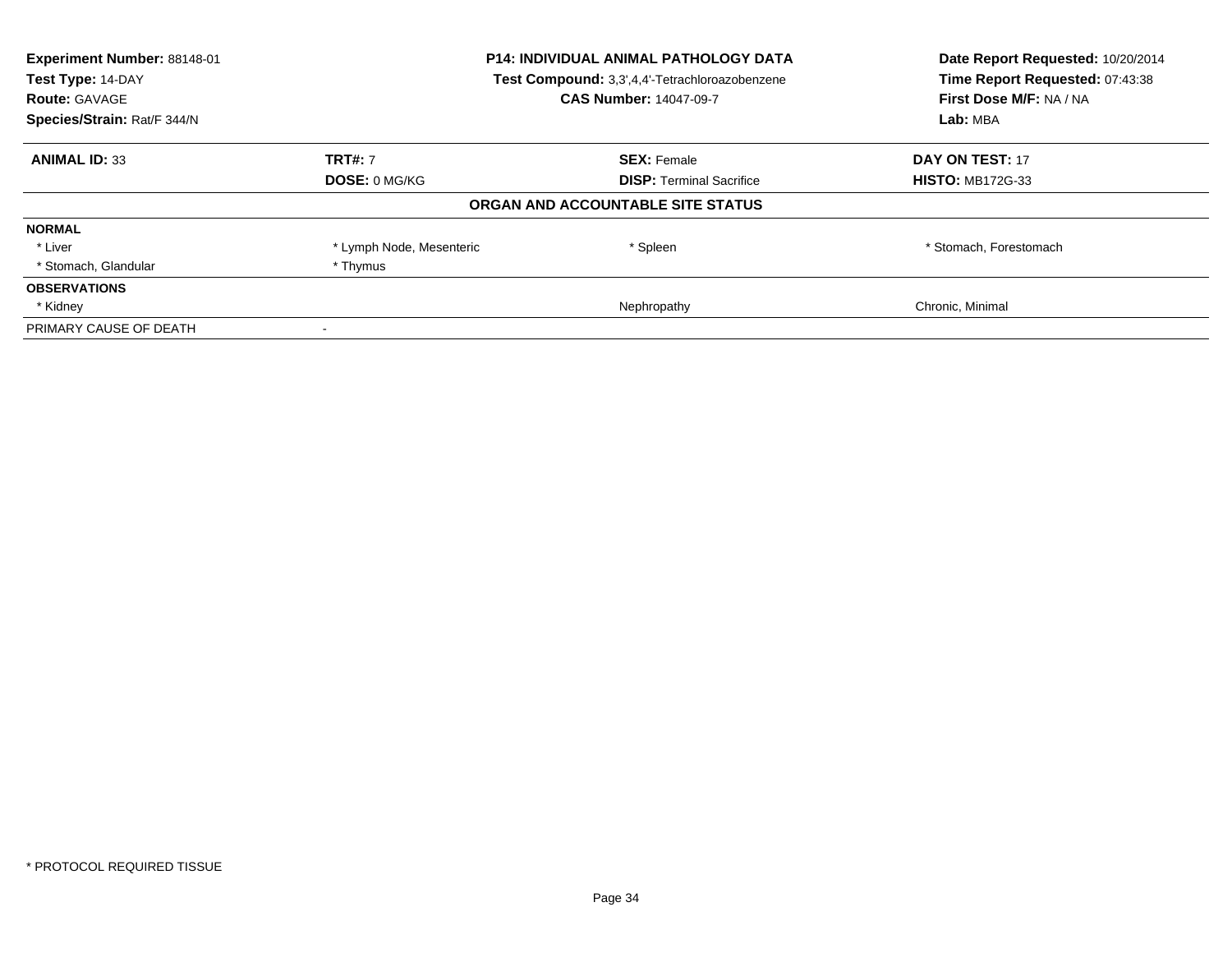**Experiment Number:** 88148-01
**Test Type:** 14-DAY
**Route:** GAVAGE
**Species/Strain:** Rat/F 344/N

**P14: INDIVIDUAL ANIMAL PATHOLOGY DATA**
**Test Compound:** 3,3',4,4'-Tetrachloroazobenzene
**CAS Number:** 14047-09-7

**Date Report Requested:** 10/20/2014
**Time Report Requested:** 07:43:38
**First Dose M/F:** NA / NA
**Lab:** MBA

| **ANIMAL ID:** 33 | **TRT#:** 7 | **SEX:** Female | **DAY ON TEST:** 17 |
|---|---|---|---|
| | **DOSE:** 0 MG/KG | **DISP:** Terminal Sacrifice | **HISTO:** MB172G-33 |

**ORGAN AND ACCOUNTABLE SITE STATUS**

| | | | |
|---|---|---|---|
| **NORMAL** | | | |
| * Liver | * Lymph Node, Mesenteric | * Spleen | * Stomach, Forestomach |
| * Stomach, Glandular | * Thymus | | |
| **OBSERVATIONS** | | | |
| * Kidney | | Nephropathy | Chronic, Minimal |
| PRIMARY CAUSE OF DEATH | - | | |

* PROTOCOL REQUIRED TISSUE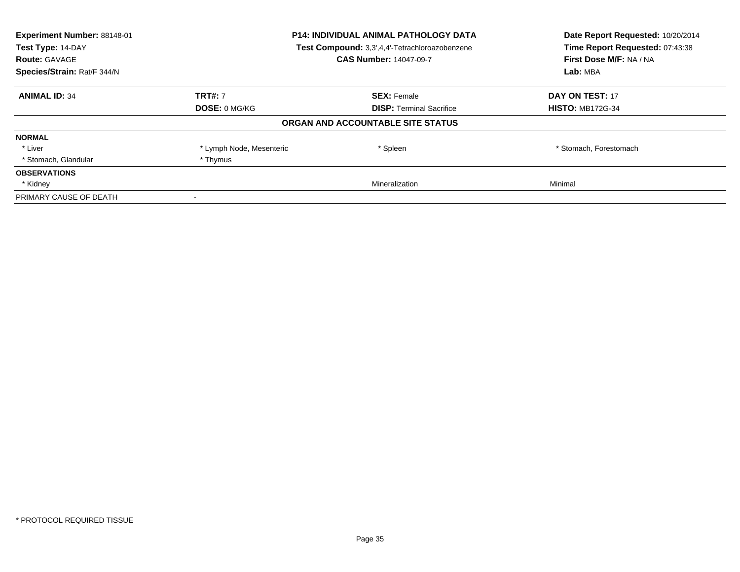**Experiment Number:** 88148-01
**Test Type:** 14-DAY
**Route:** GAVAGE
**Species/Strain:** Rat/F 344/N

**P14: INDIVIDUAL ANIMAL PATHOLOGY DATA**
**Test Compound:** 3,3',4,4'-Tetrachloroazobenzene
**CAS Number:** 14047-09-7

**Date Report Requested:** 10/20/2014
**Time Report Requested:** 07:43:38
**First Dose M/F:** NA / NA
**Lab:** MBA

| **ANIMAL ID:** 34 | **TRT#:** 7 | **SEX:** Female | **DAY ON TEST:** 17 |
|---|---|---|---|
| | **DOSE:** 0 MG/KG | **DISP:** Terminal Sacrifice | **HISTO:** MB172G-34 |

**ORGAN AND ACCOUNTABLE SITE STATUS**

| | | | |
|---|---|---|---|
| **NORMAL** | | | |
| * Liver | * Lymph Node, Mesenteric | * Spleen | * Stomach, Forestomach |
| * Stomach, Glandular | * Thymus | | |
| **OBSERVATIONS** | | | |
| * Kidney | | Mineralization | Minimal |
| PRIMARY CAUSE OF DEATH | - | | |

* PROTOCOL REQUIRED TISSUE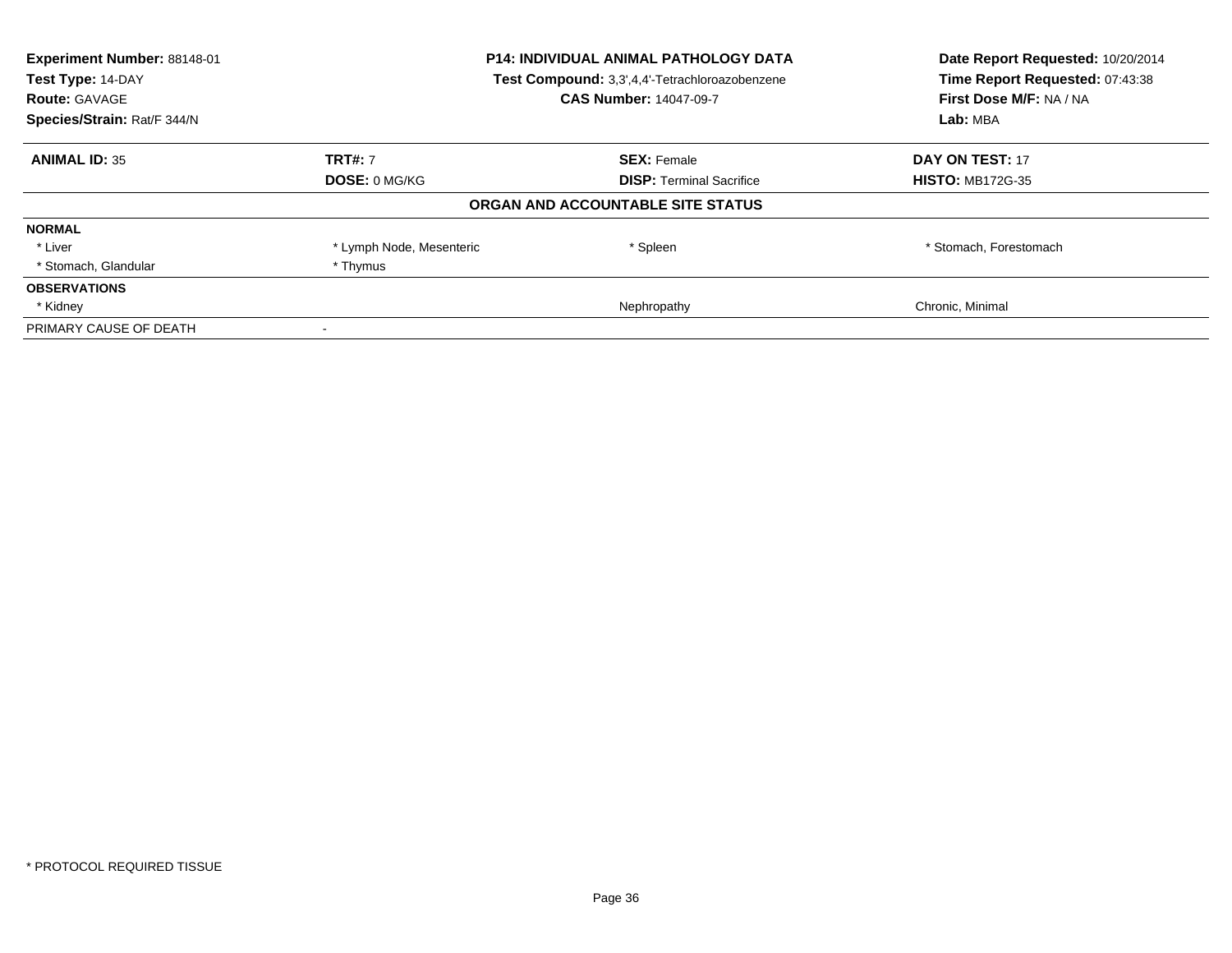| **Experiment Number:** 88148-01 | **P14: INDIVIDUAL ANIMAL PATHOLOGY DATA** | **Date Report Requested:** 10/20/2014 |
|---|---|---|
| **Test Type:** 14-DAY | **Test Compound:** 3,3',4,4'-Tetrachloroazobenzene | **Time Report Requested:** 07:43:38 |
| **Route:** GAVAGE | **CAS Number:** 14047-09-7 | **First Dose M/F:** NA / NA |
| **Species/Strain:** Rat/F 344/N | | **Lab:** MBA |

| **ANIMAL ID:** 35 | **TRT#:** 7 | **SEX:** Female | **DAY ON TEST:** 17 |
|---|---|---|---|
| | **DOSE:** 0 MG/KG | **DISP:** Terminal Sacrifice | **HISTO:** MB172G-35 |

**ORGAN AND ACCOUNTABLE SITE STATUS**

| | | | |
|---|---|---|---|
| **NORMAL** | | | |
| * Liver | * Lymph Node, Mesenteric | * Spleen | * Stomach, Forestomach |
| * Stomach, Glandular | * Thymus | | |
| **OBSERVATIONS** | | | |
| * Kidney | | Nephropathy | Chronic, Minimal |
| PRIMARY CAUSE OF DEATH | - | | |

* PROTOCOL REQUIRED TISSUE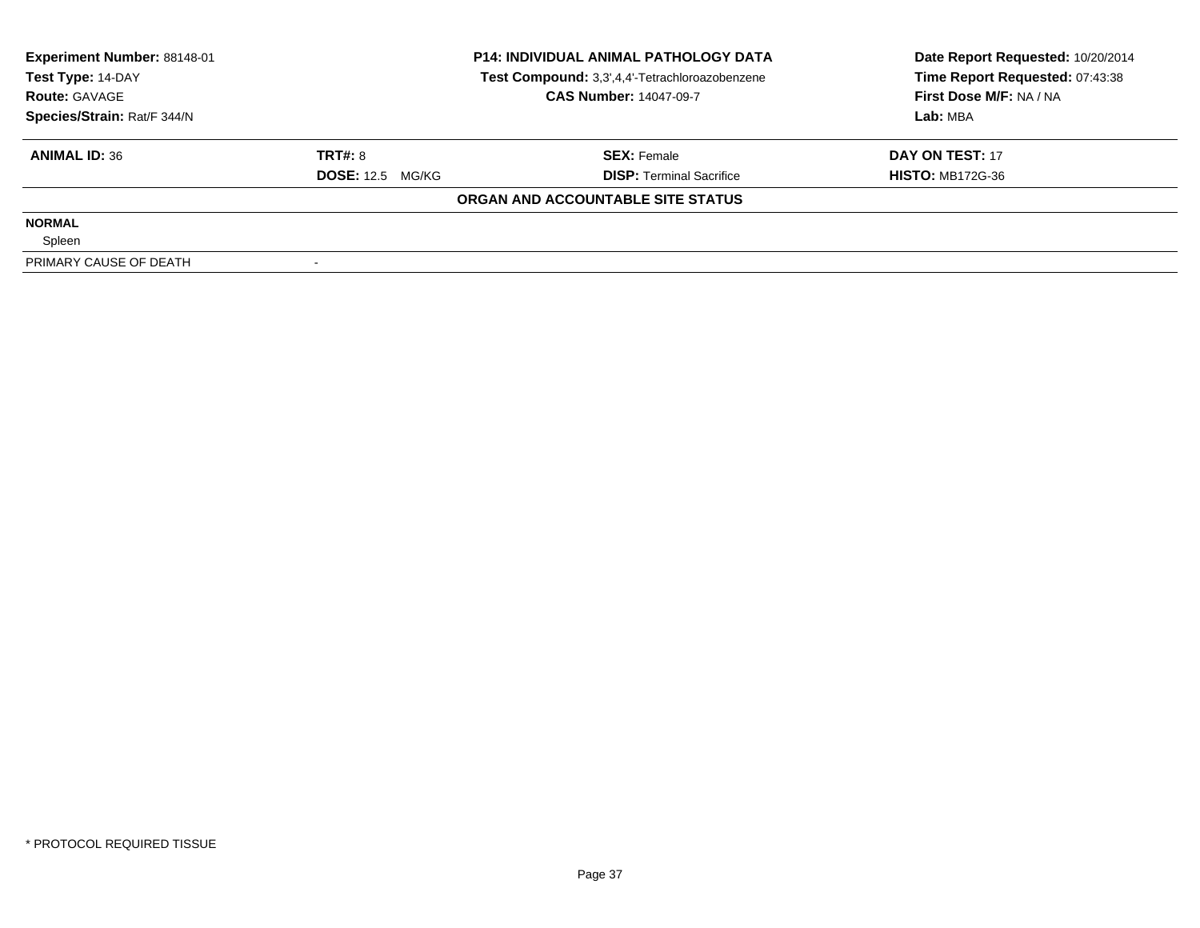| Experiment Number: 88148-01 | P14: INDIVIDUAL ANIMAL PATHOLOGY DATA | Date Report Requested: 10/20/2014 |
|---|---|---|
| Test Type: 14-DAY | Test Compound: 3,3',4,4'-Tetrachloroazobenzene | Time Report Requested: 07:43:38 |
| Route: GAVAGE | CAS Number: 14047-09-7 | First Dose M/F: NA / NA |
| Species/Strain: Rat/F 344/N | | Lab: MBA |

| ANIMAL ID: 36 | TRT#: 8 | SEX: Female | DAY ON TEST: 17 |
|---|---|---|---|
| | DOSE: 12.5 MG/KG | DISP: Terminal Sacrifice | HISTO: MB172G-36 |

**ORGAN AND ACCOUNTABLE SITE STATUS**

**NORMAL**

Spleen

| PRIMARY CAUSE OF DEATH | - |
|---|---|

\* PROTOCOL REQUIRED TISSUE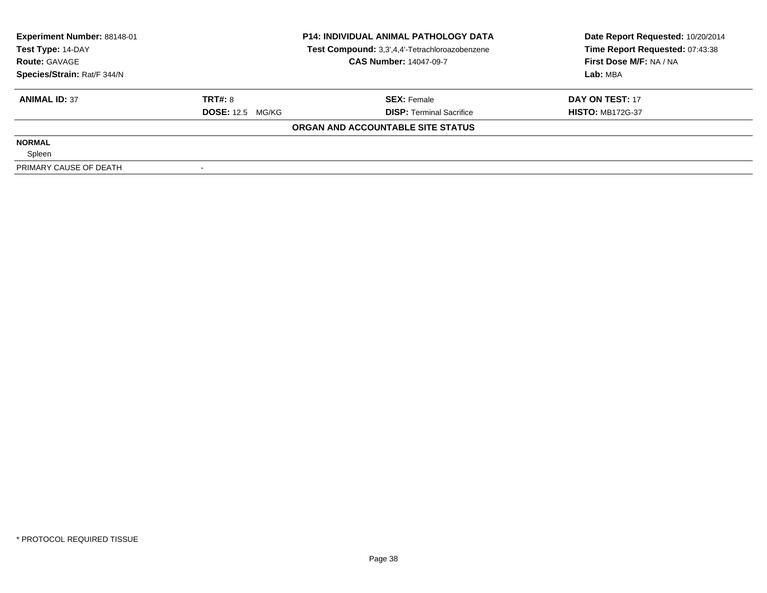| Experiment Number: 88148-01 | P14: INDIVIDUAL ANIMAL PATHOLOGY DATA | Date Report Requested: 10/20/2014 |
|---|---|---|
| Test Type: 14-DAY | Test Compound: 3,3',4,4'-Tetrachloroazobenzene | Time Report Requested: 07:43:38 |
| Route: GAVAGE | CAS Number: 14047-09-7 | First Dose M/F: NA / NA |
| Species/Strain: Rat/F 344/N | | Lab: MBA |

| **ANIMAL ID:** 37 | **TRT#:** 8 | **SEX:** Female | **DAY ON TEST:** 17 |
|---|---|---|---|
| | **DOSE:** 12.5 MG/KG | **DISP:** Terminal Sacrifice | **HISTO:** MB172G-37 |

**ORGAN AND ACCOUNTABLE SITE STATUS**

**NORMAL**

Spleen

| PRIMARY CAUSE OF DEATH | - |
|---|---|

\* PROTOCOL REQUIRED TISSUE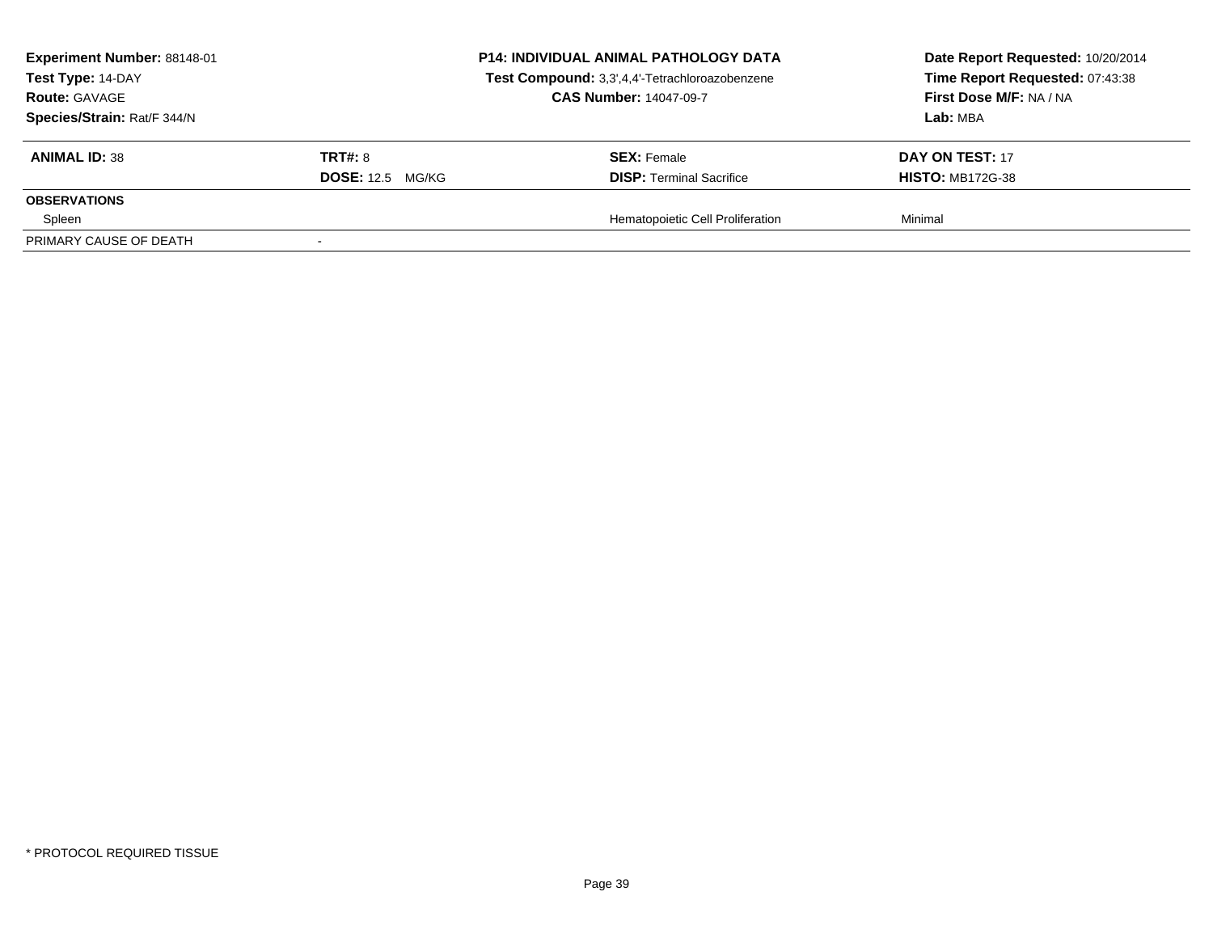**Experiment Number:** 88148-01
**Test Type:** 14-DAY
**Route:** GAVAGE
**Species/Strain:** Rat/F 344/N

**P14: INDIVIDUAL ANIMAL PATHOLOGY DATA**
**Test Compound:** 3,3',4,4'-Tetrachloroazobenzene
**CAS Number:** 14047-09-7

**Date Report Requested:** 10/20/2014
**Time Report Requested:** 07:43:38
**First Dose M/F:** NA / NA
**Lab:** MBA

| **ANIMAL ID:** 38 | **TRT#:** 8 | **SEX:** Female | **DAY ON TEST:** 17 |
|---|---|---|---|
| | **DOSE:** 12.5 MG/KG | **DISP:** Terminal Sacrifice | **HISTO:** MB172G-38 |
| **OBSERVATIONS** | | | |
| Spleen | | Hematopoietic Cell Proliferation | Minimal |
| PRIMARY CAUSE OF DEATH | - | | |

* PROTOCOL REQUIRED TISSUE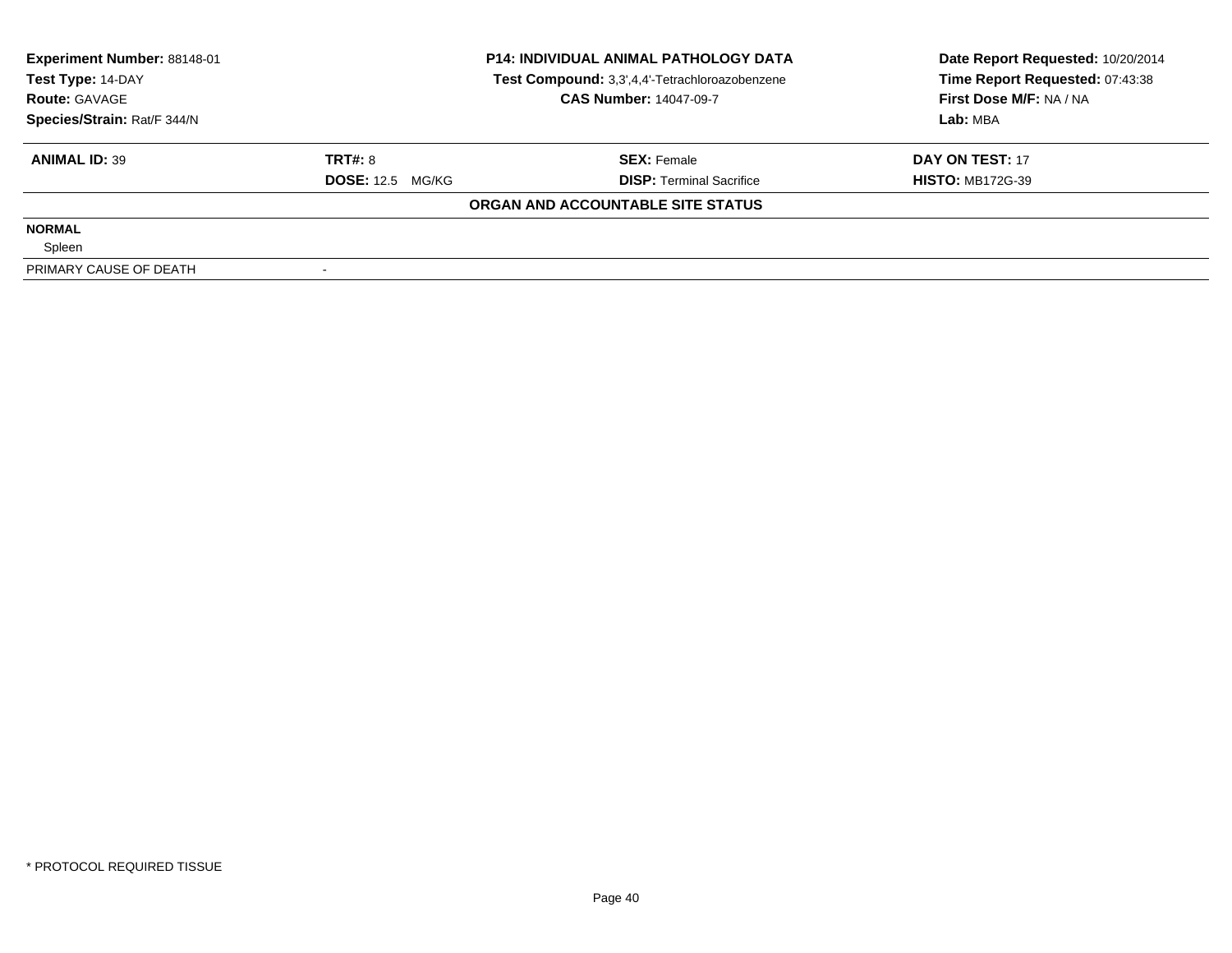**Experiment Number:** 88148-01
**Test Type:** 14-DAY
**Route:** GAVAGE
**Species/Strain:** Rat/F 344/N

**P14: INDIVIDUAL ANIMAL PATHOLOGY DATA**
**Test Compound:** 3,3',4,4'-Tetrachloroazobenzene
**CAS Number:** 14047-09-7

**Date Report Requested:** 10/20/2014
**Time Report Requested:** 07:43:38
**First Dose M/F:** NA / NA
**Lab:** MBA

| **ANIMAL ID:** 39 | **TRT#:** 8 | **SEX:** Female | **DAY ON TEST:** 17 |
|---|---|---|---|
| | **DOSE:** 12.5 MG/KG | **DISP:** Terminal Sacrifice | **HISTO:** MB172G-39 |

**ORGAN AND ACCOUNTABLE SITE STATUS**

| | |
|---|---|
| **NORMAL** | |
| Spleen | |
| PRIMARY CAUSE OF DEATH | - |

* PROTOCOL REQUIRED TISSUE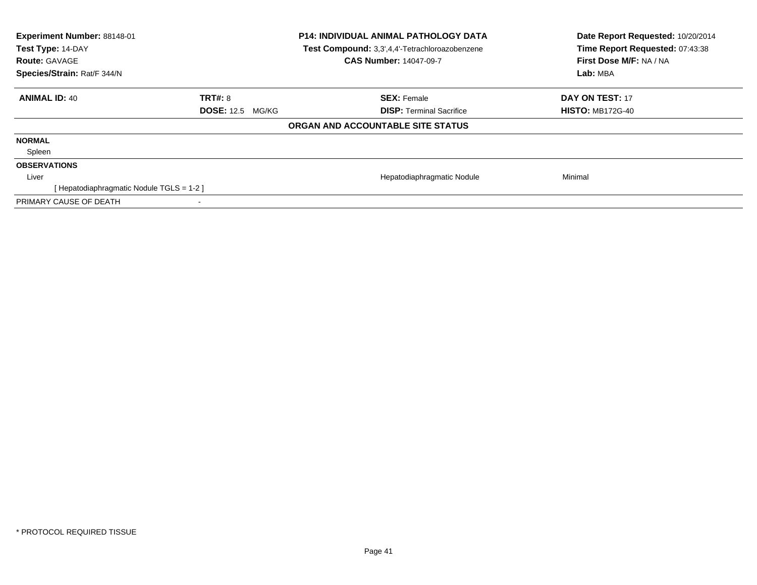| Experiment Number: 88148-01 | P14: INDIVIDUAL ANIMAL PATHOLOGY DATA | Date Report Requested: 10/20/2014 |
|---|---|---|
| Test Type: 14-DAY | Test Compound: 3,3',4,4'-Tetrachloroazobenzene | Time Report Requested: 07:43:38 |
| Route: GAVAGE | CAS Number: 14047-09-7 | First Dose M/F: NA / NA |
| Species/Strain: Rat/F 344/N | | Lab: MBA |

| ANIMAL ID: 40 | TRT#: 8 | SEX: Female | DAY ON TEST: 17 |
|---|---|---|---|
| | DOSE: 12.5 MG/KG | DISP: Terminal Sacrifice | HISTO: MB172G-40 |

**ORGAN AND ACCOUNTABLE SITE STATUS**

| | | | |
|---|---|---|---|
| **NORMAL** | | | |
| Spleen | | | |
| **OBSERVATIONS** | | | |
| Liver | | Hepatodiaphragmatic Nodule | Minimal |
| [ Hepatodiaphragmatic Nodule TGLS = 1-2 ] | | | |
| PRIMARY CAUSE OF DEATH | - | | |

* PROTOCOL REQUIRED TISSUE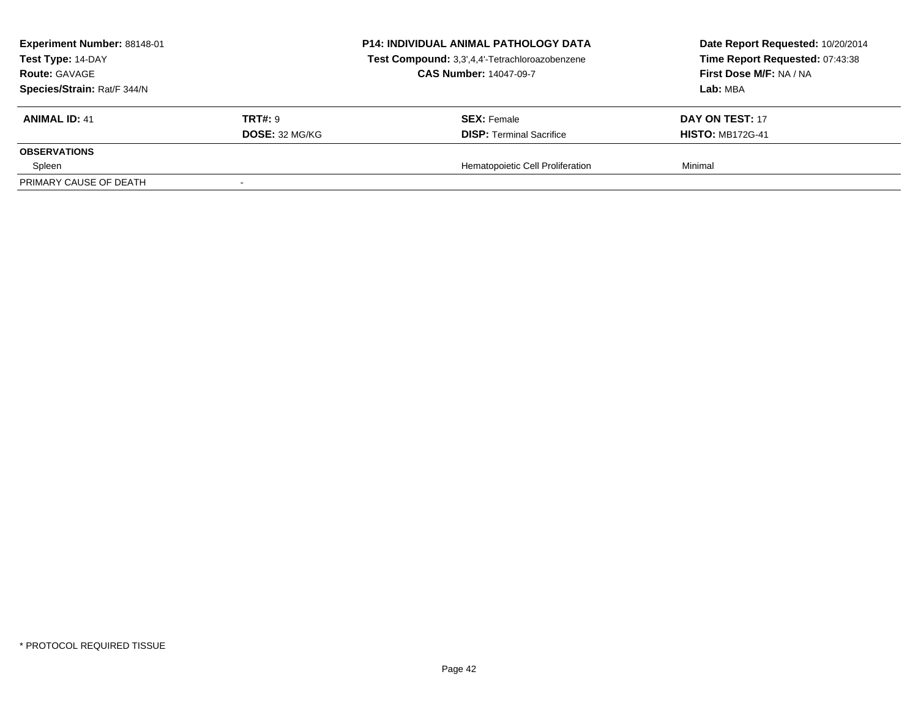**Experiment Number:** 88148-01
**Test Type:** 14-DAY
**Route:** GAVAGE
**Species/Strain:** Rat/F 344/N

**P14: INDIVIDUAL ANIMAL PATHOLOGY DATA**
**Test Compound:** 3,3',4,4'-Tetrachloroazobenzene
**CAS Number:** 14047-09-7

**Date Report Requested:** 10/20/2014
**Time Report Requested:** 07:43:38
**First Dose M/F:** NA / NA
**Lab:** MBA

| **ANIMAL ID:** 41 | **TRT#:** 9 | **SEX:** Female | **DAY ON TEST:** 17 |
|---|---|---|---|
| | **DOSE:** 32 MG/KG | **DISP:** Terminal Sacrifice | **HISTO:** MB172G-41 |
| **OBSERVATIONS** | | | |
| Spleen | | Hematopoietic Cell Proliferation | Minimal |
| PRIMARY CAUSE OF DEATH | - | | |

* PROTOCOL REQUIRED TISSUE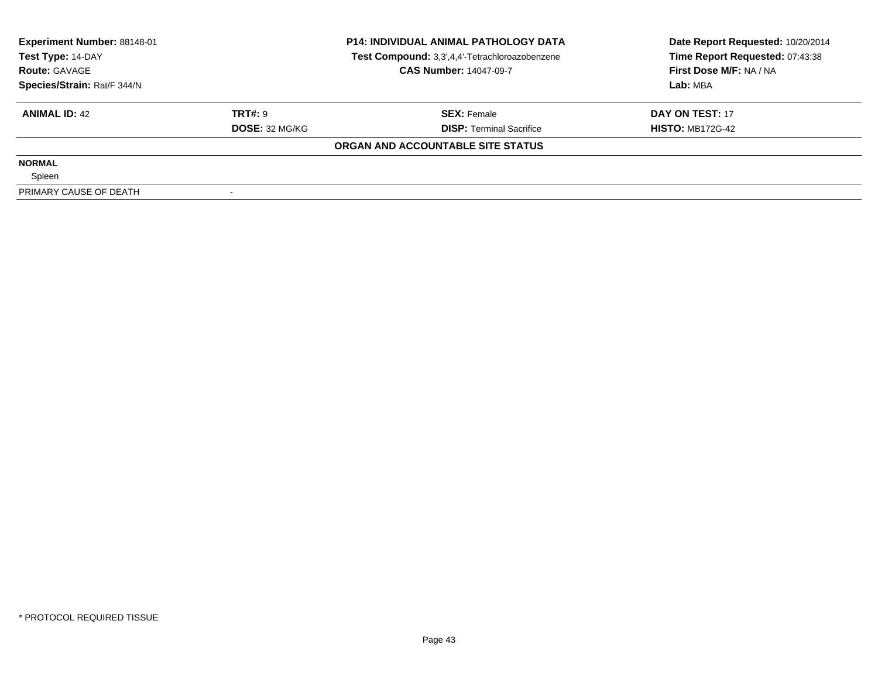| Experiment Number: 88148-01 | P14: INDIVIDUAL ANIMAL PATHOLOGY DATA | Date Report Requested: 10/20/2014 |
|---|---|---|
| Test Type: 14-DAY | Test Compound: 3,3',4,4'-Tetrachloroazobenzene | Time Report Requested: 07:43:38 |
| Route: GAVAGE | CAS Number: 14047-09-7 | First Dose M/F: NA / NA |
| Species/Strain: Rat/F 344/N | | Lab: MBA |

| **ANIMAL ID:** 42 | **TRT#:** 9 | **SEX:** Female | **DAY ON TEST:** 17 |
|---|---|---|---|
| | **DOSE:** 32 MG/KG | **DISP:** Terminal Sacrifice | **HISTO:** MB172G-42 |

**ORGAN AND ACCOUNTABLE SITE STATUS**

**NORMAL**

Spleen

| PRIMARY CAUSE OF DEATH | - |
|---|---|

* PROTOCOL REQUIRED TISSUE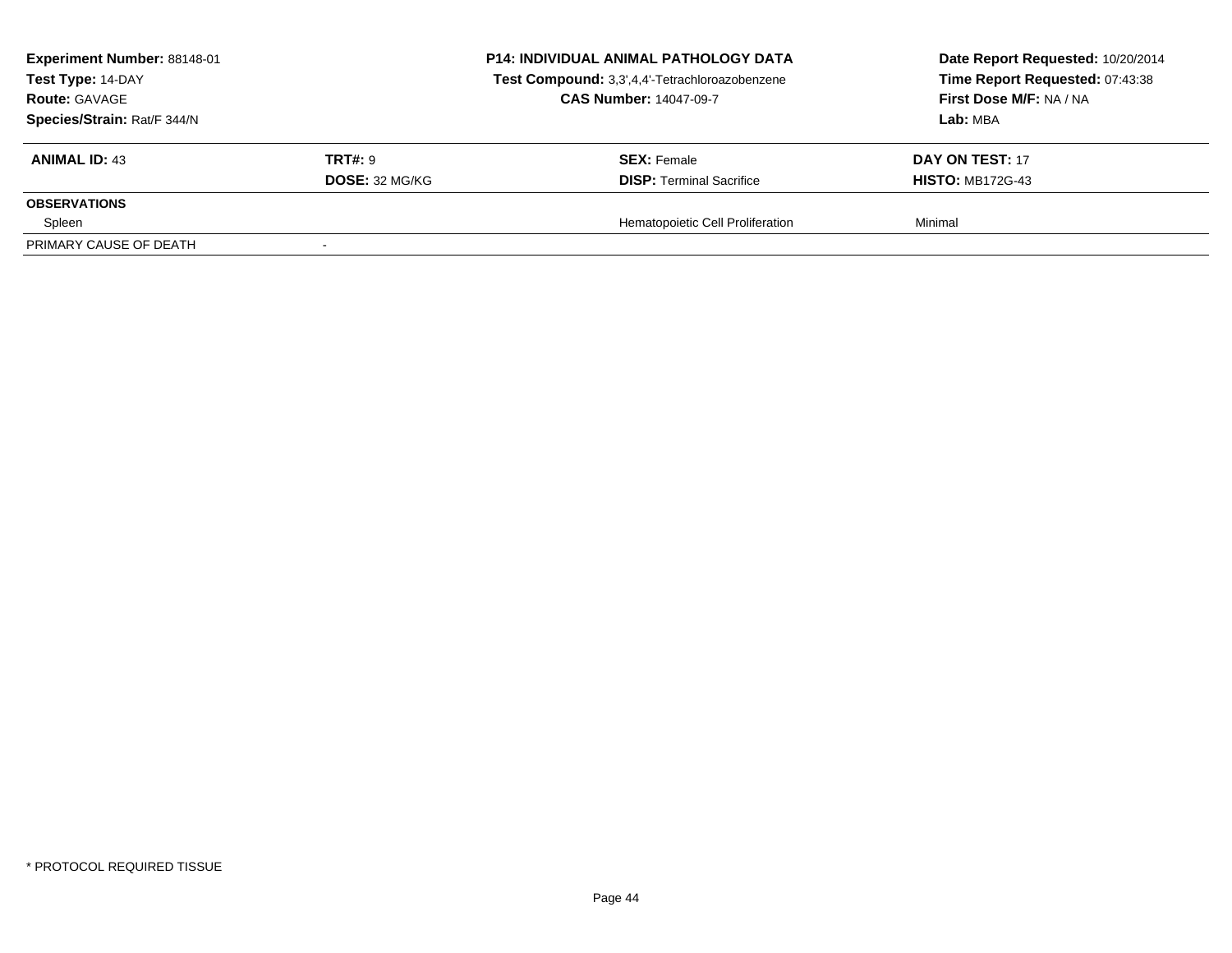**Experiment Number:** 88148-01
**Test Type:** 14-DAY
**Route:** GAVAGE
**Species/Strain:** Rat/F 344/N

**P14: INDIVIDUAL ANIMAL PATHOLOGY DATA**
**Test Compound:** 3,3',4,4'-Tetrachloroazobenzene
**CAS Number:** 14047-09-7

**Date Report Requested:** 10/20/2014
**Time Report Requested:** 07:43:38
**First Dose M/F:** NA / NA
**Lab:** MBA

| **ANIMAL ID:** 43 | **TRT#:** 9 | **SEX:** Female | **DAY ON TEST:** 17 |
|---|---|---|---|
| | **DOSE:** 32 MG/KG | **DISP:** Terminal Sacrifice | **HISTO:** MB172G-43 |
| **OBSERVATIONS** | | | |
| Spleen | | Hematopoietic Cell Proliferation | Minimal |
| PRIMARY CAUSE OF DEATH | - | | |

* PROTOCOL REQUIRED TISSUE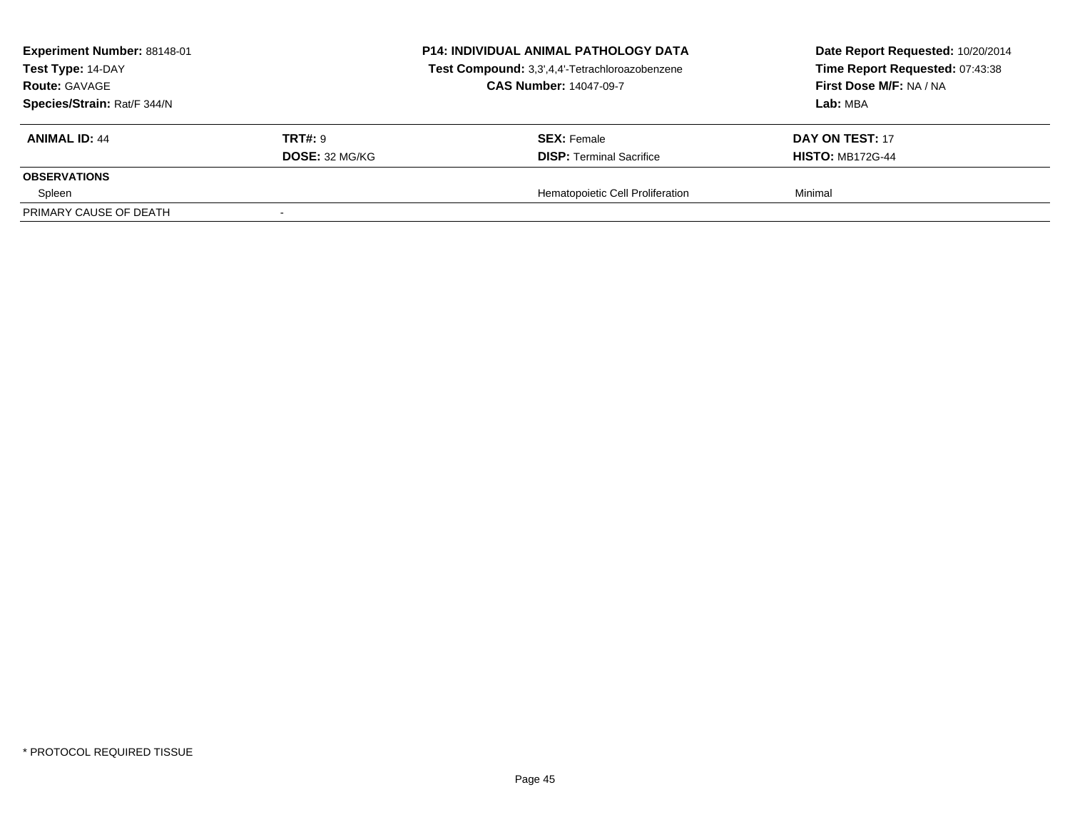**Experiment Number:** 88148-01
**Test Type:** 14-DAY
**Route:** GAVAGE
**Species/Strain:** Rat/F 344/N

**P14: INDIVIDUAL ANIMAL PATHOLOGY DATA**
**Test Compound:** 3,3',4,4'-Tetrachloroazobenzene
**CAS Number:** 14047-09-7

**Date Report Requested:** 10/20/2014
**Time Report Requested:** 07:43:38
**First Dose M/F:** NA / NA
**Lab:** MBA

| **ANIMAL ID:** 44 | **TRT#:** 9 | **SEX:** Female | **DAY ON TEST:** 17 |
|---|---|---|---|
| | **DOSE:** 32 MG/KG | **DISP:** Terminal Sacrifice | **HISTO:** MB172G-44 |
| **OBSERVATIONS** | | | |
| Spleen | | Hematopoietic Cell Proliferation | Minimal |
| PRIMARY CAUSE OF DEATH | - | | |

* PROTOCOL REQUIRED TISSUE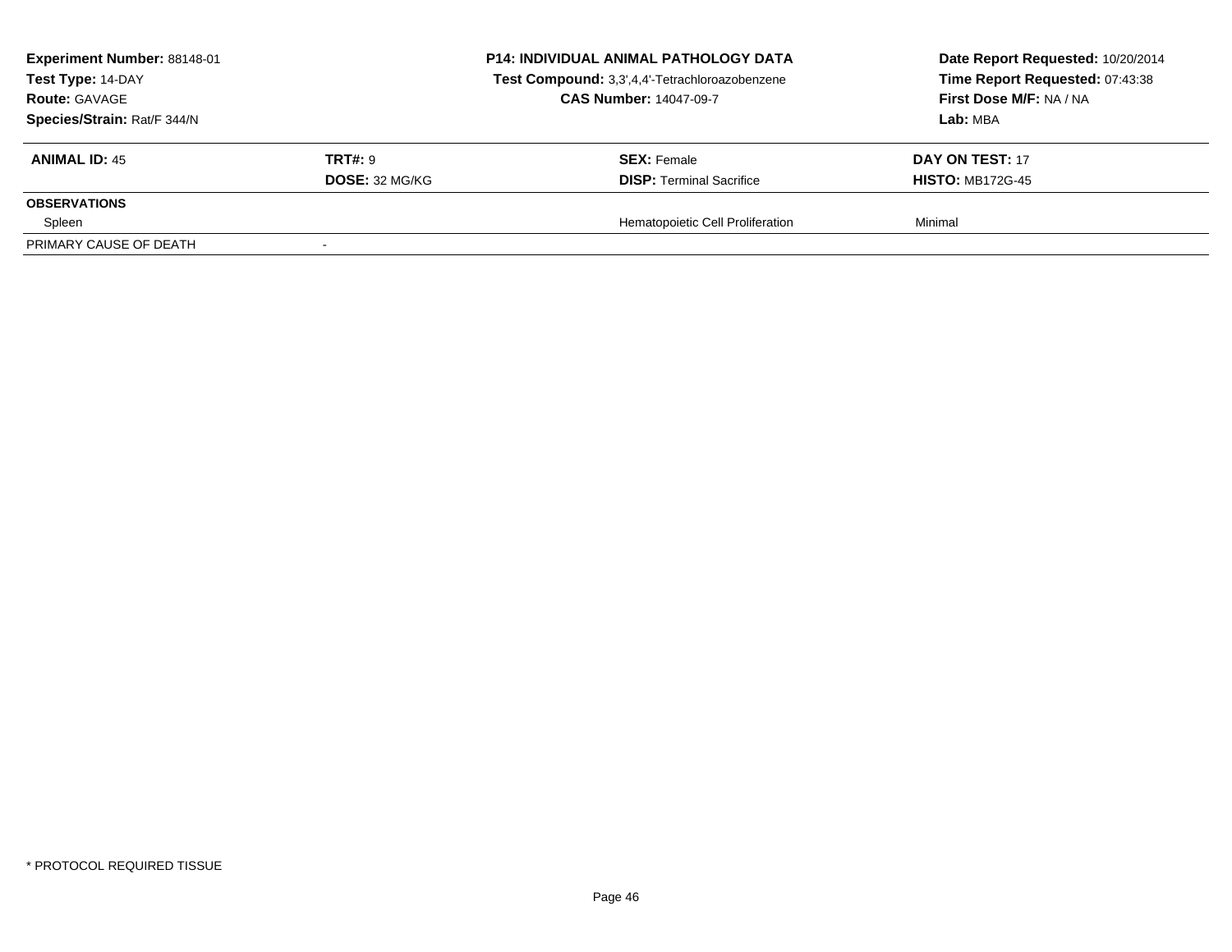**Experiment Number:** 88148-01
**Test Type:** 14-DAY
**Route:** GAVAGE
**Species/Strain:** Rat/F 344/N

**P14: INDIVIDUAL ANIMAL PATHOLOGY DATA**
**Test Compound:** 3,3',4,4'-Tetrachloroazobenzene
**CAS Number:** 14047-09-7

**Date Report Requested:** 10/20/2014
**Time Report Requested:** 07:43:38
**First Dose M/F:** NA / NA
**Lab:** MBA

| **ANIMAL ID:** 45 | **TRT#:** 9 | **SEX:** Female | **DAY ON TEST:** 17 |
|---|---|---|---|
| | **DOSE:** 32 MG/KG | **DISP:** Terminal Sacrifice | **HISTO:** MB172G-45 |
| **OBSERVATIONS** | | | |
| Spleen | | Hematopoietic Cell Proliferation | Minimal |
| PRIMARY CAUSE OF DEATH | - | | |

* PROTOCOL REQUIRED TISSUE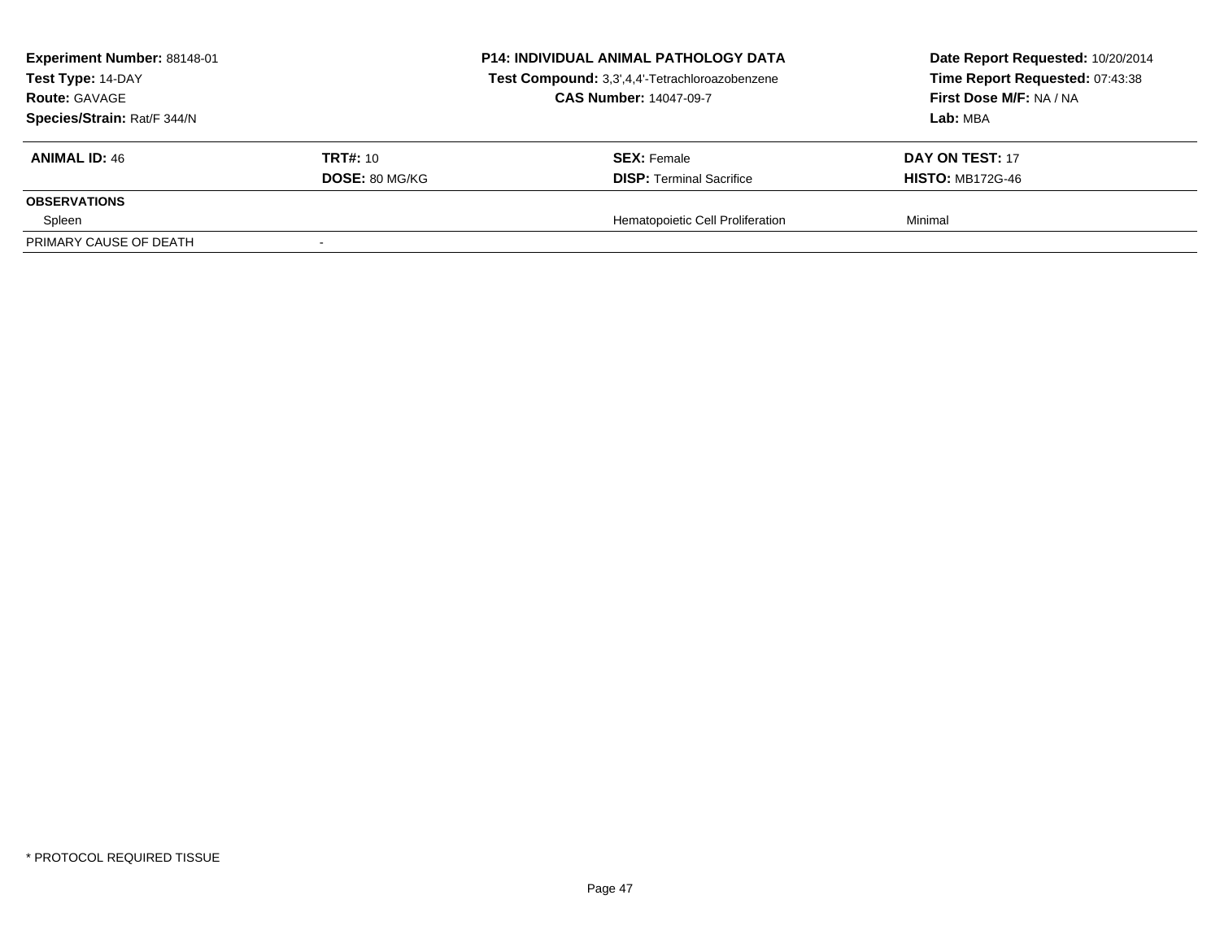**Experiment Number:** 88148-01
**Test Type:** 14-DAY
**Route:** GAVAGE
**Species/Strain:** Rat/F 344/N

**P14: INDIVIDUAL ANIMAL PATHOLOGY DATA**
**Test Compound:** 3,3',4,4'-Tetrachloroazobenzene
**CAS Number:** 14047-09-7

**Date Report Requested:** 10/20/2014
**Time Report Requested:** 07:43:38
**First Dose M/F:** NA / NA
**Lab:** MBA

| **ANIMAL ID:** 46 | **TRT#:** 10 | **SEX:** Female | **DAY ON TEST:** 17 |
|---|---|---|---|
| | **DOSE:** 80 MG/KG | **DISP:** Terminal Sacrifice | **HISTO:** MB172G-46 |
| **OBSERVATIONS** | | | |
| Spleen | | Hematopoietic Cell Proliferation | Minimal |
| PRIMARY CAUSE OF DEATH | - | | |

\* PROTOCOL REQUIRED TISSUE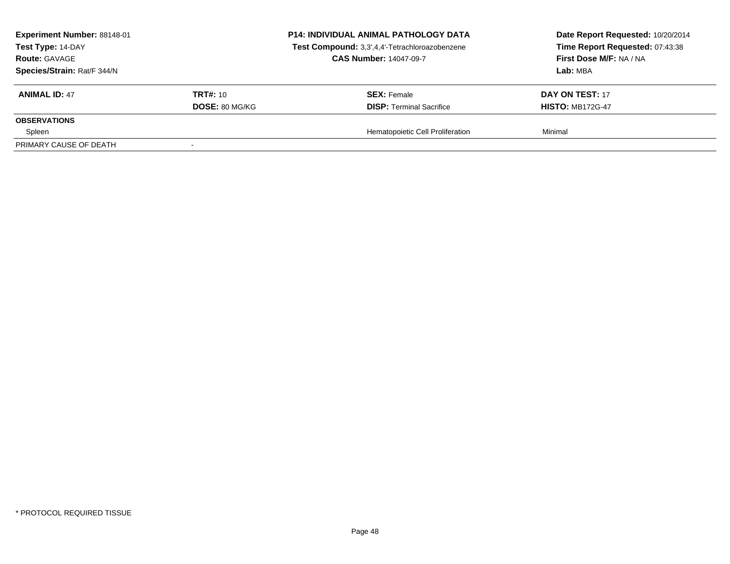**Experiment Number:** 88148-01
**Test Type:** 14-DAY
**Route:** GAVAGE
**Species/Strain:** Rat/F 344/N

**P14: INDIVIDUAL ANIMAL PATHOLOGY DATA**
**Test Compound:** 3,3',4,4'-Tetrachloroazobenzene
**CAS Number:** 14047-09-7

**Date Report Requested:** 10/20/2014
**Time Report Requested:** 07:43:38
**First Dose M/F:** NA / NA
**Lab:** MBA

| **ANIMAL ID:** 47 | **TRT#:** 10 | **SEX:** Female | **DAY ON TEST:** 17 |
|---|---|---|---|
| | **DOSE:** 80 MG/KG | **DISP:** Terminal Sacrifice | **HISTO:** MB172G-47 |
| **OBSERVATIONS** | | | |
| Spleen | | Hematopoietic Cell Proliferation | Minimal |
| PRIMARY CAUSE OF DEATH | - | | |

* PROTOCOL REQUIRED TISSUE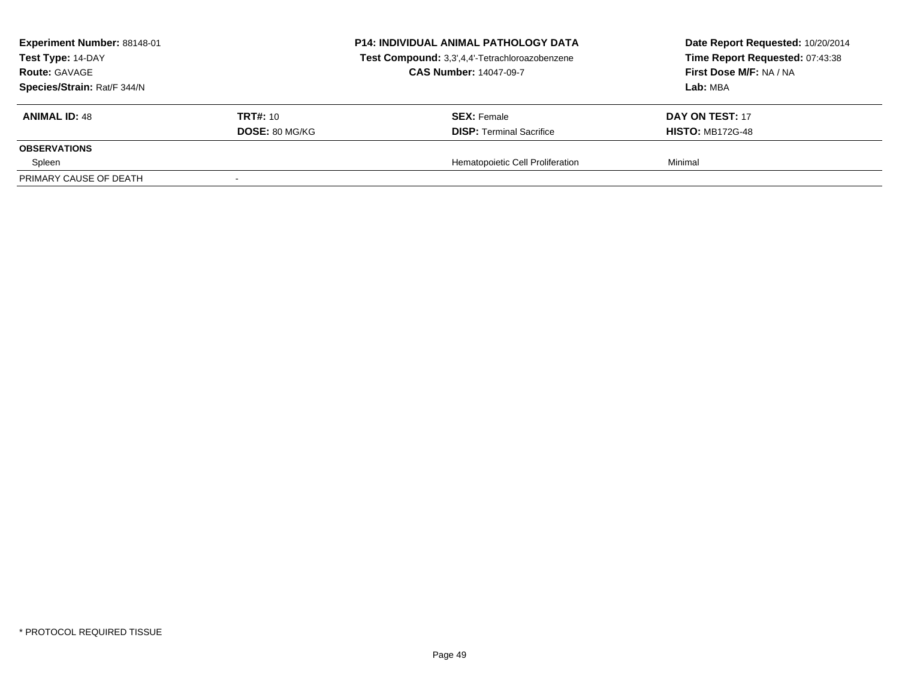**Experiment Number:** 88148-01
**Test Type:** 14-DAY
**Route:** GAVAGE
**Species/Strain:** Rat/F 344/N

**P14: INDIVIDUAL ANIMAL PATHOLOGY DATA**
**Test Compound:** 3,3',4,4'-Tetrachloroazobenzene
**CAS Number:** 14047-09-7

**Date Report Requested:** 10/20/2014
**Time Report Requested:** 07:43:38
**First Dose M/F:** NA / NA
**Lab:** MBA

| **ANIMAL ID:** 48 | **TRT#:** 10 | **SEX:** Female | **DAY ON TEST:** 17 |
|---|---|---|---|
| | **DOSE:** 80 MG/KG | **DISP:** Terminal Sacrifice | **HISTO:** MB172G-48 |
| **OBSERVATIONS** | | | |
| Spleen | | Hematopoietic Cell Proliferation | Minimal |
| PRIMARY CAUSE OF DEATH | - | | |

* PROTOCOL REQUIRED TISSUE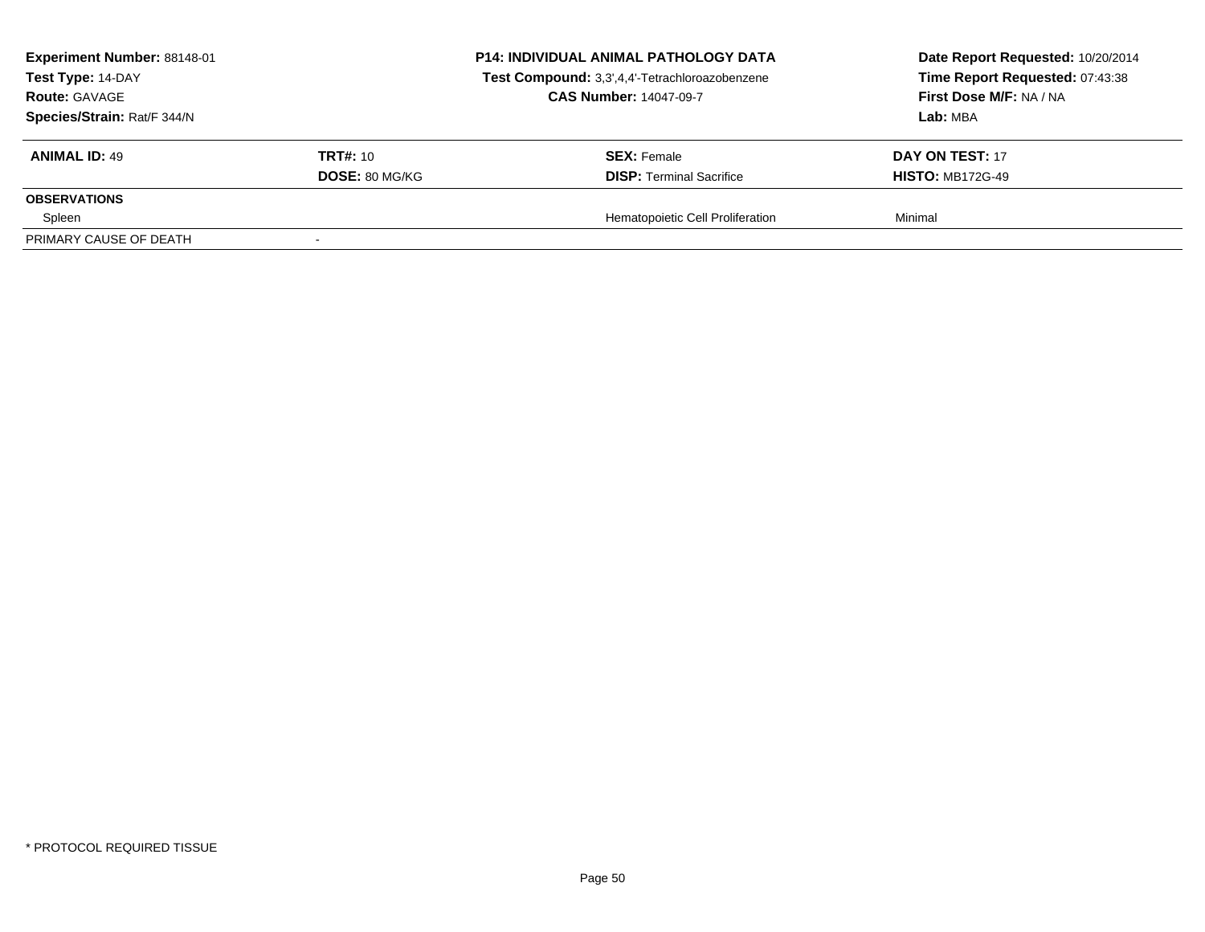**Experiment Number:** 88148-01
**Test Type:** 14-DAY
**Route:** GAVAGE
**Species/Strain:** Rat/F 344/N

**P14: INDIVIDUAL ANIMAL PATHOLOGY DATA**
**Test Compound:** 3,3',4,4'-Tetrachloroazobenzene
**CAS Number:** 14047-09-7

**Date Report Requested:** 10/20/2014
**Time Report Requested:** 07:43:38
**First Dose M/F:** NA / NA
**Lab:** MBA

| **ANIMAL ID:** 49 | **TRT#:** 10 | **SEX:** Female | **DAY ON TEST:** 17 |
|---|---|---|---|
| | **DOSE:** 80 MG/KG | **DISP:** Terminal Sacrifice | **HISTO:** MB172G-49 |
| **OBSERVATIONS** | | | |
| Spleen | | Hematopoietic Cell Proliferation | Minimal |
| PRIMARY CAUSE OF DEATH | - | | |

* PROTOCOL REQUIRED TISSUE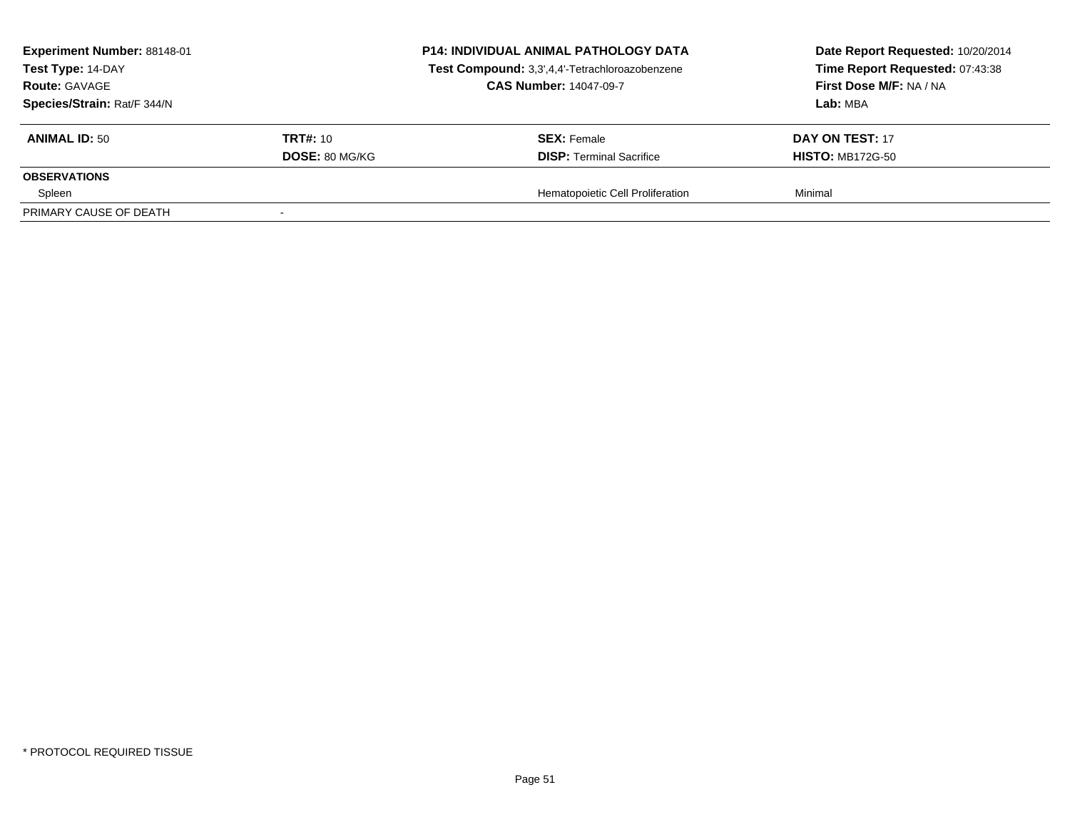**Experiment Number:** 88148-01
**Test Type:** 14-DAY
**Route:** GAVAGE
**Species/Strain:** Rat/F 344/N

**P14: INDIVIDUAL ANIMAL PATHOLOGY DATA**
**Test Compound:** 3,3',4,4'-Tetrachloroazobenzene
**CAS Number:** 14047-09-7

**Date Report Requested:** 10/20/2014
**Time Report Requested:** 07:43:38
**First Dose M/F:** NA / NA
**Lab:** MBA

| **ANIMAL ID:** 50 | **TRT#:** 10 | **SEX:** Female | **DAY ON TEST:** 17 |
|---|---|---|---|
| | **DOSE:** 80 MG/KG | **DISP:** Terminal Sacrifice | **HISTO:** MB172G-50 |
| **OBSERVATIONS** | | | |
| Spleen | | Hematopoietic Cell Proliferation | Minimal |
| PRIMARY CAUSE OF DEATH | - | | |

\* PROTOCOL REQUIRED TISSUE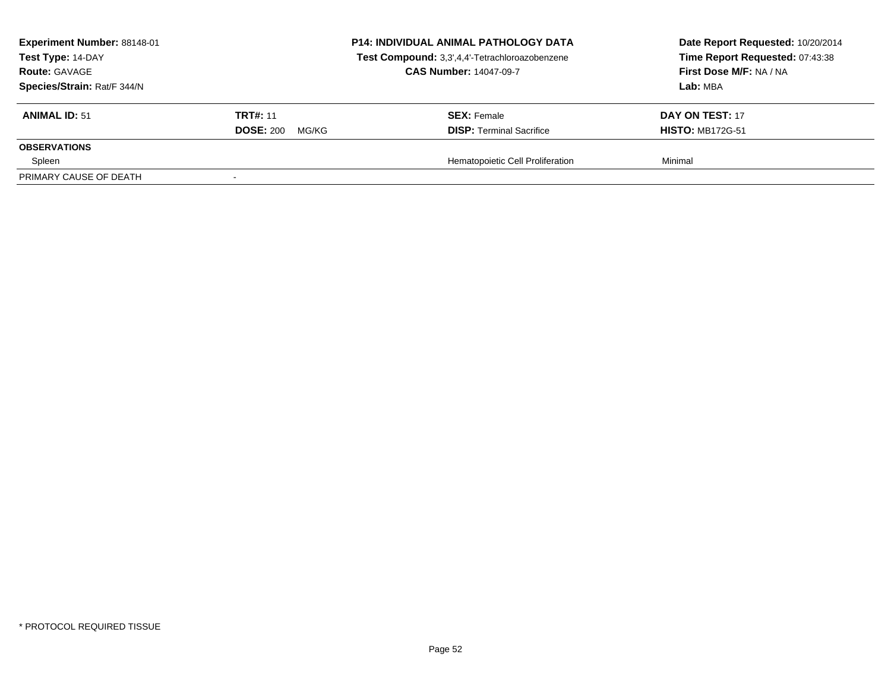**Experiment Number:** 88148-01
**Test Type:** 14-DAY
**Route:** GAVAGE
**Species/Strain:** Rat/F 344/N

**P14: INDIVIDUAL ANIMAL PATHOLOGY DATA**
**Test Compound:** 3,3',4,4'-Tetrachloroazobenzene
**CAS Number:** 14047-09-7

**Date Report Requested:** 10/20/2014
**Time Report Requested:** 07:43:38
**First Dose M/F:** NA / NA
**Lab:** MBA

| **ANIMAL ID:** 51 | **TRT#:** 11 | **SEX:** Female | **DAY ON TEST:** 17 |
|---|---|---|---|
| | **DOSE:** 200 MG/KG | **DISP:** Terminal Sacrifice | **HISTO:** MB172G-51 |
| **OBSERVATIONS** | | | |
| Spleen | | Hematopoietic Cell Proliferation | Minimal |
| PRIMARY CAUSE OF DEATH | - | | |

* PROTOCOL REQUIRED TISSUE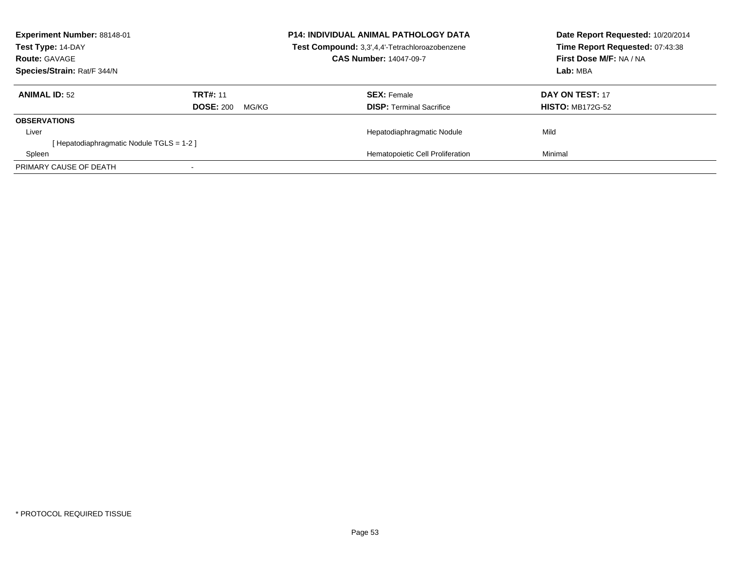**Experiment Number:** 88148-01
**Test Type:** 14-DAY
**Route:** GAVAGE
**Species/Strain:** Rat/F 344/N

**P14: INDIVIDUAL ANIMAL PATHOLOGY DATA**
**Test Compound:** 3,3',4,4'-Tetrachloroazobenzene
**CAS Number:** 14047-09-7

**Date Report Requested:** 10/20/2014
**Time Report Requested:** 07:43:38
**First Dose M/F:** NA / NA
**Lab:** MBA

| **ANIMAL ID:** 52 | **TRT#:** 11 | **SEX:** Female | **DAY ON TEST:** 17 |
|---|---|---|---|
| | **DOSE:** 200 MG/KG | **DISP:** Terminal Sacrifice | **HISTO:** MB172G-52 |
| **OBSERVATIONS** | | | |
| Liver | | Hepatodiaphragmatic Nodule | Mild |
| [ Hepatodiaphragmatic Nodule TGLS = 1-2 ] | | | |
| Spleen | | Hematopoietic Cell Proliferation | Minimal |
| PRIMARY CAUSE OF DEATH | - | | |

* PROTOCOL REQUIRED TISSUE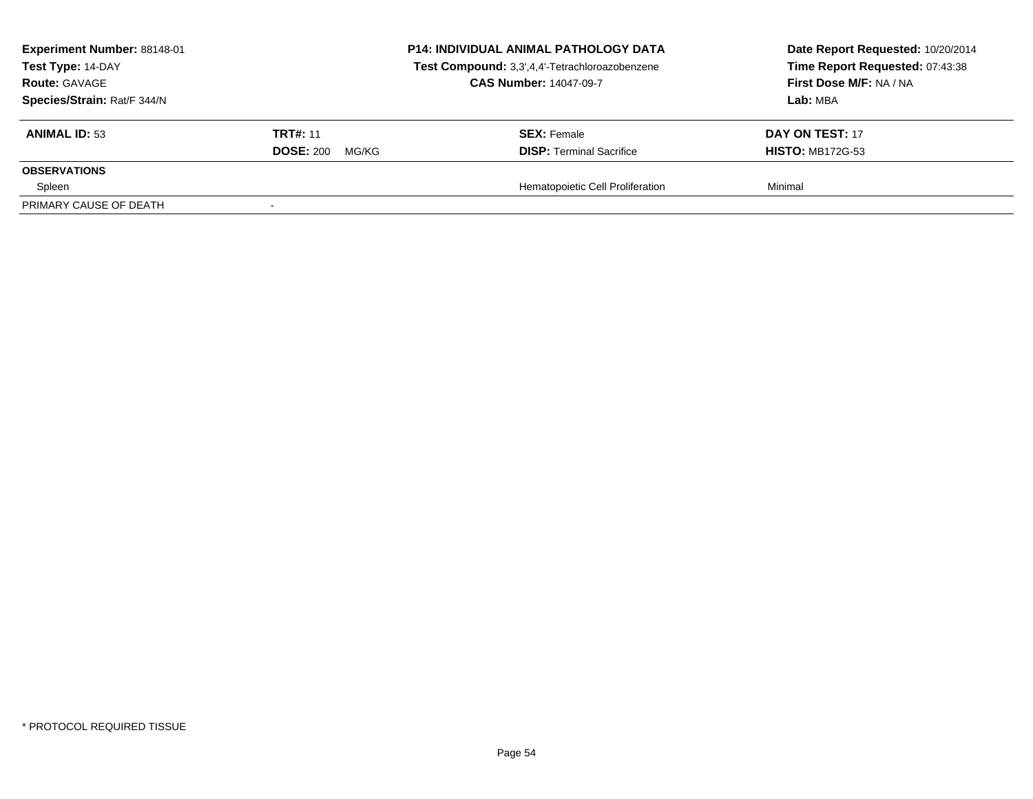**Experiment Number:** 88148-01
**Test Type:** 14-DAY
**Route:** GAVAGE
**Species/Strain:** Rat/F 344/N

**P14: INDIVIDUAL ANIMAL PATHOLOGY DATA**
**Test Compound:** 3,3',4,4'-Tetrachloroazobenzene
**CAS Number:** 14047-09-7

**Date Report Requested:** 10/20/2014
**Time Report Requested:** 07:43:38
**First Dose M/F:** NA / NA
**Lab:** MBA

| **ANIMAL ID:** 53 | **TRT#:** 11 | **SEX:** Female | **DAY ON TEST:** 17 |
|---|---|---|---|
| | **DOSE:** 200 MG/KG | **DISP:** Terminal Sacrifice | **HISTO:** MB172G-53 |
| **OBSERVATIONS** | | | |
| Spleen | | Hematopoietic Cell Proliferation | Minimal |
| PRIMARY CAUSE OF DEATH | - | | |

\* PROTOCOL REQUIRED TISSUE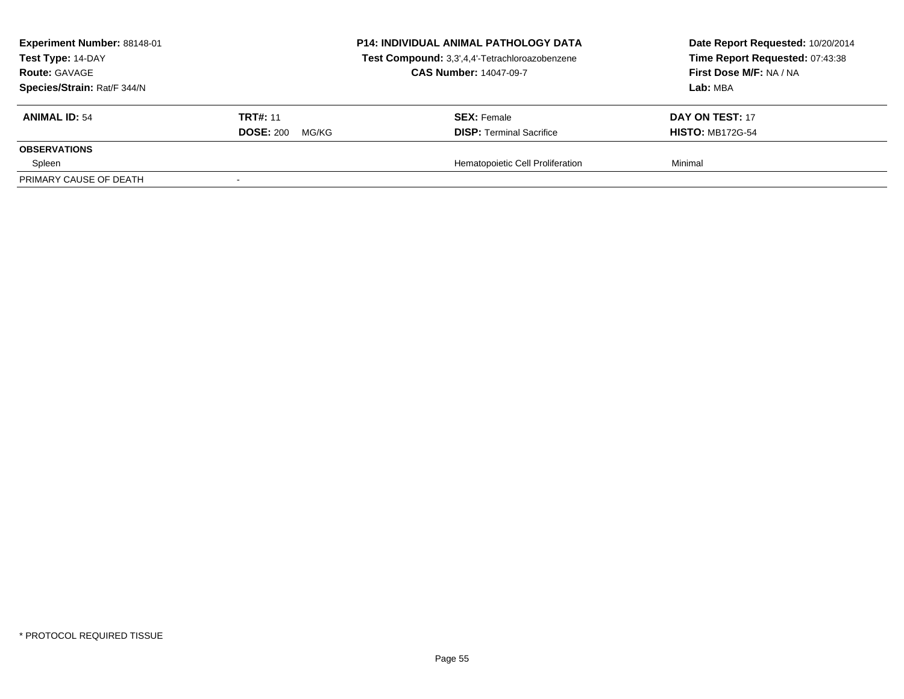**Experiment Number:** 88148-01
**Test Type:** 14-DAY
**Route:** GAVAGE
**Species/Strain:** Rat/F 344/N

**P14: INDIVIDUAL ANIMAL PATHOLOGY DATA**
**Test Compound:** 3,3',4,4'-Tetrachloroazobenzene
**CAS Number:** 14047-09-7

**Date Report Requested:** 10/20/2014
**Time Report Requested:** 07:43:38
**First Dose M/F:** NA / NA
**Lab:** MBA

| **ANIMAL ID:** 54 | **TRT#:** 11 | **SEX:** Female | **DAY ON TEST:** 17 |
|---|---|---|---|
| | **DOSE:** 200 MG/KG | **DISP:** Terminal Sacrifice | **HISTO:** MB172G-54 |
| **OBSERVATIONS** | | | |
| Spleen | | Hematopoietic Cell Proliferation | Minimal |
| PRIMARY CAUSE OF DEATH | - | | |

* PROTOCOL REQUIRED TISSUE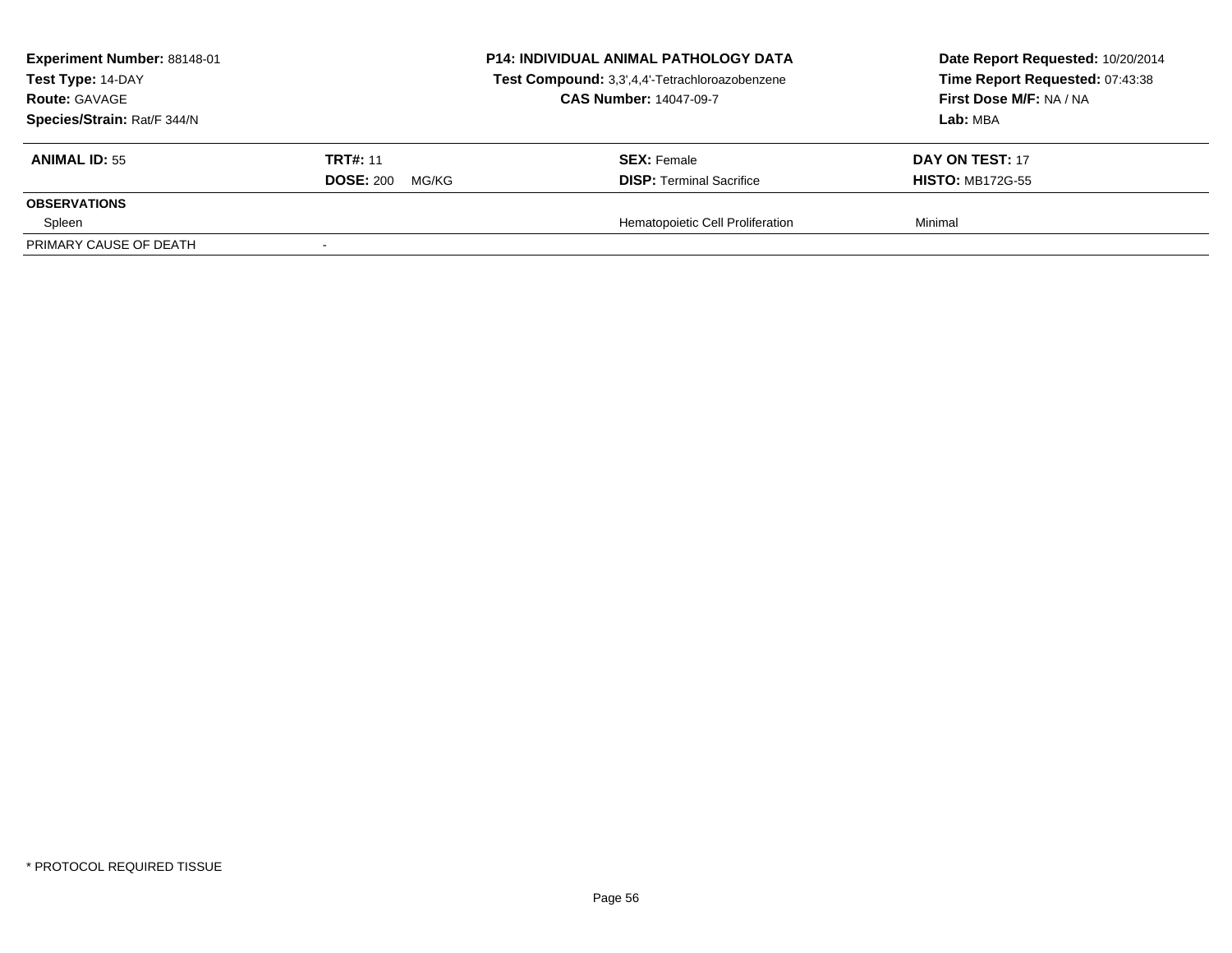**Experiment Number:** 88148-01
**Test Type:** 14-DAY
**Route:** GAVAGE
**Species/Strain:** Rat/F 344/N

**P14: INDIVIDUAL ANIMAL PATHOLOGY DATA**
**Test Compound:** 3,3',4,4'-Tetrachloroazobenzene
**CAS Number:** 14047-09-7

**Date Report Requested:** 10/20/2014
**Time Report Requested:** 07:43:38
**First Dose M/F:** NA / NA
**Lab:** MBA

| **ANIMAL ID:** 55 | **TRT#:** 11 | **SEX:** Female | **DAY ON TEST:** 17 |
|---|---|---|---|
| | **DOSE:** 200 MG/KG | **DISP:** Terminal Sacrifice | **HISTO:** MB172G-55 |
| **OBSERVATIONS** | | | |
| Spleen | | Hematopoietic Cell Proliferation | Minimal |
| PRIMARY CAUSE OF DEATH | - | | |

\* PROTOCOL REQUIRED TISSUE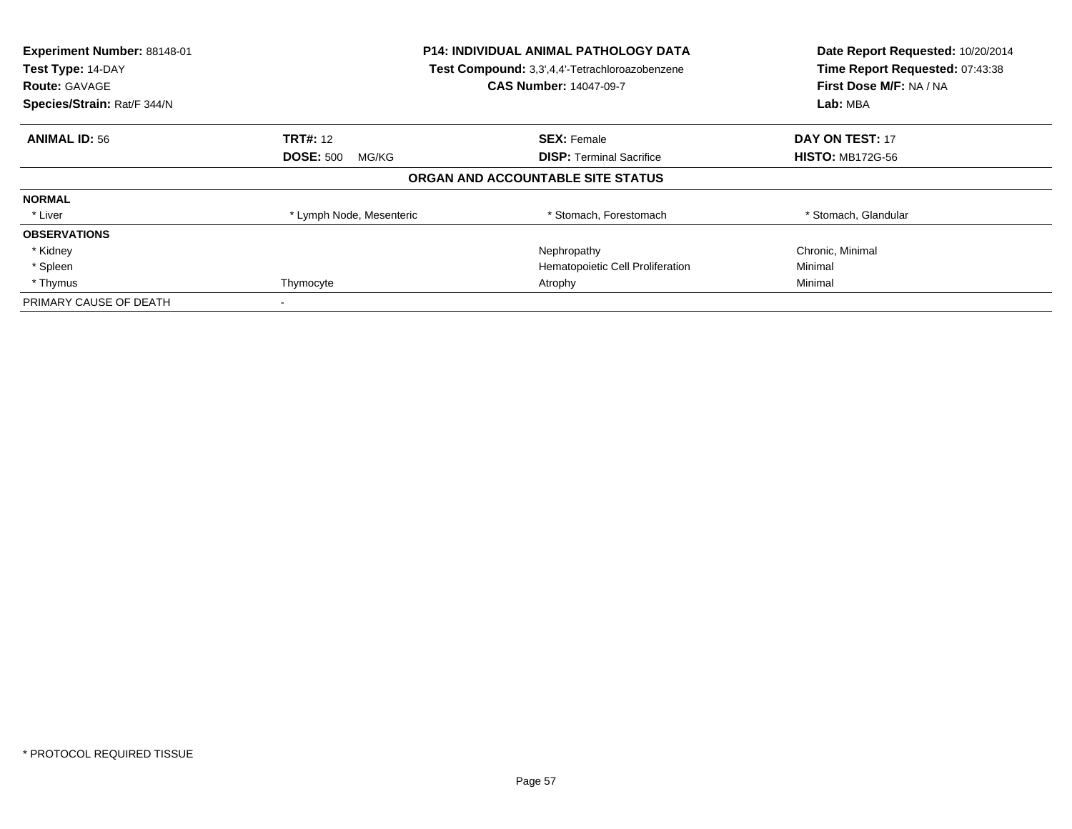**Experiment Number:** 88148-01
**Test Type:** 14-DAY
**Route:** GAVAGE
**Species/Strain:** Rat/F 344/N

**P14: INDIVIDUAL ANIMAL PATHOLOGY DATA**
**Test Compound:** 3,3',4,4'-Tetrachloroazobenzene
**CAS Number:** 14047-09-7

**Date Report Requested:** 10/20/2014
**Time Report Requested:** 07:43:38
**First Dose M/F:** NA / NA
**Lab:** MBA

| **ANIMAL ID:** 56 | **TRT#:** 12 | **SEX:** Female | **DAY ON TEST:** 17 |
|---|---|---|---|
| | **DOSE:** 500 MG/KG | **DISP:** Terminal Sacrifice | **HISTO:** MB172G-56 |

**ORGAN AND ACCOUNTABLE SITE STATUS**

| | | | |
|---|---|---|---|
| **NORMAL** | | | |
| * Liver | * Lymph Node, Mesenteric | * Stomach, Forestomach | * Stomach, Glandular |
| **OBSERVATIONS** | | | |
| * Kidney | | Nephropathy | Chronic, Minimal |
| * Spleen | | Hematopoietic Cell Proliferation | Minimal |
| * Thymus | Thymocyte | Atrophy | Minimal |
| PRIMARY CAUSE OF DEATH | - | | |

* PROTOCOL REQUIRED TISSUE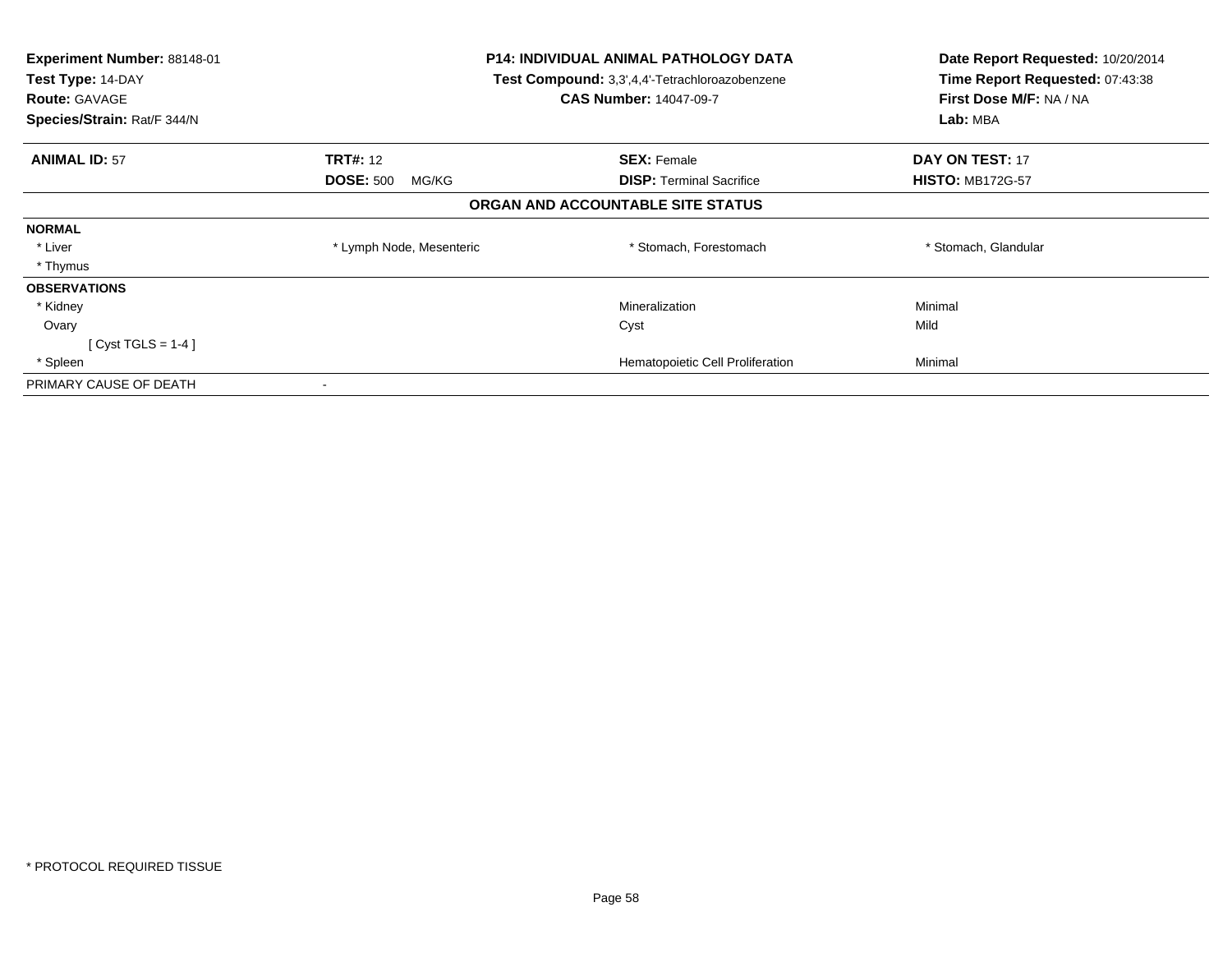**Experiment Number:** 88148-01
**Test Type:** 14-DAY
**Route:** GAVAGE
**Species/Strain:** Rat/F 344/N

**P14: INDIVIDUAL ANIMAL PATHOLOGY DATA**
**Test Compound:** 3,3',4,4'-Tetrachloroazobenzene
**CAS Number:** 14047-09-7

**Date Report Requested:** 10/20/2014
**Time Report Requested:** 07:43:38
**First Dose M/F:** NA / NA
**Lab:** MBA

| **ANIMAL ID:** 57 | **TRT#:** 12 | **SEX:** Female | **DAY ON TEST:** 17 |
|---|---|---|---|
| | **DOSE:** 500 MG/KG | **DISP:** Terminal Sacrifice | **HISTO:** MB172G-57 |

**ORGAN AND ACCOUNTABLE SITE STATUS**

| | | | |
|---|---|---|---|
| **NORMAL** | | | |
| * Liver | * Lymph Node, Mesenteric | * Stomach, Forestomach | * Stomach, Glandular |
| * Thymus | | | |
| **OBSERVATIONS** | | | |
| * Kidney | | Mineralization | Minimal |
| Ovary | | Cyst | Mild |
| [ Cyst TGLS = 1-4 ] | | | |
| * Spleen | | Hematopoietic Cell Proliferation | Minimal |
| PRIMARY CAUSE OF DEATH | - | | |

* PROTOCOL REQUIRED TISSUE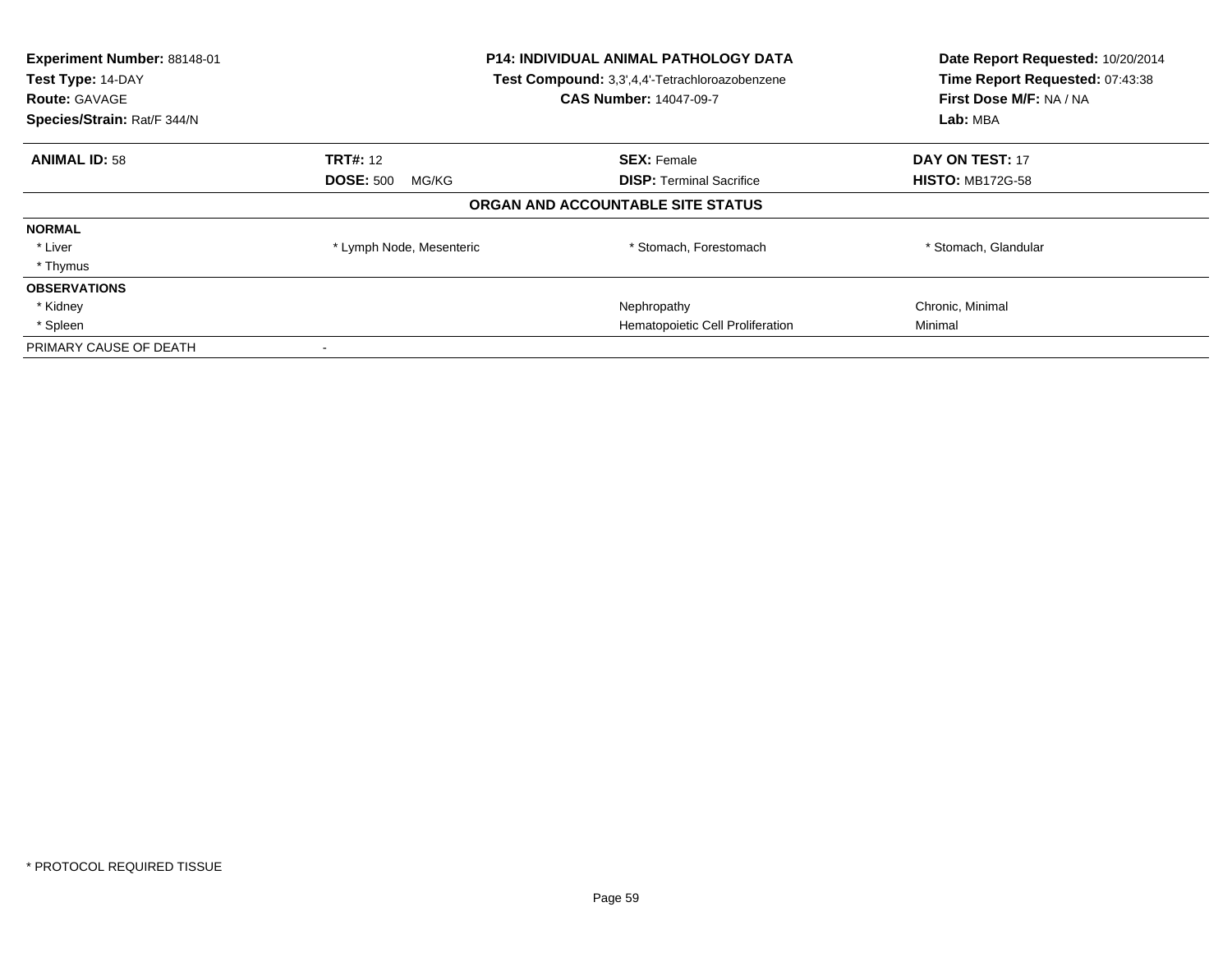| **Experiment Number:** 88148-01 | **P14: INDIVIDUAL ANIMAL PATHOLOGY DATA** | **Date Report Requested:** 10/20/2014 |
|---|---|---|
| **Test Type:** 14-DAY | **Test Compound:** 3,3',4,4'-Tetrachloroazobenzene | **Time Report Requested:** 07:43:38 |
| **Route:** GAVAGE | **CAS Number:** 14047-09-7 | **First Dose M/F:** NA / NA |
| **Species/Strain:** Rat/F 344/N | | **Lab:** MBA |

| **ANIMAL ID:** 58 | **TRT#:** 12 | **SEX:** Female | **DAY ON TEST:** 17 |
|---|---|---|---|
| | **DOSE:** 500 MG/KG | **DISP:** Terminal Sacrifice | **HISTO:** MB172G-58 |

**ORGAN AND ACCOUNTABLE SITE STATUS**

| | | | |
|---|---|---|---|
| **NORMAL** | | | |
| * Liver | * Lymph Node, Mesenteric | * Stomach, Forestomach | * Stomach, Glandular |
| * Thymus | | | |
| **OBSERVATIONS** | | | |
| * Kidney | | Nephropathy | Chronic, Minimal |
| * Spleen | | Hematopoietic Cell Proliferation | Minimal |
| PRIMARY CAUSE OF DEATH | - | | |

* PROTOCOL REQUIRED TISSUE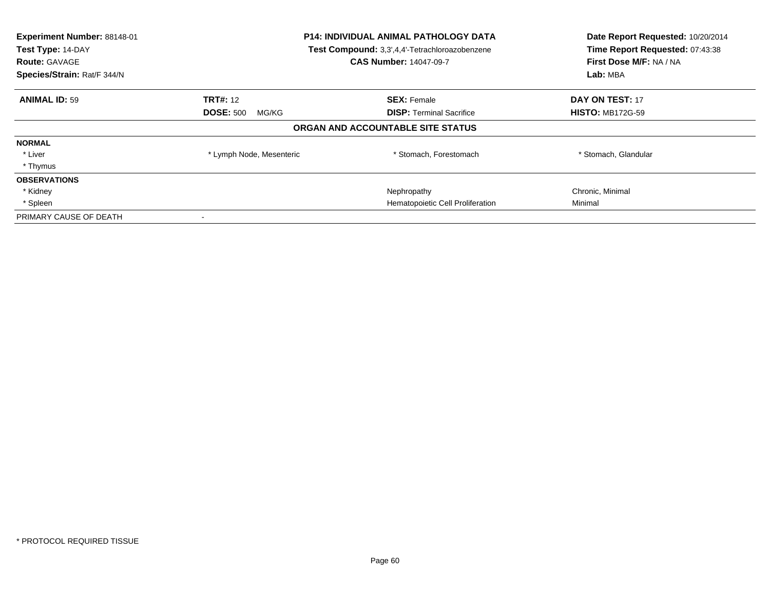**Experiment Number:** 88148-01
**Test Type:** 14-DAY
**Route:** GAVAGE
**Species/Strain:** Rat/F 344/N

**P14: INDIVIDUAL ANIMAL PATHOLOGY DATA**
**Test Compound:** 3,3',4,4'-Tetrachloroazobenzene
**CAS Number:** 14047-09-7

**Date Report Requested:** 10/20/2014
**Time Report Requested:** 07:43:38
**First Dose M/F:** NA / NA
**Lab:** MBA

| **ANIMAL ID:** 59 | **TRT#:** 12 | **SEX:** Female | **DAY ON TEST:** 17 |
|---|---|---|---|
| | **DOSE:** 500 MG/KG | **DISP:** Terminal Sacrifice | **HISTO:** MB172G-59 |

**ORGAN AND ACCOUNTABLE SITE STATUS**

| | | | |
|---|---|---|---|
| **NORMAL** | | | |
| * Liver | * Lymph Node, Mesenteric | * Stomach, Forestomach | * Stomach, Glandular |
| * Thymus | | | |
| **OBSERVATIONS** | | | |
| * Kidney | | Nephropathy | Chronic, Minimal |
| * Spleen | | Hematopoietic Cell Proliferation | Minimal |
| PRIMARY CAUSE OF DEATH | - | | |

* PROTOCOL REQUIRED TISSUE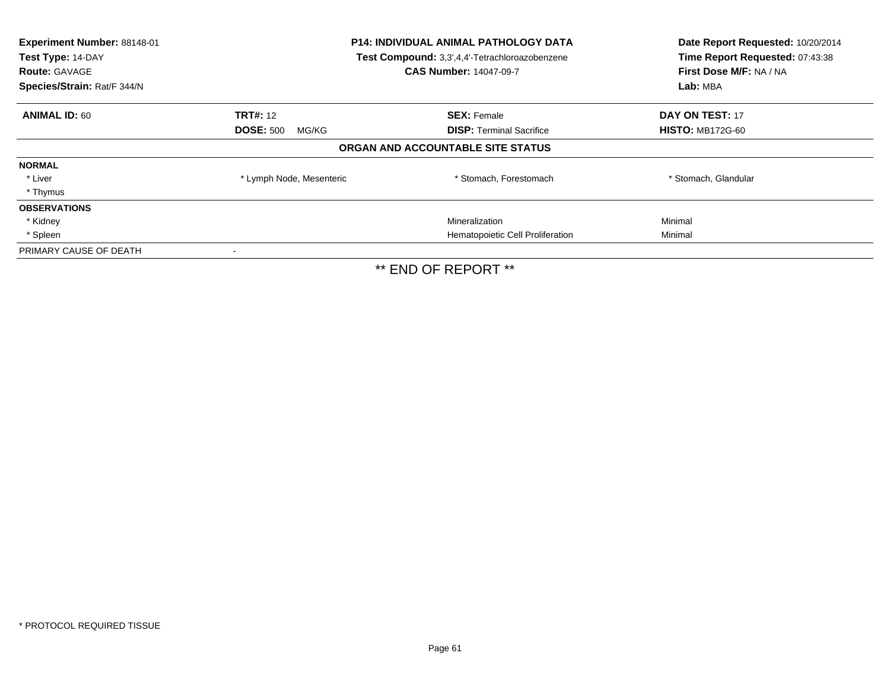**Experiment Number:** 88148-01
**Test Type:** 14-DAY
**Route:** GAVAGE
**Species/Strain:** Rat/F 344/N

**P14: INDIVIDUAL ANIMAL PATHOLOGY DATA**
**Test Compound:** 3,3',4,4'-Tetrachloroazobenzene
**CAS Number:** 14047-09-7

**Date Report Requested:** 10/20/2014
**Time Report Requested:** 07:43:38
**First Dose M/F:** NA / NA
**Lab:** MBA

| | | | |
|---|---|---|---|
| **ANIMAL ID:** 60 | **TRT#:** 12 | **SEX:** Female | **DAY ON TEST:** 17 |
| | **DOSE:** 500 MG/KG | **DISP:** Terminal Sacrifice | **HISTO:** MB172G-60 |

**ORGAN AND ACCOUNTABLE SITE STATUS**

| | | | |
|---|---|---|---|
| **NORMAL** | | | |
| * Liver | * Lymph Node, Mesenteric | * Stomach, Forestomach | * Stomach, Glandular |
| * Thymus | | | |
| **OBSERVATIONS** | | | |
| * Kidney | | Mineralization | Minimal |
| * Spleen | | Hematopoietic Cell Proliferation | Minimal |
| PRIMARY CAUSE OF DEATH | - | | |

** END OF REPORT **

* PROTOCOL REQUIRED TISSUE